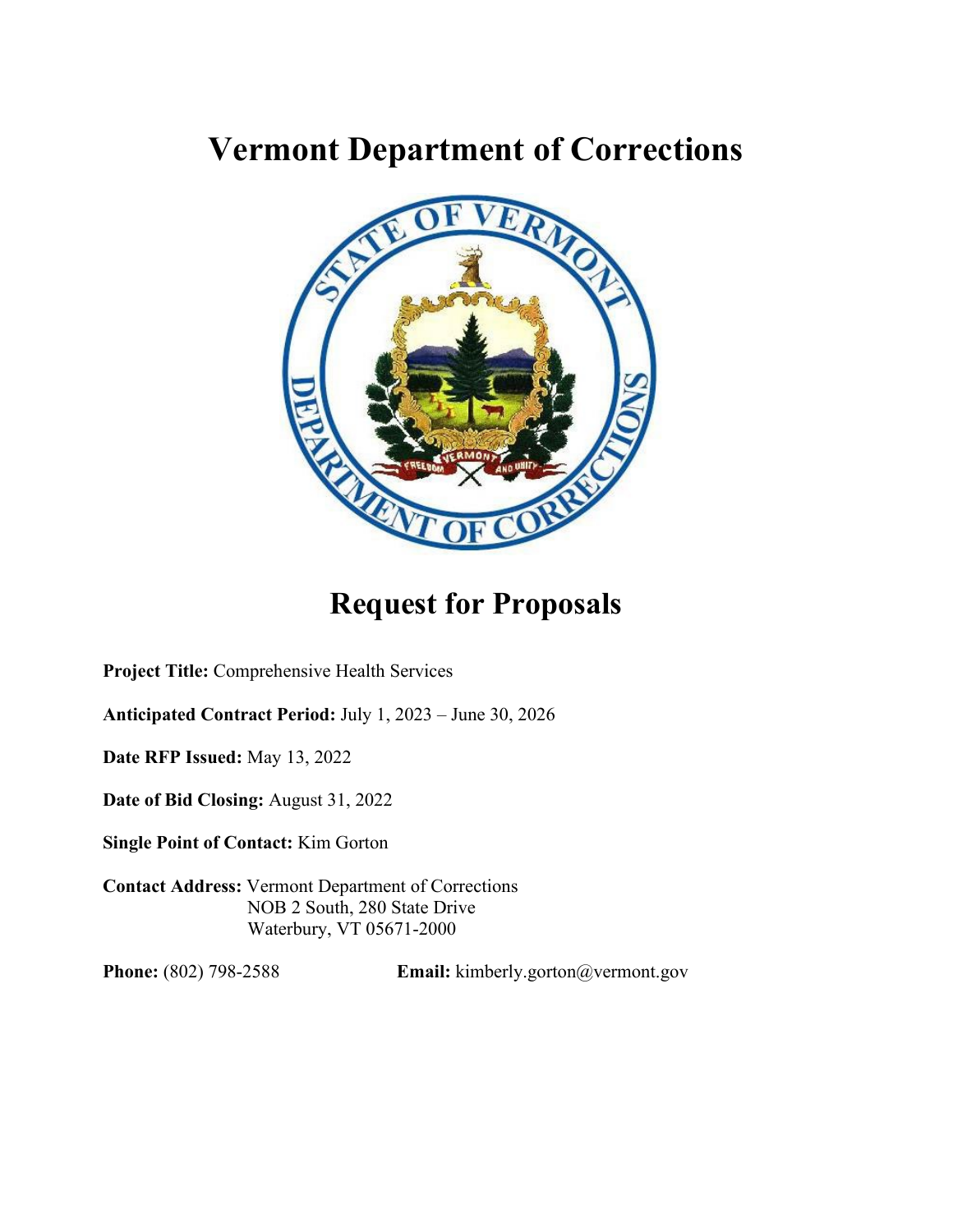# Vermont Department of Corrections

# Request for Proposals

**Project Title:** Comprehensive Health Services

**Anticipated Contract Period:** July 1, 2023 – June 30, 2026

**Date RFP Issued:** May 13, 2022

**Date of Bid Closing:** August 31, 2022

**Single Point of Contact:** Kim Gorton

**Contact Address:** Vermont Department of Corrections
NOB 2 South, 280 State Drive
Waterbury, VT 05671-2000

**Phone:** (802) 798-2588 **Email:** kimberly.gorton@vermont.gov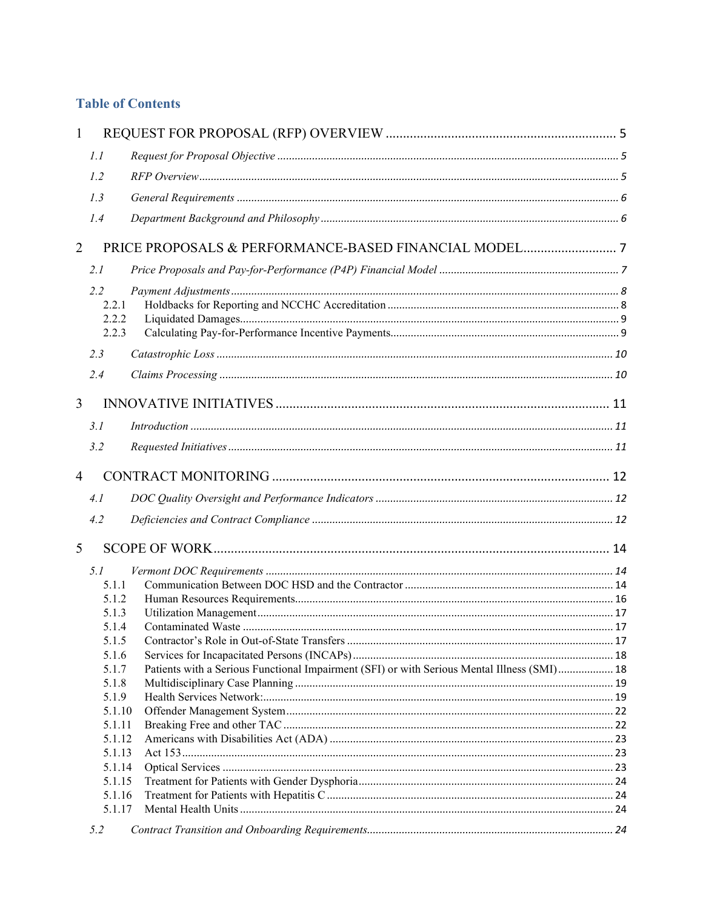## Table of Contents

| | | |
|---|---|---|
| 1 | REQUEST FOR PROPOSAL (RFP) OVERVIEW | 5 |
| *1.1* | *Request for Proposal Objective* | *5* |
| *1.2* | *RFP Overview* | *5* |
| *1.3* | *General Requirements* | *6* |
| *1.4* | *Department Background and Philosophy* | *6* |
| 2 | PRICE PROPOSALS & PERFORMANCE-BASED FINANCIAL MODEL | 7 |
| *2.1* | *Price Proposals and Pay-for-Performance (P4P) Financial Model* | *7* |
| *2.2* | *Payment Adjustments* | *8* |
| 2.2.1 | Holdbacks for Reporting and NCCHC Accreditation | 8 |
| 2.2.2 | Liquidated Damages | 9 |
| 2.2.3 | Calculating Pay-for-Performance Incentive Payments | 9 |
| *2.3* | *Catastrophic Loss* | *10* |
| *2.4* | *Claims Processing* | *10* |
| 3 | INNOVATIVE INITIATIVES | 11 |
| *3.1* | *Introduction* | *11* |
| *3.2* | *Requested Initiatives* | *11* |
| 4 | CONTRACT MONITORING | 12 |
| *4.1* | *DOC Quality Oversight and Performance Indicators* | *12* |
| *4.2* | *Deficiencies and Contract Compliance* | *12* |
| 5 | SCOPE OF WORK | 14 |
| *5.1* | *Vermont DOC Requirements* | *14* |
| 5.1.1 | Communication Between DOC HSD and the Contractor | 14 |
| 5.1.2 | Human Resources Requirements | 16 |
| 5.1.3 | Utilization Management | 17 |
| 5.1.4 | Contaminated Waste | 17 |
| 5.1.5 | Contractor's Role in Out-of-State Transfers | 17 |
| 5.1.6 | Services for Incapacitated Persons (INCAPs) | 18 |
| 5.1.7 | Patients with a Serious Functional Impairment (SFI) or with Serious Mental Illness (SMI) | 18 |
| 5.1.8 | Multidisciplinary Case Planning | 19 |
| 5.1.9 | Health Services Network: | 19 |
| 5.1.10 | Offender Management System | 22 |
| 5.1.11 | Breaking Free and other TAC | 22 |
| 5.1.12 | Americans with Disabilities Act (ADA) | 23 |
| 5.1.13 | Act 153 | 23 |
| 5.1.14 | Optical Services | 23 |
| 5.1.15 | Treatment for Patients with Gender Dysphoria | 24 |
| 5.1.16 | Treatment for Patients with Hepatitis C | 24 |
| 5.1.17 | Mental Health Units | 24 |
| *5.2* | *Contract Transition and Onboarding Requirements* | *24* |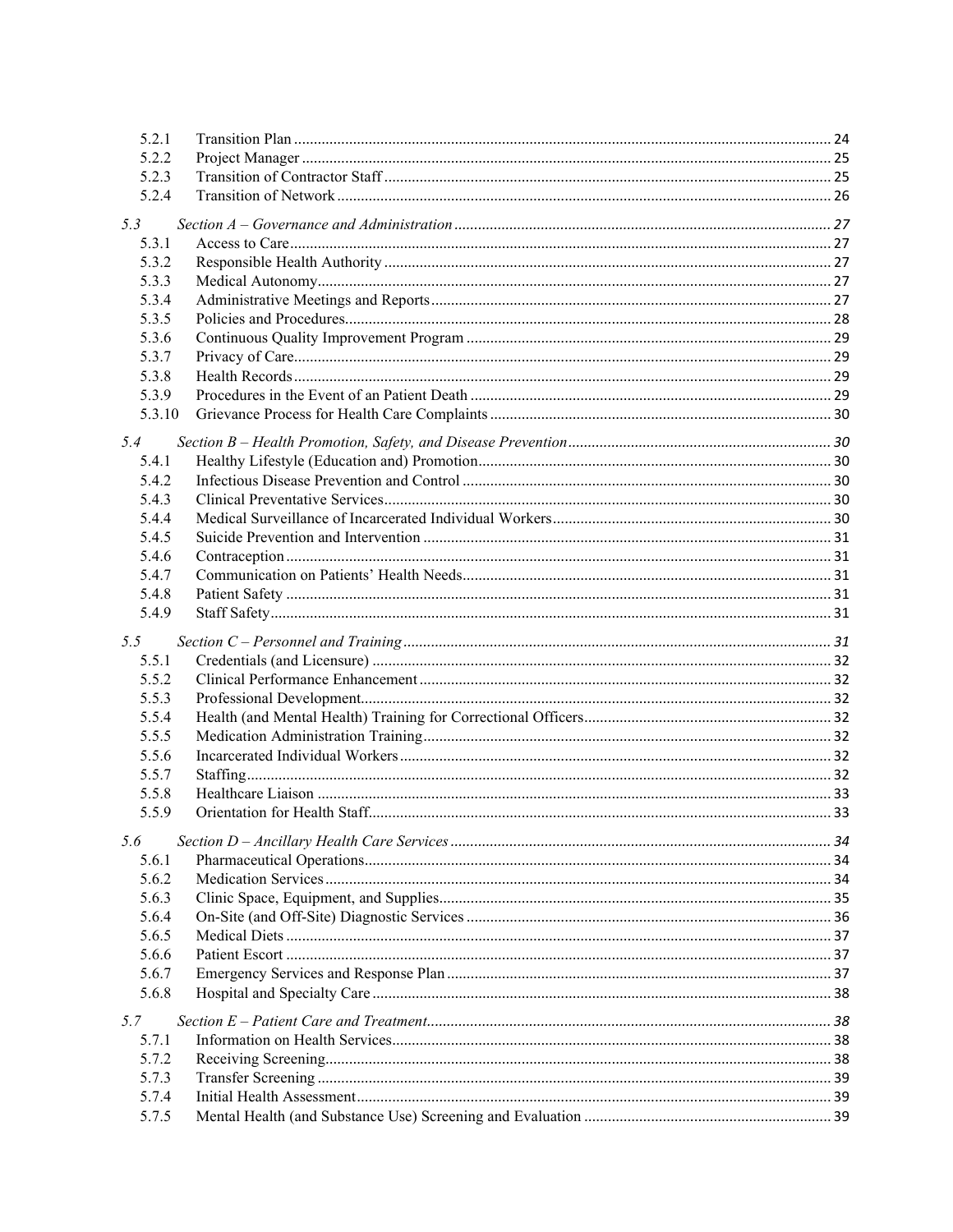| | | |
|---|---|---|
| 5.2.1 | Transition Plan | 24 |
| 5.2.2 | Project Manager | 25 |
| 5.2.3 | Transition of Contractor Staff | 25 |
| 5.2.4 | Transition of Network | 26 |
| *5.3* | *Section A – Governance and Administration* | *27* |
| 5.3.1 | Access to Care | 27 |
| 5.3.2 | Responsible Health Authority | 27 |
| 5.3.3 | Medical Autonomy | 27 |
| 5.3.4 | Administrative Meetings and Reports | 27 |
| 5.3.5 | Policies and Procedures | 28 |
| 5.3.6 | Continuous Quality Improvement Program | 29 |
| 5.3.7 | Privacy of Care | 29 |
| 5.3.8 | Health Records | 29 |
| 5.3.9 | Procedures in the Event of an Patient Death | 29 |
| 5.3.10 | Grievance Process for Health Care Complaints | 30 |
| *5.4* | *Section B – Health Promotion, Safety, and Disease Prevention* | *30* |
| 5.4.1 | Healthy Lifestyle (Education and) Promotion | 30 |
| 5.4.2 | Infectious Disease Prevention and Control | 30 |
| 5.4.3 | Clinical Preventative Services | 30 |
| 5.4.4 | Medical Surveillance of Incarcerated Individual Workers | 30 |
| 5.4.5 | Suicide Prevention and Intervention | 31 |
| 5.4.6 | Contraception | 31 |
| 5.4.7 | Communication on Patients' Health Needs | 31 |
| 5.4.8 | Patient Safety | 31 |
| 5.4.9 | Staff Safety | 31 |
| *5.5* | *Section C – Personnel and Training* | *31* |
| 5.5.1 | Credentials (and Licensure) | 32 |
| 5.5.2 | Clinical Performance Enhancement | 32 |
| 5.5.3 | Professional Development | 32 |
| 5.5.4 | Health (and Mental Health) Training for Correctional Officers | 32 |
| 5.5.5 | Medication Administration Training | 32 |
| 5.5.6 | Incarcerated Individual Workers | 32 |
| 5.5.7 | Staffing | 32 |
| 5.5.8 | Healthcare Liaison | 33 |
| 5.5.9 | Orientation for Health Staff | 33 |
| *5.6* | *Section D – Ancillary Health Care Services* | *34* |
| 5.6.1 | Pharmaceutical Operations | 34 |
| 5.6.2 | Medication Services | 34 |
| 5.6.3 | Clinic Space, Equipment, and Supplies | 35 |
| 5.6.4 | On-Site (and Off-Site) Diagnostic Services | 36 |
| 5.6.5 | Medical Diets | 37 |
| 5.6.6 | Patient Escort | 37 |
| 5.6.7 | Emergency Services and Response Plan | 37 |
| 5.6.8 | Hospital and Specialty Care | 38 |
| *5.7* | *Section E – Patient Care and Treatment* | *38* |
| 5.7.1 | Information on Health Services | 38 |
| 5.7.2 | Receiving Screening | 38 |
| 5.7.3 | Transfer Screening | 39 |
| 5.7.4 | Initial Health Assessment | 39 |
| 5.7.5 | Mental Health (and Substance Use) Screening and Evaluation | 39 |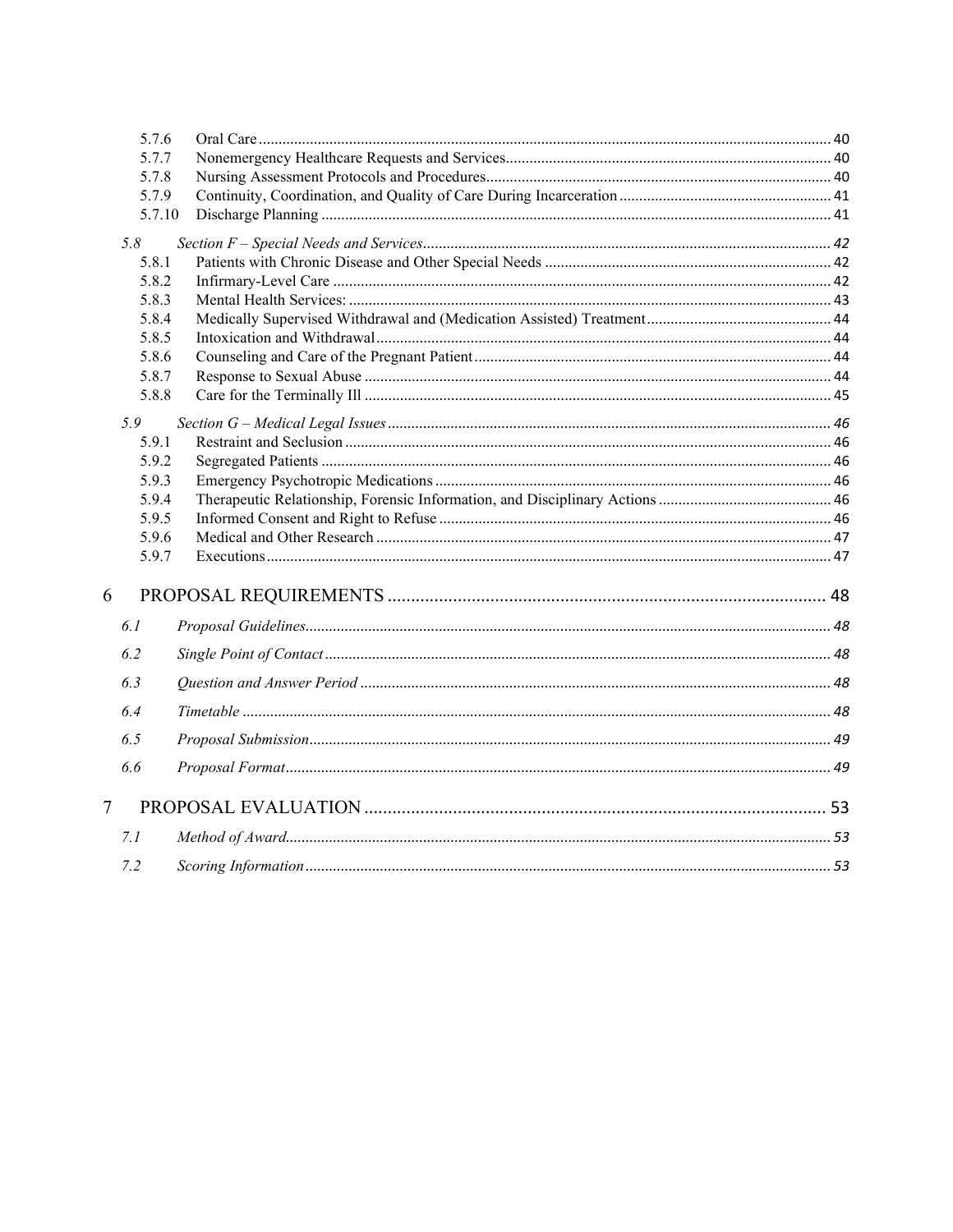5.7.6 Oral Care ........................................................................................................................................ 40
5.7.7 Nonemergency Healthcare Requests and Services.................................................................................. 40
5.7.8 Nursing Assessment Protocols and Procedures....................................................................................... 40
5.7.9 Continuity, Coordination, and Quality of Care During Incarceration ..................................................... 41
5.7.10 Discharge Planning ................................................................................................................................ 41

*5.8 Section F – Special Needs and Services....................................................................................................... 42*

5.8.1 Patients with Chronic Disease and Other Special Needs ........................................................................ 42
5.8.2 Infirmary-Level Care ............................................................................................................................. 42
5.8.3 Mental Health Services: ......................................................................................................................... 43
5.8.4 Medically Supervised Withdrawal and (Medication Assisted) Treatment.............................................. 44
5.8.5 Intoxication and Withdrawal.................................................................................................................. 44
5.8.6 Counseling and Care of the Pregnant Patient......................................................................................... 44
5.8.7 Response to Sexual Abuse ..................................................................................................................... 44
5.8.8 Care for the Terminally Ill ..................................................................................................................... 45

*5.9 Section G – Medical Legal Issues ................................................................................................................ 46*

5.9.1 Restraint and Seclusion .......................................................................................................................... 46
5.9.2 Segregated Patients ................................................................................................................................ 46
5.9.3 Emergency Psychotropic Medications ................................................................................................... 46
5.9.4 Therapeutic Relationship, Forensic Information, and Disciplinary Actions ........................................... 46
5.9.5 Informed Consent and Right to Refuse .................................................................................................. 46
5.9.6 Medical and Other Research .................................................................................................................. 47
5.9.7 Executions.............................................................................................................................................. 47

6 PROPOSAL REQUIREMENTS ............................................................................................. 48

*6.1 Proposal Guidelines..................................................................................................................................... 48*

*6.2 Single Point of Contact ................................................................................................................................ 48*

*6.3 Question and Answer Period ....................................................................................................................... 48*

*6.4 Timetable ..................................................................................................................................................... 48*

*6.5 Proposal Submission.................................................................................................................................... 49*

*6.6 Proposal Format........................................................................................................................................... 49*

7 PROPOSAL EVALUATION .................................................................................................. 53

*7.1 Method of Award.......................................................................................................................................... 53*

*7.2 Scoring Information ..................................................................................................................................... 53*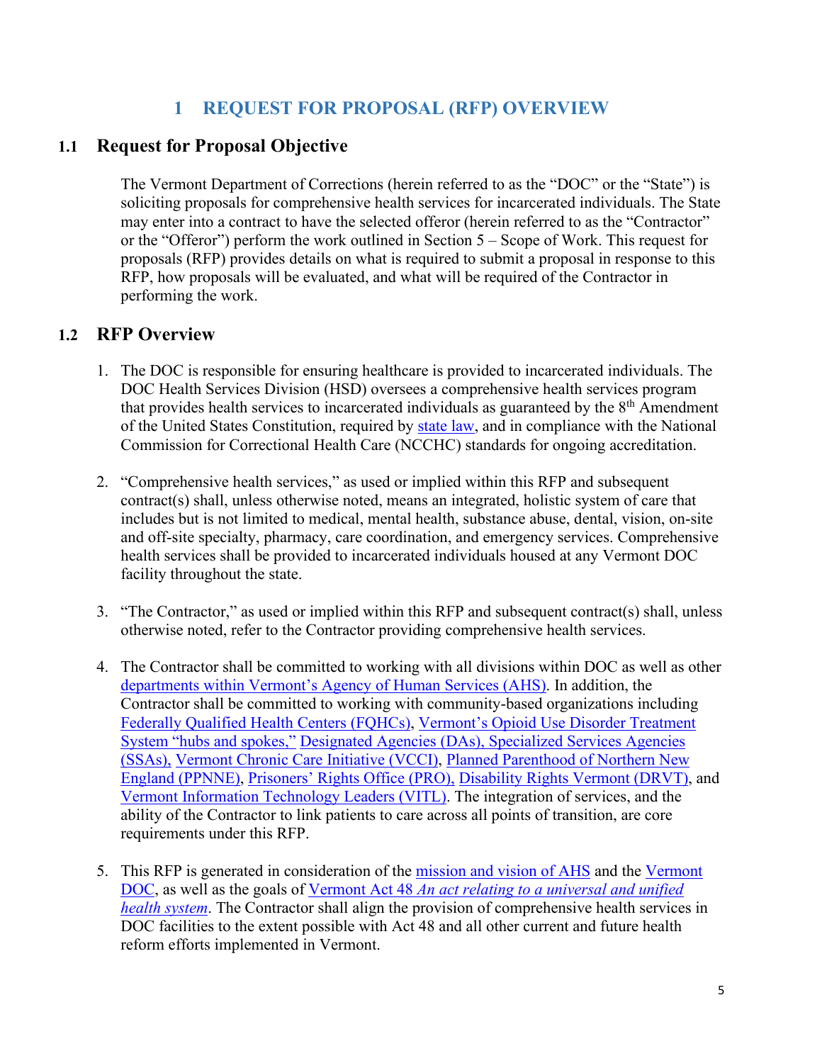# 1 REQUEST FOR PROPOSAL (RFP) OVERVIEW

## 1.1 Request for Proposal Objective

The Vermont Department of Corrections (herein referred to as the "DOC" or the "State") is soliciting proposals for comprehensive health services for incarcerated individuals. The State may enter into a contract to have the selected offeror (herein referred to as the "Contractor" or the "Offeror") perform the work outlined in Section 5 – Scope of Work. This request for proposals (RFP) provides details on what is required to submit a proposal in response to this RFP, how proposals will be evaluated, and what will be required of the Contractor in performing the work.

## 1.2 RFP Overview

1. The DOC is responsible for ensuring healthcare is provided to incarcerated individuals. The DOC Health Services Division (HSD) oversees a comprehensive health services program that provides health services to incarcerated individuals as guaranteed by the 8th Amendment of the United States Constitution, required by state law, and in compliance with the National Commission for Correctional Health Care (NCCHC) standards for ongoing accreditation.

2. "Comprehensive health services," as used or implied within this RFP and subsequent contract(s) shall, unless otherwise noted, means an integrated, holistic system of care that includes but is not limited to medical, mental health, substance abuse, dental, vision, on-site and off-site specialty, pharmacy, care coordination, and emergency services. Comprehensive health services shall be provided to incarcerated individuals housed at any Vermont DOC facility throughout the state.

3. "The Contractor," as used or implied within this RFP and subsequent contract(s) shall, unless otherwise noted, refer to the Contractor providing comprehensive health services.

4. The Contractor shall be committed to working with all divisions within DOC as well as other departments within Vermont's Agency of Human Services (AHS). In addition, the Contractor shall be committed to working with community-based organizations including Federally Qualified Health Centers (FQHCs), Vermont's Opioid Use Disorder Treatment System "hubs and spokes," Designated Agencies (DAs), Specialized Services Agencies (SSAs), Vermont Chronic Care Initiative (VCCI), Planned Parenthood of Northern New England (PPNNE), Prisoners' Rights Office (PRO), Disability Rights Vermont (DRVT), and Vermont Information Technology Leaders (VITL). The integration of services, and the ability of the Contractor to link patients to care across all points of transition, are core requirements under this RFP.

5. This RFP is generated in consideration of the mission and vision of AHS and the Vermont DOC, as well as the goals of Vermont Act 48 *An act relating to a universal and unified health system*. The Contractor shall align the provision of comprehensive health services in DOC facilities to the extent possible with Act 48 and all other current and future health reform efforts implemented in Vermont.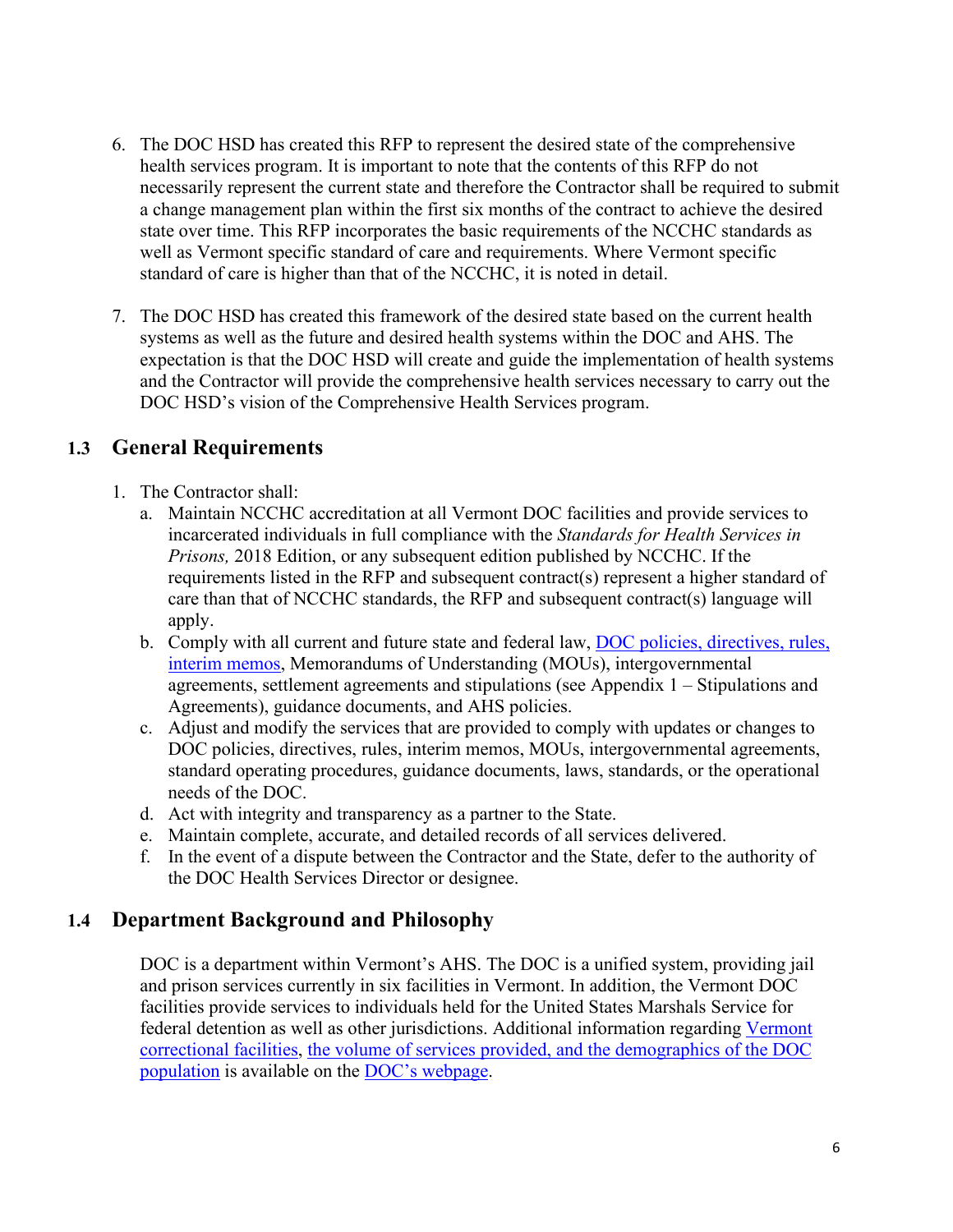6. The DOC HSD has created this RFP to represent the desired state of the comprehensive health services program. It is important to note that the contents of this RFP do not necessarily represent the current state and therefore the Contractor shall be required to submit a change management plan within the first six months of the contract to achieve the desired state over time. This RFP incorporates the basic requirements of the NCCHC standards as well as Vermont specific standard of care and requirements. Where Vermont specific standard of care is higher than that of the NCCHC, it is noted in detail.

7. The DOC HSD has created this framework of the desired state based on the current health systems as well as the future and desired health systems within the DOC and AHS. The expectation is that the DOC HSD will create and guide the implementation of health systems and the Contractor will provide the comprehensive health services necessary to carry out the DOC HSD's vision of the Comprehensive Health Services program.

## 1.3 General Requirements

1. The Contractor shall:
   a. Maintain NCCHC accreditation at all Vermont DOC facilities and provide services to incarcerated individuals in full compliance with the *Standards for Health Services in Prisons,* 2018 Edition, or any subsequent edition published by NCCHC. If the requirements listed in the RFP and subsequent contract(s) represent a higher standard of care than that of NCCHC standards, the RFP and subsequent contract(s) language will apply.
   b. Comply with all current and future state and federal law, DOC policies, directives, rules, interim memos, Memorandums of Understanding (MOUs), intergovernmental agreements, settlement agreements and stipulations (see Appendix 1 – Stipulations and Agreements), guidance documents, and AHS policies.
   c. Adjust and modify the services that are provided to comply with updates or changes to DOC policies, directives, rules, interim memos, MOUs, intergovernmental agreements, standard operating procedures, guidance documents, laws, standards, or the operational needs of the DOC.
   d. Act with integrity and transparency as a partner to the State.
   e. Maintain complete, accurate, and detailed records of all services delivered.
   f. In the event of a dispute between the Contractor and the State, defer to the authority of the DOC Health Services Director or designee.

## 1.4 Department Background and Philosophy

DOC is a department within Vermont's AHS. The DOC is a unified system, providing jail and prison services currently in six facilities in Vermont. In addition, the Vermont DOC facilities provide services to individuals held for the United States Marshals Service for federal detention as well as other jurisdictions. Additional information regarding Vermont correctional facilities, the volume of services provided, and the demographics of the DOC population is available on the DOC's webpage.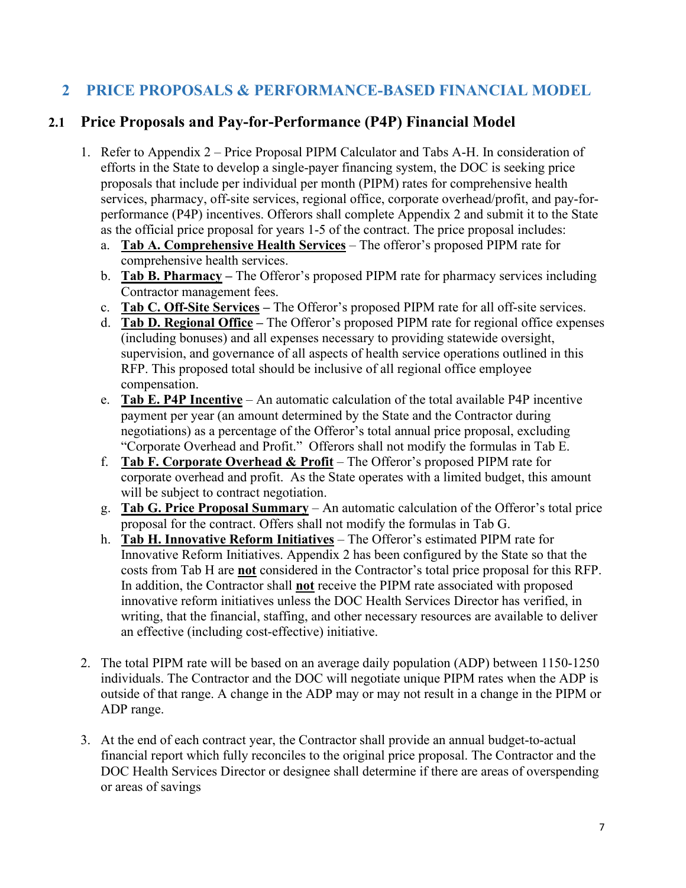# 2 PRICE PROPOSALS & PERFORMANCE-BASED FINANCIAL MODEL

## 2.1 Price Proposals and Pay-for-Performance (P4P) Financial Model

1. Refer to Appendix 2 – Price Proposal PIPM Calculator and Tabs A-H. In consideration of efforts in the State to develop a single-payer financing system, the DOC is seeking price proposals that include per individual per month (PIPM) rates for comprehensive health services, pharmacy, off-site services, regional office, corporate overhead/profit, and pay-for-performance (P4P) incentives. Offerors shall complete Appendix 2 and submit it to the State as the official price proposal for years 1-5 of the contract. The price proposal includes:
   a. **Tab A. Comprehensive Health Services** – The offeror's proposed PIPM rate for comprehensive health services.
   b. **Tab B. Pharmacy –** The Offeror's proposed PIPM rate for pharmacy services including Contractor management fees.
   c. **Tab C. Off-Site Services –** The Offeror's proposed PIPM rate for all off-site services.
   d. **Tab D. Regional Office –** The Offeror's proposed PIPM rate for regional office expenses (including bonuses) and all expenses necessary to providing statewide oversight, supervision, and governance of all aspects of health service operations outlined in this RFP. This proposed total should be inclusive of all regional office employee compensation.
   e. **Tab E. P4P Incentive** – An automatic calculation of the total available P4P incentive payment per year (an amount determined by the State and the Contractor during negotiations) as a percentage of the Offeror's total annual price proposal, excluding "Corporate Overhead and Profit." Offerors shall not modify the formulas in Tab E.
   f. **Tab F. Corporate Overhead & Profit** – The Offeror's proposed PIPM rate for corporate overhead and profit. As the State operates with a limited budget, this amount will be subject to contract negotiation.
   g. **Tab G. Price Proposal Summary** – An automatic calculation of the Offeror's total price proposal for the contract. Offers shall not modify the formulas in Tab G.
   h. **Tab H. Innovative Reform Initiatives** – The Offeror's estimated PIPM rate for Innovative Reform Initiatives. Appendix 2 has been configured by the State so that the costs from Tab H are **not** considered in the Contractor's total price proposal for this RFP. In addition, the Contractor shall **not** receive the PIPM rate associated with proposed innovative reform initiatives unless the DOC Health Services Director has verified, in writing, that the financial, staffing, and other necessary resources are available to deliver an effective (including cost-effective) initiative.

2. The total PIPM rate will be based on an average daily population (ADP) between 1150-1250 individuals. The Contractor and the DOC will negotiate unique PIPM rates when the ADP is outside of that range. A change in the ADP may or may not result in a change in the PIPM or ADP range.

3. At the end of each contract year, the Contractor shall provide an annual budget-to-actual financial report which fully reconciles to the original price proposal. The Contractor and the DOC Health Services Director or designee shall determine if there are areas of overspending or areas of savings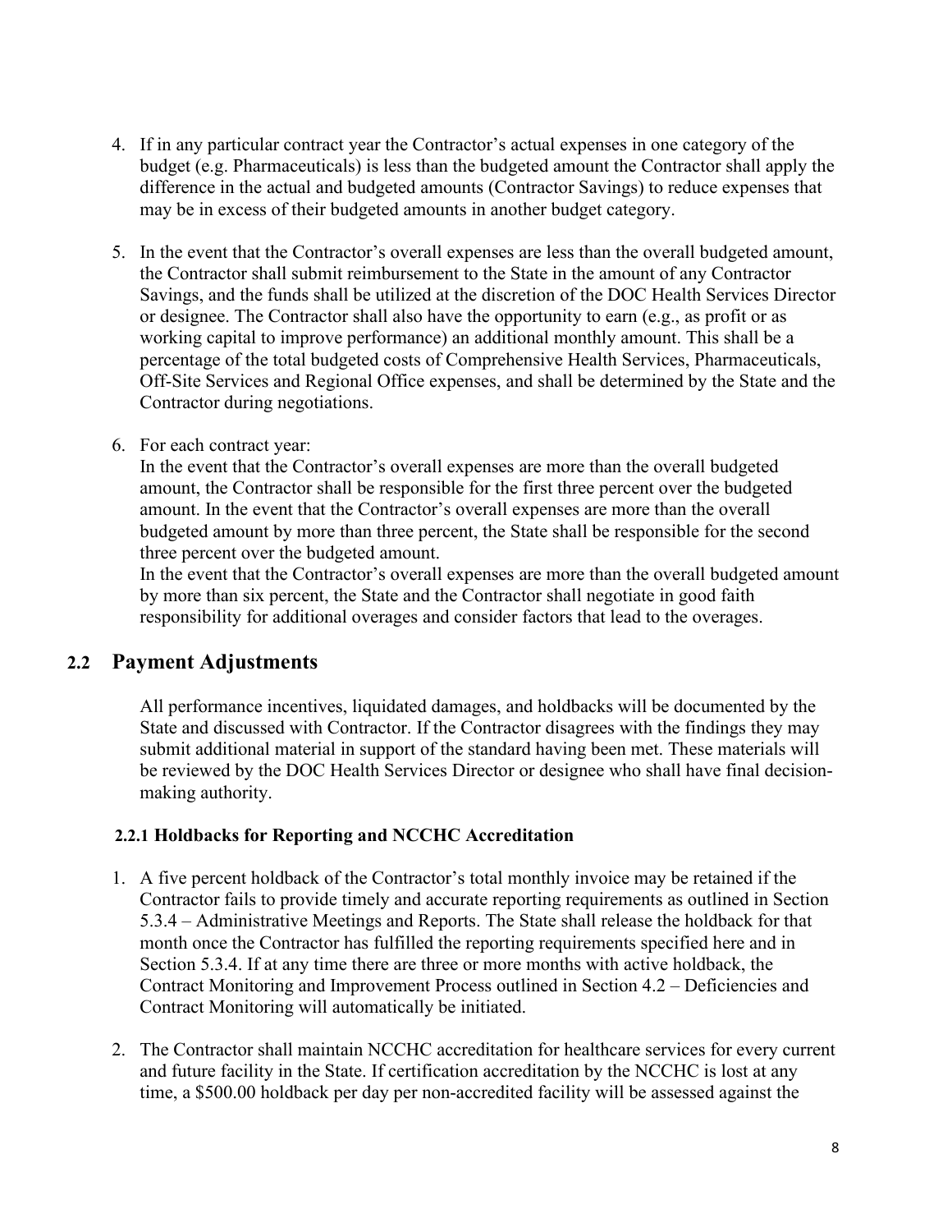4. If in any particular contract year the Contractor's actual expenses in one category of the budget (e.g. Pharmaceuticals) is less than the budgeted amount the Contractor shall apply the difference in the actual and budgeted amounts (Contractor Savings) to reduce expenses that may be in excess of their budgeted amounts in another budget category.

5. In the event that the Contractor's overall expenses are less than the overall budgeted amount, the Contractor shall submit reimbursement to the State in the amount of any Contractor Savings, and the funds shall be utilized at the discretion of the DOC Health Services Director or designee. The Contractor shall also have the opportunity to earn (e.g., as profit or as working capital to improve performance) an additional monthly amount. This shall be a percentage of the total budgeted costs of Comprehensive Health Services, Pharmaceuticals, Off-Site Services and Regional Office expenses, and shall be determined by the State and the Contractor during negotiations.

6. For each contract year:
   In the event that the Contractor's overall expenses are more than the overall budgeted amount, the Contractor shall be responsible for the first three percent over the budgeted amount. In the event that the Contractor's overall expenses are more than the overall budgeted amount by more than three percent, the State shall be responsible for the second three percent over the budgeted amount.
   In the event that the Contractor's overall expenses are more than the overall budgeted amount by more than six percent, the State and the Contractor shall negotiate in good faith responsibility for additional overages and consider factors that lead to the overages.

## 2.2 Payment Adjustments

All performance incentives, liquidated damages, and holdbacks will be documented by the State and discussed with Contractor. If the Contractor disagrees with the findings they may submit additional material in support of the standard having been met. These materials will be reviewed by the DOC Health Services Director or designee who shall have final decision-making authority.

### 2.2.1 Holdbacks for Reporting and NCCHC Accreditation

1. A five percent holdback of the Contractor's total monthly invoice may be retained if the Contractor fails to provide timely and accurate reporting requirements as outlined in Section 5.3.4 – Administrative Meetings and Reports. The State shall release the holdback for that month once the Contractor has fulfilled the reporting requirements specified here and in Section 5.3.4. If at any time there are three or more months with active holdback, the Contract Monitoring and Improvement Process outlined in Section 4.2 – Deficiencies and Contract Monitoring will automatically be initiated.

2. The Contractor shall maintain NCCHC accreditation for healthcare services for every current and future facility in the State. If certification accreditation by the NCCHC is lost at any time, a $500.00 holdback per day per non-accredited facility will be assessed against the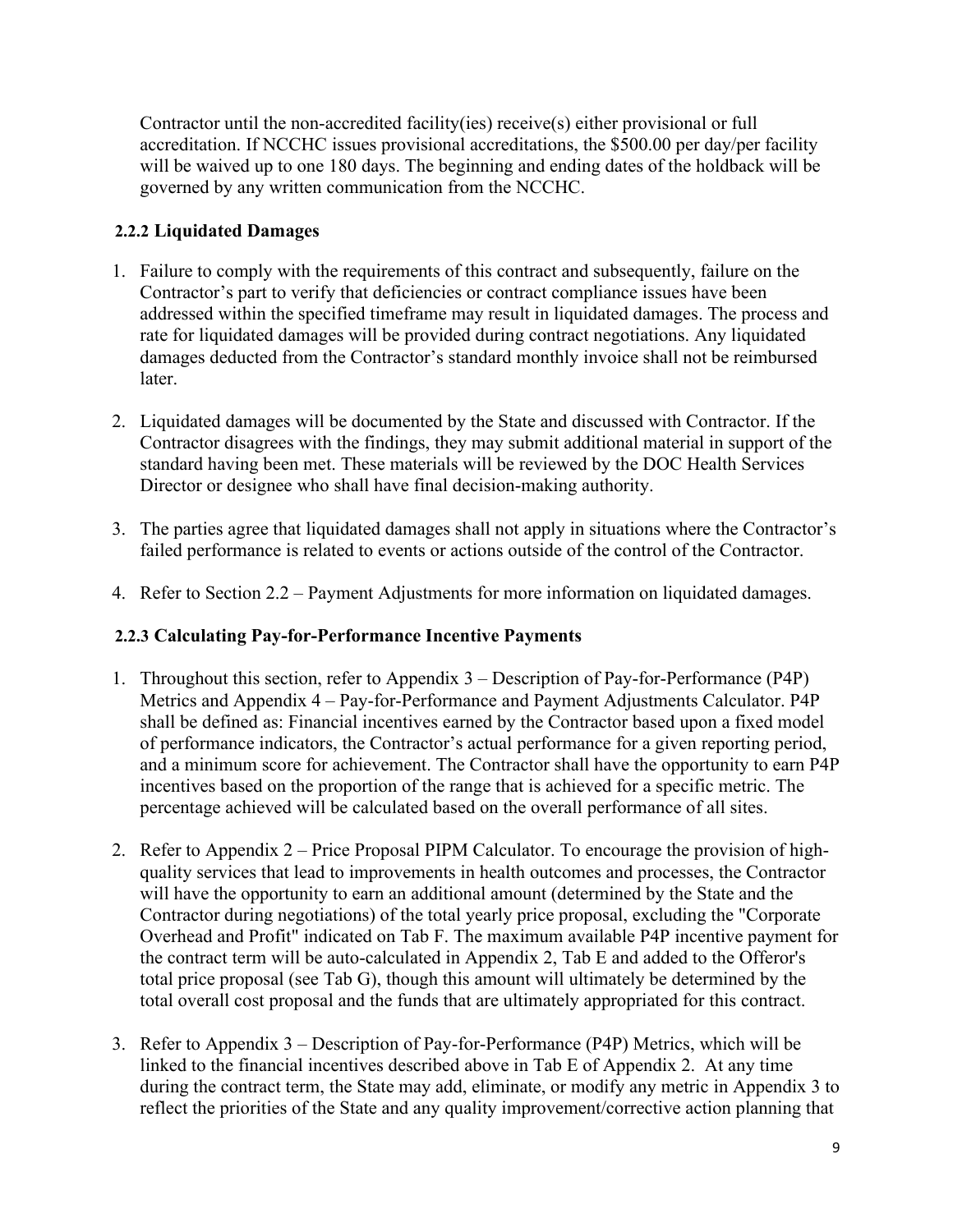Contractor until the non-accredited facility(ies) receive(s) either provisional or full accreditation. If NCCHC issues provisional accreditations, the $500.00 per day/per facility will be waived up to one 180 days. The beginning and ending dates of the holdback will be governed by any written communication from the NCCHC.

### 2.2.2 Liquidated Damages

1. Failure to comply with the requirements of this contract and subsequently, failure on the Contractor's part to verify that deficiencies or contract compliance issues have been addressed within the specified timeframe may result in liquidated damages. The process and rate for liquidated damages will be provided during contract negotiations. Any liquidated damages deducted from the Contractor's standard monthly invoice shall not be reimbursed later.

2. Liquidated damages will be documented by the State and discussed with Contractor. If the Contractor disagrees with the findings, they may submit additional material in support of the standard having been met. These materials will be reviewed by the DOC Health Services Director or designee who shall have final decision-making authority.

3. The parties agree that liquidated damages shall not apply in situations where the Contractor's failed performance is related to events or actions outside of the control of the Contractor.

4. Refer to Section 2.2 – Payment Adjustments for more information on liquidated damages.

### 2.2.3 Calculating Pay-for-Performance Incentive Payments

1. Throughout this section, refer to Appendix 3 – Description of Pay-for-Performance (P4P) Metrics and Appendix 4 – Pay-for-Performance and Payment Adjustments Calculator. P4P shall be defined as: Financial incentives earned by the Contractor based upon a fixed model of performance indicators, the Contractor's actual performance for a given reporting period, and a minimum score for achievement. The Contractor shall have the opportunity to earn P4P incentives based on the proportion of the range that is achieved for a specific metric. The percentage achieved will be calculated based on the overall performance of all sites.

2. Refer to Appendix 2 – Price Proposal PIPM Calculator. To encourage the provision of high-quality services that lead to improvements in health outcomes and processes, the Contractor will have the opportunity to earn an additional amount (determined by the State and the Contractor during negotiations) of the total yearly price proposal, excluding the "Corporate Overhead and Profit" indicated on Tab F. The maximum available P4P incentive payment for the contract term will be auto-calculated in Appendix 2, Tab E and added to the Offeror's total price proposal (see Tab G), though this amount will ultimately be determined by the total overall cost proposal and the funds that are ultimately appropriated for this contract.

3. Refer to Appendix 3 – Description of Pay-for-Performance (P4P) Metrics, which will be linked to the financial incentives described above in Tab E of Appendix 2. At any time during the contract term, the State may add, eliminate, or modify any metric in Appendix 3 to reflect the priorities of the State and any quality improvement/corrective action planning that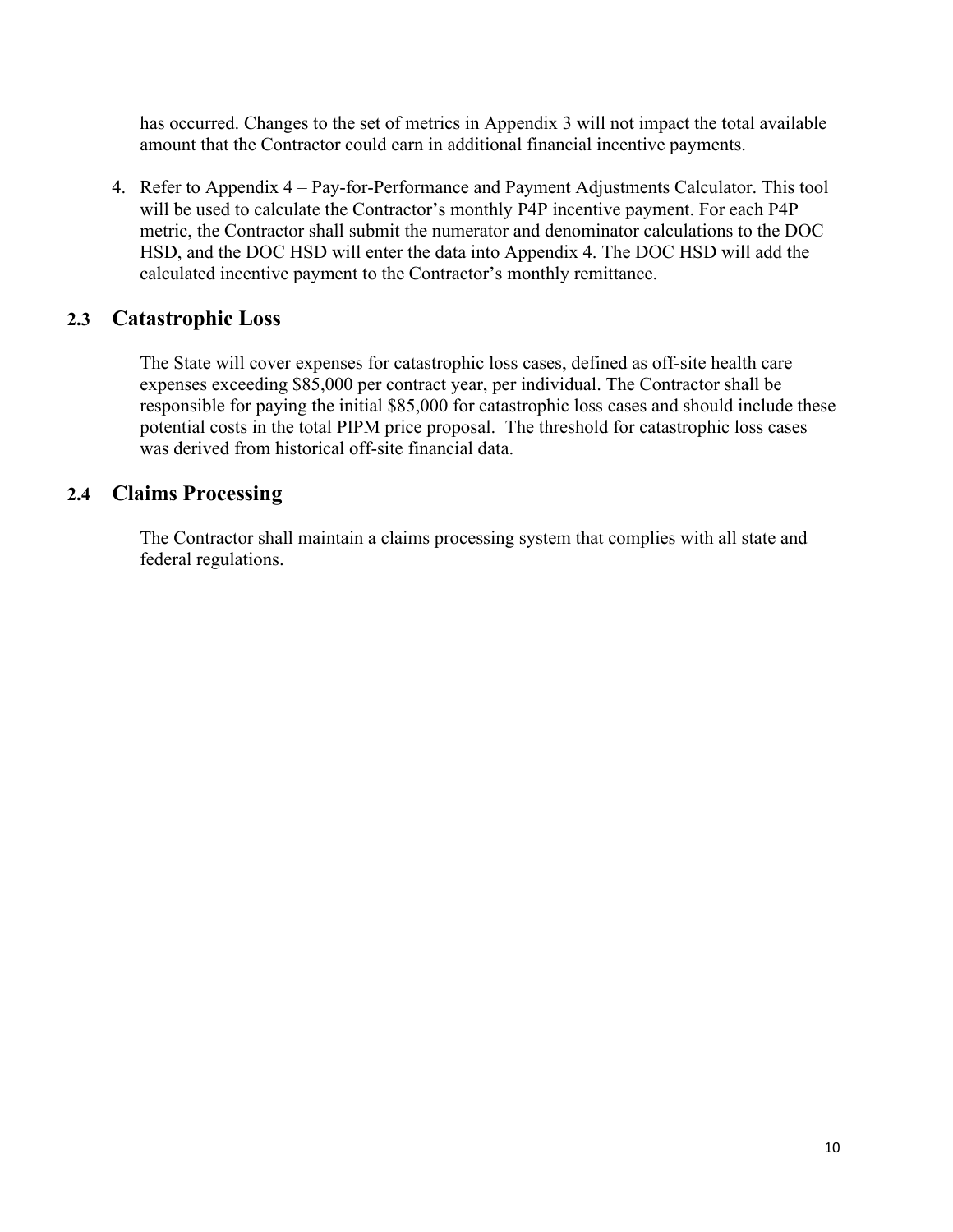has occurred. Changes to the set of metrics in Appendix 3 will not impact the total available amount that the Contractor could earn in additional financial incentive payments.

4. Refer to Appendix 4 – Pay-for-Performance and Payment Adjustments Calculator. This tool will be used to calculate the Contractor's monthly P4P incentive payment. For each P4P metric, the Contractor shall submit the numerator and denominator calculations to the DOC HSD, and the DOC HSD will enter the data into Appendix 4. The DOC HSD will add the calculated incentive payment to the Contractor's monthly remittance.

## 2.3 Catastrophic Loss

The State will cover expenses for catastrophic loss cases, defined as off-site health care expenses exceeding $85,000 per contract year, per individual. The Contractor shall be responsible for paying the initial $85,000 for catastrophic loss cases and should include these potential costs in the total PIPM price proposal. The threshold for catastrophic loss cases was derived from historical off-site financial data.

## 2.4 Claims Processing

The Contractor shall maintain a claims processing system that complies with all state and federal regulations.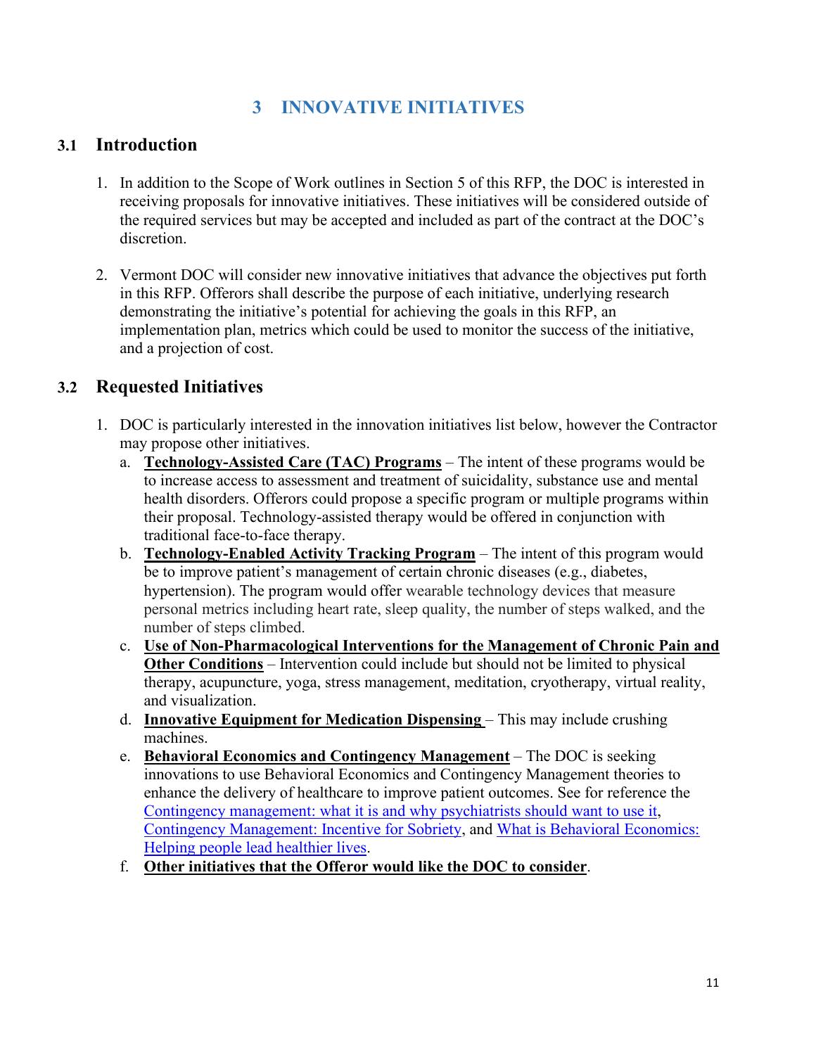# 3 INNOVATIVE INITIATIVES

## 3.1 Introduction

1. In addition to the Scope of Work outlines in Section 5 of this RFP, the DOC is interested in receiving proposals for innovative initiatives. These initiatives will be considered outside of the required services but may be accepted and included as part of the contract at the DOC's discretion.

2. Vermont DOC will consider new innovative initiatives that advance the objectives put forth in this RFP. Offerors shall describe the purpose of each initiative, underlying research demonstrating the initiative's potential for achieving the goals in this RFP, an implementation plan, metrics which could be used to monitor the success of the initiative, and a projection of cost.

## 3.2 Requested Initiatives

1. DOC is particularly interested in the innovation initiatives list below, however the Contractor may propose other initiatives.
   a. **Technology-Assisted Care (TAC) Programs** – The intent of these programs would be to increase access to assessment and treatment of suicidality, substance use and mental health disorders. Offerors could propose a specific program or multiple programs within their proposal. Technology-assisted therapy would be offered in conjunction with traditional face-to-face therapy.
   b. **Technology-Enabled Activity Tracking Program** – The intent of this program would be to improve patient's management of certain chronic diseases (e.g., diabetes, hypertension). The program would offer wearable technology devices that measure personal metrics including heart rate, sleep quality, the number of steps walked, and the number of steps climbed.
   c. **Use of Non-Pharmacological Interventions for the Management of Chronic Pain and Other Conditions** – Intervention could include but should not be limited to physical therapy, acupuncture, yoga, stress management, meditation, cryotherapy, virtual reality, and visualization.
   d. **Innovative Equipment for Medication Dispensing** – This may include crushing machines.
   e. **Behavioral Economics and Contingency Management** – The DOC is seeking innovations to use Behavioral Economics and Contingency Management theories to enhance the delivery of healthcare to improve patient outcomes. See for reference the Contingency management: what it is and why psychiatrists should want to use it, Contingency Management: Incentive for Sobriety, and What is Behavioral Economics: Helping people lead healthier lives.
   f. **Other initiatives that the Offeror would like the DOC to consider**.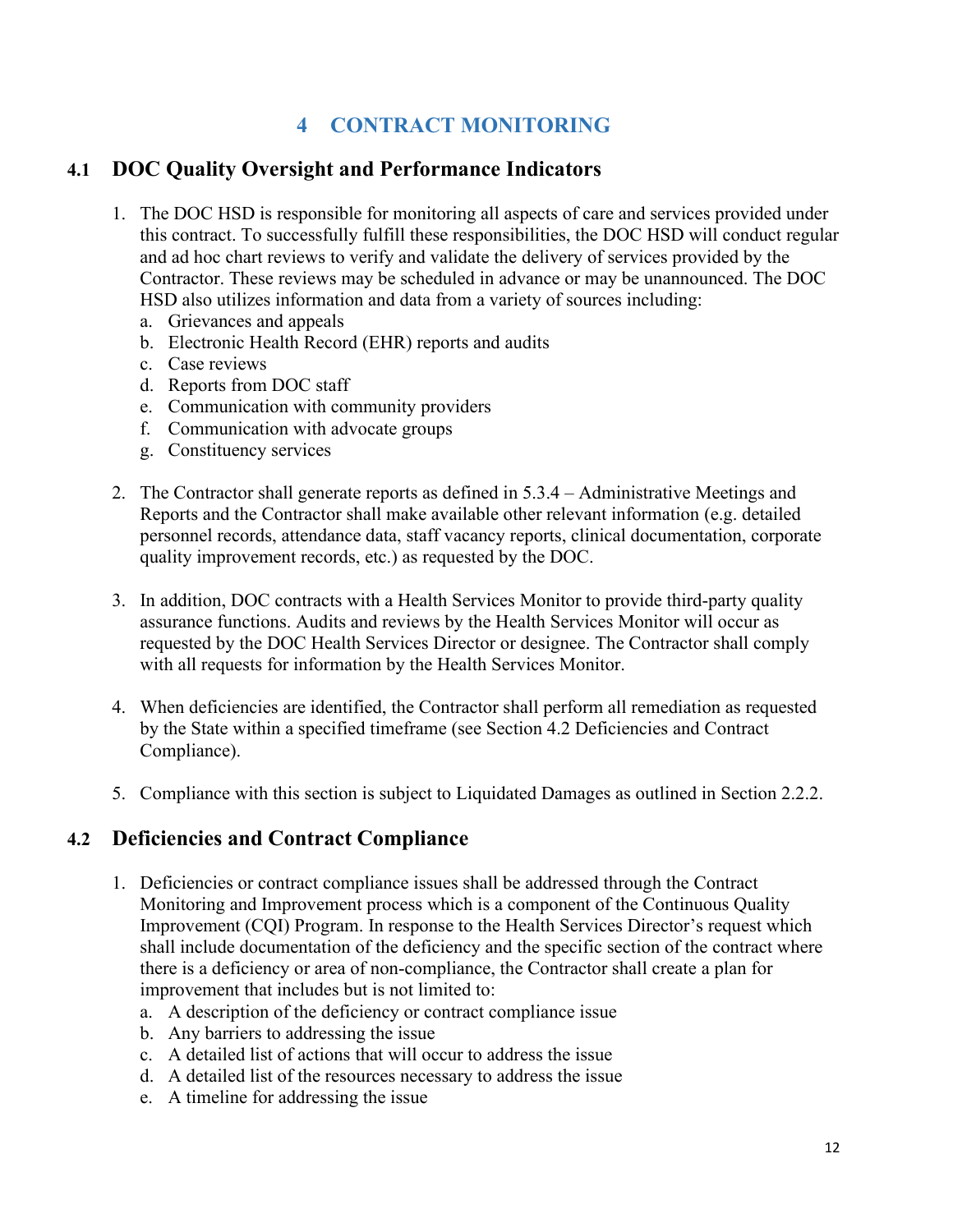# 4 CONTRACT MONITORING

## 4.1 DOC Quality Oversight and Performance Indicators

1. The DOC HSD is responsible for monitoring all aspects of care and services provided under this contract. To successfully fulfill these responsibilities, the DOC HSD will conduct regular and ad hoc chart reviews to verify and validate the delivery of services provided by the Contractor. These reviews may be scheduled in advance or may be unannounced. The DOC HSD also utilizes information and data from a variety of sources including:
   a. Grievances and appeals
   b. Electronic Health Record (EHR) reports and audits
   c. Case reviews
   d. Reports from DOC staff
   e. Communication with community providers
   f. Communication with advocate groups
   g. Constituency services

2. The Contractor shall generate reports as defined in 5.3.4 – Administrative Meetings and Reports and the Contractor shall make available other relevant information (e.g. detailed personnel records, attendance data, staff vacancy reports, clinical documentation, corporate quality improvement records, etc.) as requested by the DOC.

3. In addition, DOC contracts with a Health Services Monitor to provide third-party quality assurance functions. Audits and reviews by the Health Services Monitor will occur as requested by the DOC Health Services Director or designee. The Contractor shall comply with all requests for information by the Health Services Monitor.

4. When deficiencies are identified, the Contractor shall perform all remediation as requested by the State within a specified timeframe (see Section 4.2 Deficiencies and Contract Compliance).

5. Compliance with this section is subject to Liquidated Damages as outlined in Section 2.2.2.

## 4.2 Deficiencies and Contract Compliance

1. Deficiencies or contract compliance issues shall be addressed through the Contract Monitoring and Improvement process which is a component of the Continuous Quality Improvement (CQI) Program. In response to the Health Services Director's request which shall include documentation of the deficiency and the specific section of the contract where there is a deficiency or area of non-compliance, the Contractor shall create a plan for improvement that includes but is not limited to:
   a. A description of the deficiency or contract compliance issue
   b. Any barriers to addressing the issue
   c. A detailed list of actions that will occur to address the issue
   d. A detailed list of the resources necessary to address the issue
   e. A timeline for addressing the issue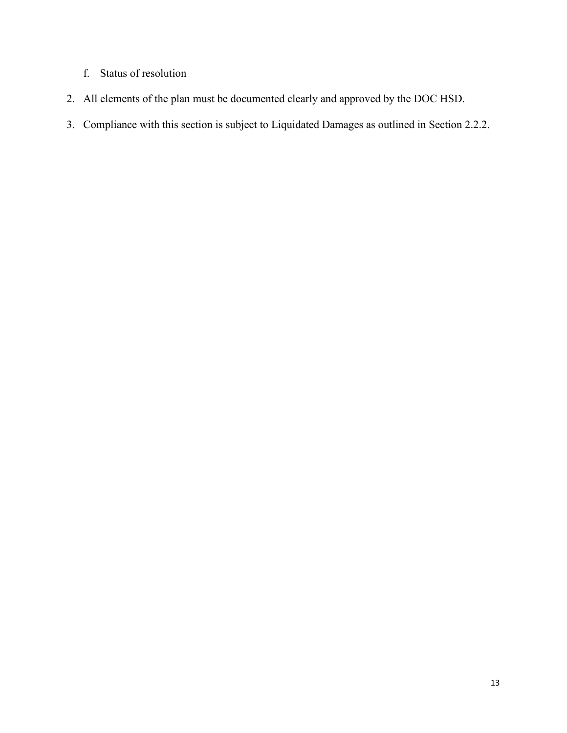f. Status of resolution

2. All elements of the plan must be documented clearly and approved by the DOC HSD.
3. Compliance with this section is subject to Liquidated Damages as outlined in Section 2.2.2.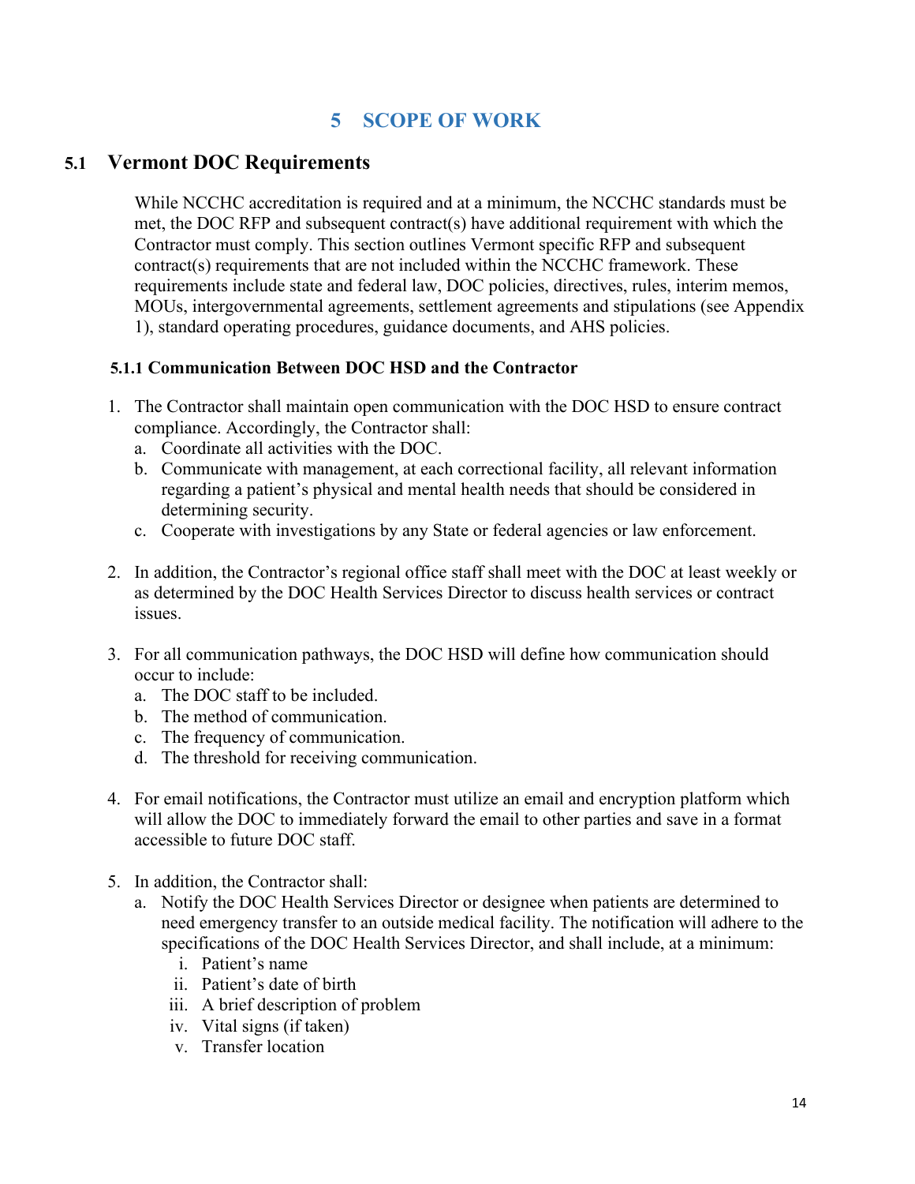# 5 SCOPE OF WORK

## 5.1 Vermont DOC Requirements

While NCCHC accreditation is required and at a minimum, the NCCHC standards must be met, the DOC RFP and subsequent contract(s) have additional requirement with which the Contractor must comply. This section outlines Vermont specific RFP and subsequent contract(s) requirements that are not included within the NCCHC framework. These requirements include state and federal law, DOC policies, directives, rules, interim memos, MOUs, intergovernmental agreements, settlement agreements and stipulations (see Appendix 1), standard operating procedures, guidance documents, and AHS policies.

### 5.1.1 Communication Between DOC HSD and the Contractor

1. The Contractor shall maintain open communication with the DOC HSD to ensure contract compliance. Accordingly, the Contractor shall:
   a. Coordinate all activities with the DOC.
   b. Communicate with management, at each correctional facility, all relevant information regarding a patient's physical and mental health needs that should be considered in determining security.
   c. Cooperate with investigations by any State or federal agencies or law enforcement.

2. In addition, the Contractor's regional office staff shall meet with the DOC at least weekly or as determined by the DOC Health Services Director to discuss health services or contract issues.

3. For all communication pathways, the DOC HSD will define how communication should occur to include:
   a. The DOC staff to be included.
   b. The method of communication.
   c. The frequency of communication.
   d. The threshold for receiving communication.

4. For email notifications, the Contractor must utilize an email and encryption platform which will allow the DOC to immediately forward the email to other parties and save in a format accessible to future DOC staff.

5. In addition, the Contractor shall:
   a. Notify the DOC Health Services Director or designee when patients are determined to need emergency transfer to an outside medical facility. The notification will adhere to the specifications of the DOC Health Services Director, and shall include, at a minimum:
      i. Patient's name
      ii. Patient's date of birth
      iii. A brief description of problem
      iv. Vital signs (if taken)
      v. Transfer location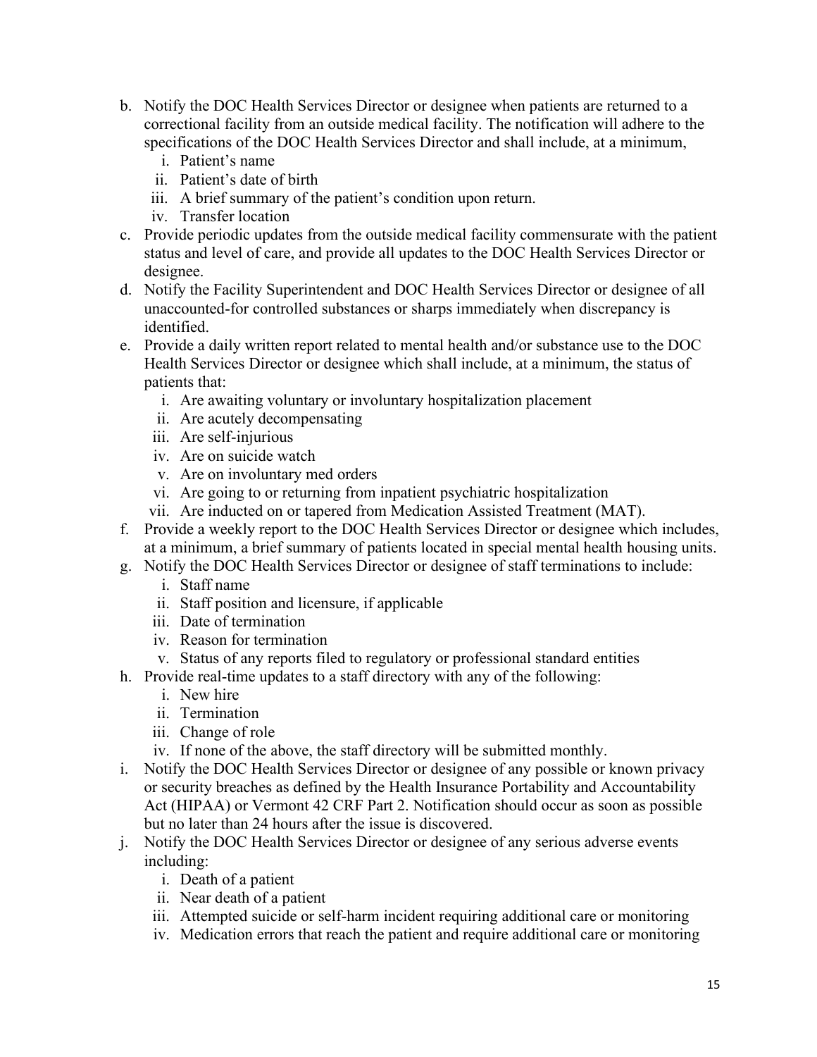b. Notify the DOC Health Services Director or designee when patients are returned to a correctional facility from an outside medical facility. The notification will adhere to the specifications of the DOC Health Services Director and shall include, at a minimum,
   i. Patient's name
   ii. Patient's date of birth
   iii. A brief summary of the patient's condition upon return.
   iv. Transfer location
c. Provide periodic updates from the outside medical facility commensurate with the patient status and level of care, and provide all updates to the DOC Health Services Director or designee.
d. Notify the Facility Superintendent and DOC Health Services Director or designee of all unaccounted-for controlled substances or sharps immediately when discrepancy is identified.
e. Provide a daily written report related to mental health and/or substance use to the DOC Health Services Director or designee which shall include, at a minimum, the status of patients that:
   i. Are awaiting voluntary or involuntary hospitalization placement
   ii. Are acutely decompensating
   iii. Are self-injurious
   iv. Are on suicide watch
   v. Are on involuntary med orders
   vi. Are going to or returning from inpatient psychiatric hospitalization
   vii. Are inducted on or tapered from Medication Assisted Treatment (MAT).
f. Provide a weekly report to the DOC Health Services Director or designee which includes, at a minimum, a brief summary of patients located in special mental health housing units.
g. Notify the DOC Health Services Director or designee of staff terminations to include:
   i. Staff name
   ii. Staff position and licensure, if applicable
   iii. Date of termination
   iv. Reason for termination
   v. Status of any reports filed to regulatory or professional standard entities
h. Provide real-time updates to a staff directory with any of the following:
   i. New hire
   ii. Termination
   iii. Change of role
   iv. If none of the above, the staff directory will be submitted monthly.
i. Notify the DOC Health Services Director or designee of any possible or known privacy or security breaches as defined by the Health Insurance Portability and Accountability Act (HIPAA) or Vermont 42 CRF Part 2. Notification should occur as soon as possible but no later than 24 hours after the issue is discovered.
j. Notify the DOC Health Services Director or designee of any serious adverse events including:
   i. Death of a patient
   ii. Near death of a patient
   iii. Attempted suicide or self-harm incident requiring additional care or monitoring
   iv. Medication errors that reach the patient and require additional care or monitoring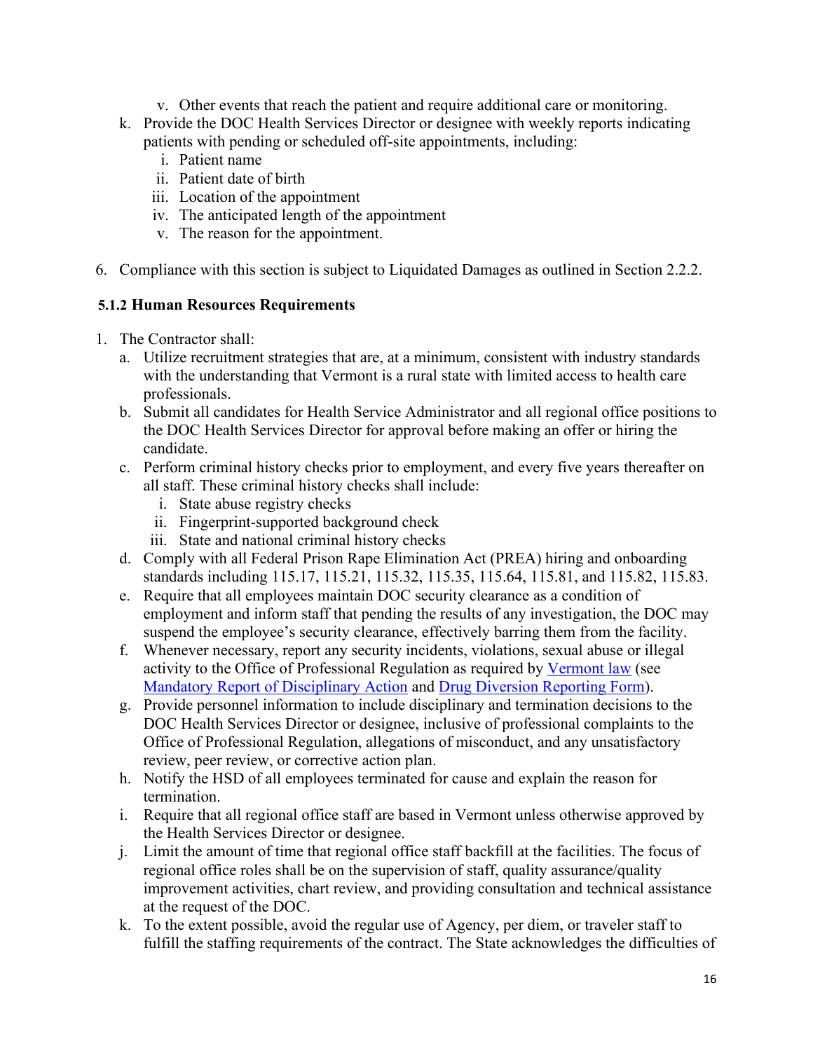v. Other events that reach the patient and require additional care or monitoring.

k. Provide the DOC Health Services Director or designee with weekly reports indicating patients with pending or scheduled off-site appointments, including:
   i. Patient name
   ii. Patient date of birth
   iii. Location of the appointment
   iv. The anticipated length of the appointment
   v. The reason for the appointment.

6. Compliance with this section is subject to Liquidated Damages as outlined in Section 2.2.2.

### 5.1.2 Human Resources Requirements

1. The Contractor shall:
   a. Utilize recruitment strategies that are, at a minimum, consistent with industry standards with the understanding that Vermont is a rural state with limited access to health care professionals.
   b. Submit all candidates for Health Service Administrator and all regional office positions to the DOC Health Services Director for approval before making an offer or hiring the candidate.
   c. Perform criminal history checks prior to employment, and every five years thereafter on all staff. These criminal history checks shall include:
      i. State abuse registry checks
      ii. Fingerprint-supported background check
      iii. State and national criminal history checks
   d. Comply with all Federal Prison Rape Elimination Act (PREA) hiring and onboarding standards including 115.17, 115.21, 115.32, 115.35, 115.64, 115.81, and 115.82, 115.83.
   e. Require that all employees maintain DOC security clearance as a condition of employment and inform staff that pending the results of any investigation, the DOC may suspend the employee's security clearance, effectively barring them from the facility.
   f. Whenever necessary, report any security incidents, violations, sexual abuse or illegal activity to the Office of Professional Regulation as required by Vermont law (see Mandatory Report of Disciplinary Action and Drug Diversion Reporting Form).
   g. Provide personnel information to include disciplinary and termination decisions to the DOC Health Services Director or designee, inclusive of professional complaints to the Office of Professional Regulation, allegations of misconduct, and any unsatisfactory review, peer review, or corrective action plan.
   h. Notify the HSD of all employees terminated for cause and explain the reason for termination.
   i. Require that all regional office staff are based in Vermont unless otherwise approved by the Health Services Director or designee.
   j. Limit the amount of time that regional office staff backfill at the facilities. The focus of regional office roles shall be on the supervision of staff, quality assurance/quality improvement activities, chart review, and providing consultation and technical assistance at the request of the DOC.
   k. To the extent possible, avoid the regular use of Agency, per diem, or traveler staff to fulfill the staffing requirements of the contract. The State acknowledges the difficulties of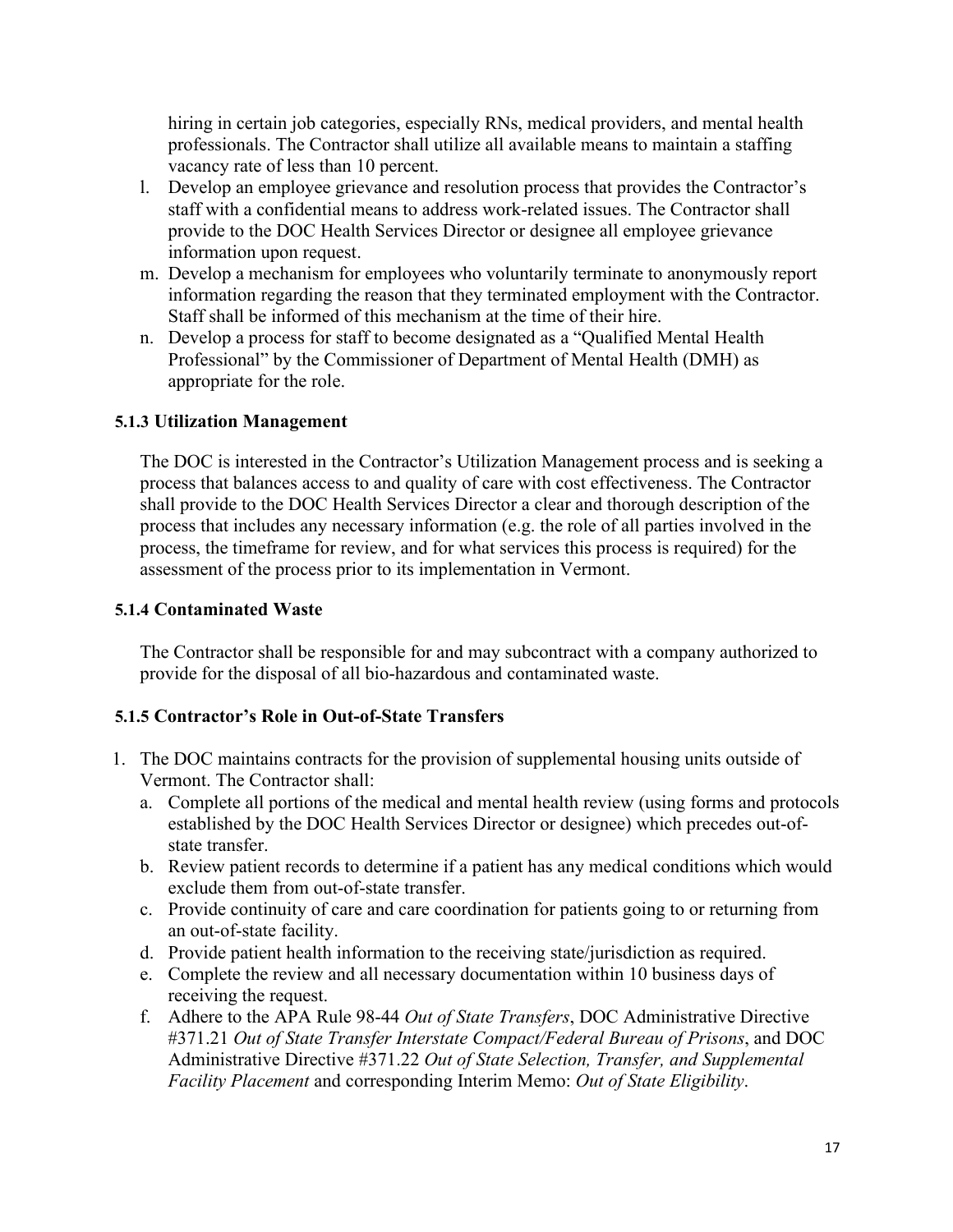hiring in certain job categories, especially RNs, medical providers, and mental health professionals. The Contractor shall utilize all available means to maintain a staffing vacancy rate of less than 10 percent.

l. Develop an employee grievance and resolution process that provides the Contractor's staff with a confidential means to address work-related issues. The Contractor shall provide to the DOC Health Services Director or designee all employee grievance information upon request.
m. Develop a mechanism for employees who voluntarily terminate to anonymously report information regarding the reason that they terminated employment with the Contractor. Staff shall be informed of this mechanism at the time of their hire.
n. Develop a process for staff to become designated as a "Qualified Mental Health Professional" by the Commissioner of Department of Mental Health (DMH) as appropriate for the role.

### 5.1.3 Utilization Management

The DOC is interested in the Contractor's Utilization Management process and is seeking a process that balances access to and quality of care with cost effectiveness. The Contractor shall provide to the DOC Health Services Director a clear and thorough description of the process that includes any necessary information (e.g. the role of all parties involved in the process, the timeframe for review, and for what services this process is required) for the assessment of the process prior to its implementation in Vermont.

### 5.1.4 Contaminated Waste

The Contractor shall be responsible for and may subcontract with a company authorized to provide for the disposal of all bio-hazardous and contaminated waste.

### 5.1.5 Contractor's Role in Out-of-State Transfers

1. The DOC maintains contracts for the provision of supplemental housing units outside of Vermont. The Contractor shall:
   a. Complete all portions of the medical and mental health review (using forms and protocols established by the DOC Health Services Director or designee) which precedes out-of-state transfer.
   b. Review patient records to determine if a patient has any medical conditions which would exclude them from out-of-state transfer.
   c. Provide continuity of care and care coordination for patients going to or returning from an out-of-state facility.
   d. Provide patient health information to the receiving state/jurisdiction as required.
   e. Complete the review and all necessary documentation within 10 business days of receiving the request.
   f. Adhere to the APA Rule 98-44 *Out of State Transfers*, DOC Administrative Directive #371.21 *Out of State Transfer Interstate Compact/Federal Bureau of Prisons*, and DOC Administrative Directive #371.22 *Out of State Selection, Transfer, and Supplemental Facility Placement* and corresponding Interim Memo: *Out of State Eligibility*.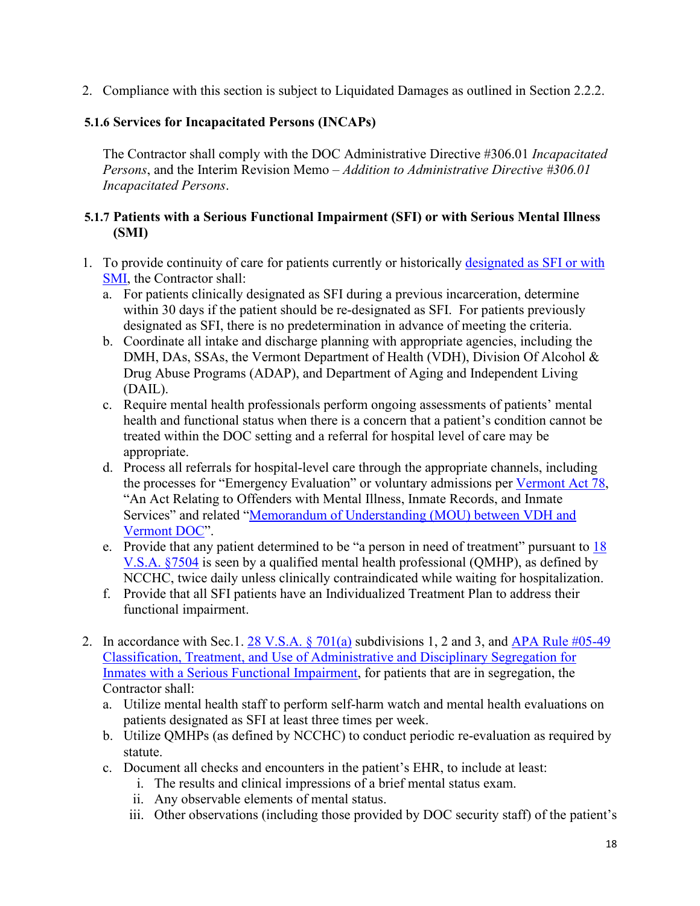2. Compliance with this section is subject to Liquidated Damages as outlined in Section 2.2.2.

### 5.1.6 Services for Incapacitated Persons (INCAPs)

The Contractor shall comply with the DOC Administrative Directive #306.01 *Incapacitated Persons*, and the Interim Revision Memo – *Addition to Administrative Directive #306.01 Incapacitated Persons*.

### 5.1.7 Patients with a Serious Functional Impairment (SFI) or with Serious Mental Illness (SMI)

1. To provide continuity of care for patients currently or historically designated as SFI or with SMI, the Contractor shall:
   a. For patients clinically designated as SFI during a previous incarceration, determine within 30 days if the patient should be re-designated as SFI. For patients previously designated as SFI, there is no predetermination in advance of meeting the criteria.
   b. Coordinate all intake and discharge planning with appropriate agencies, including the DMH, DAs, SSAs, the Vermont Department of Health (VDH), Division Of Alcohol & Drug Abuse Programs (ADAP), and Department of Aging and Independent Living (DAIL).
   c. Require mental health professionals perform ongoing assessments of patients' mental health and functional status when there is a concern that a patient's condition cannot be treated within the DOC setting and a referral for hospital level of care may be appropriate.
   d. Process all referrals for hospital-level care through the appropriate channels, including the processes for "Emergency Evaluation" or voluntary admissions per Vermont Act 78, "An Act Relating to Offenders with Mental Illness, Inmate Records, and Inmate Services" and related "Memorandum of Understanding (MOU) between VDH and Vermont DOC".
   e. Provide that any patient determined to be "a person in need of treatment" pursuant to 18 V.S.A. §7504 is seen by a qualified mental health professional (QMHP), as defined by NCCHC, twice daily unless clinically contraindicated while waiting for hospitalization.
   f. Provide that all SFI patients have an Individualized Treatment Plan to address their functional impairment.

2. In accordance with Sec.1. 28 V.S.A. § 701(a) subdivisions 1, 2 and 3, and APA Rule #05-49 Classification, Treatment, and Use of Administrative and Disciplinary Segregation for Inmates with a Serious Functional Impairment, for patients that are in segregation, the Contractor shall:
   a. Utilize mental health staff to perform self-harm watch and mental health evaluations on patients designated as SFI at least three times per week.
   b. Utilize QMHPs (as defined by NCCHC) to conduct periodic re-evaluation as required by statute.
   c. Document all checks and encounters in the patient's EHR, to include at least:
      i. The results and clinical impressions of a brief mental status exam.
      ii. Any observable elements of mental status.
      iii. Other observations (including those provided by DOC security staff) of the patient's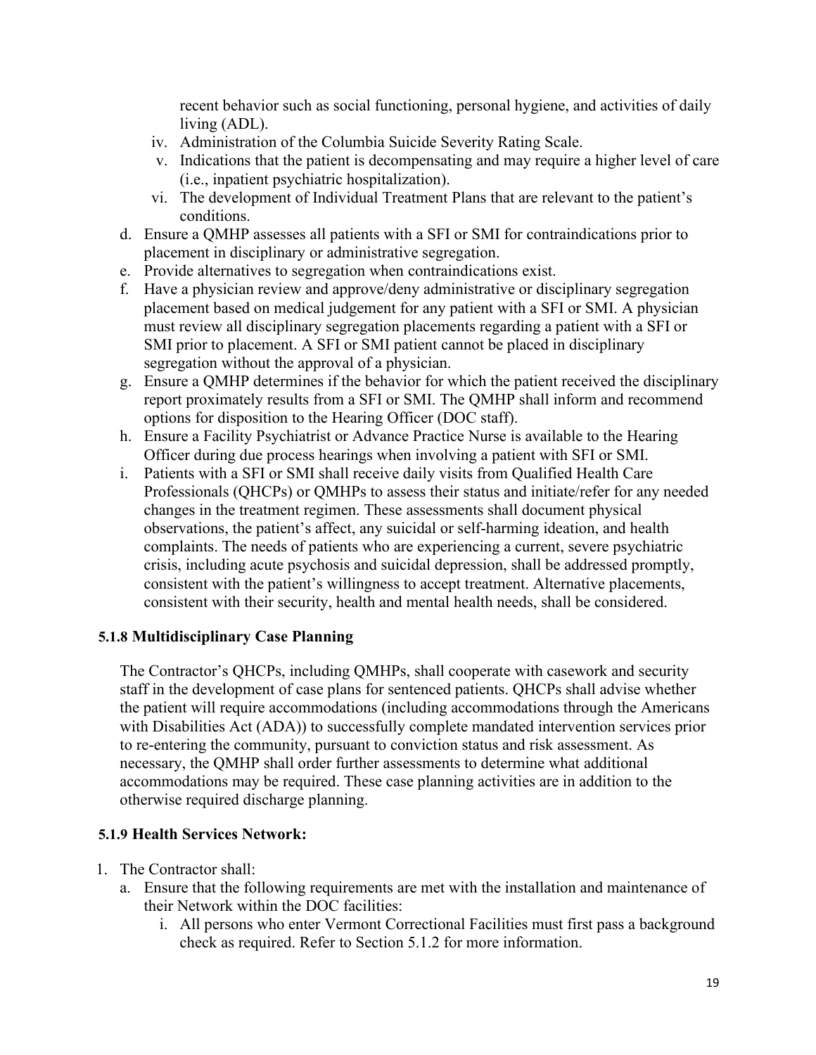recent behavior such as social functioning, personal hygiene, and activities of daily living (ADL).

   iv. Administration of the Columbia Suicide Severity Rating Scale.
   v. Indications that the patient is decompensating and may require a higher level of care (i.e., inpatient psychiatric hospitalization).
   vi. The development of Individual Treatment Plans that are relevant to the patient's conditions.

d. Ensure a QMHP assesses all patients with a SFI or SMI for contraindications prior to placement in disciplinary or administrative segregation.
e. Provide alternatives to segregation when contraindications exist.
f. Have a physician review and approve/deny administrative or disciplinary segregation placement based on medical judgement for any patient with a SFI or SMI. A physician must review all disciplinary segregation placements regarding a patient with a SFI or SMI prior to placement. A SFI or SMI patient cannot be placed in disciplinary segregation without the approval of a physician.
g. Ensure a QMHP determines if the behavior for which the patient received the disciplinary report proximately results from a SFI or SMI. The QMHP shall inform and recommend options for disposition to the Hearing Officer (DOC staff).
h. Ensure a Facility Psychiatrist or Advance Practice Nurse is available to the Hearing Officer during due process hearings when involving a patient with SFI or SMI.
i. Patients with a SFI or SMI shall receive daily visits from Qualified Health Care Professionals (QHCPs) or QMHPs to assess their status and initiate/refer for any needed changes in the treatment regimen. These assessments shall document physical observations, the patient's affect, any suicidal or self-harming ideation, and health complaints. The needs of patients who are experiencing a current, severe psychiatric crisis, including acute psychosis and suicidal depression, shall be addressed promptly, consistent with the patient's willingness to accept treatment. Alternative placements, consistent with their security, health and mental health needs, shall be considered.

### 5.1.8 Multidisciplinary Case Planning

The Contractor's QHCPs, including QMHPs, shall cooperate with casework and security staff in the development of case plans for sentenced patients. QHCPs shall advise whether the patient will require accommodations (including accommodations through the Americans with Disabilities Act (ADA)) to successfully complete mandated intervention services prior to re-entering the community, pursuant to conviction status and risk assessment. As necessary, the QMHP shall order further assessments to determine what additional accommodations may be required. These case planning activities are in addition to the otherwise required discharge planning.

### 5.1.9 Health Services Network:

1. The Contractor shall:
   a. Ensure that the following requirements are met with the installation and maintenance of their Network within the DOC facilities:
      i. All persons who enter Vermont Correctional Facilities must first pass a background check as required. Refer to Section 5.1.2 for more information.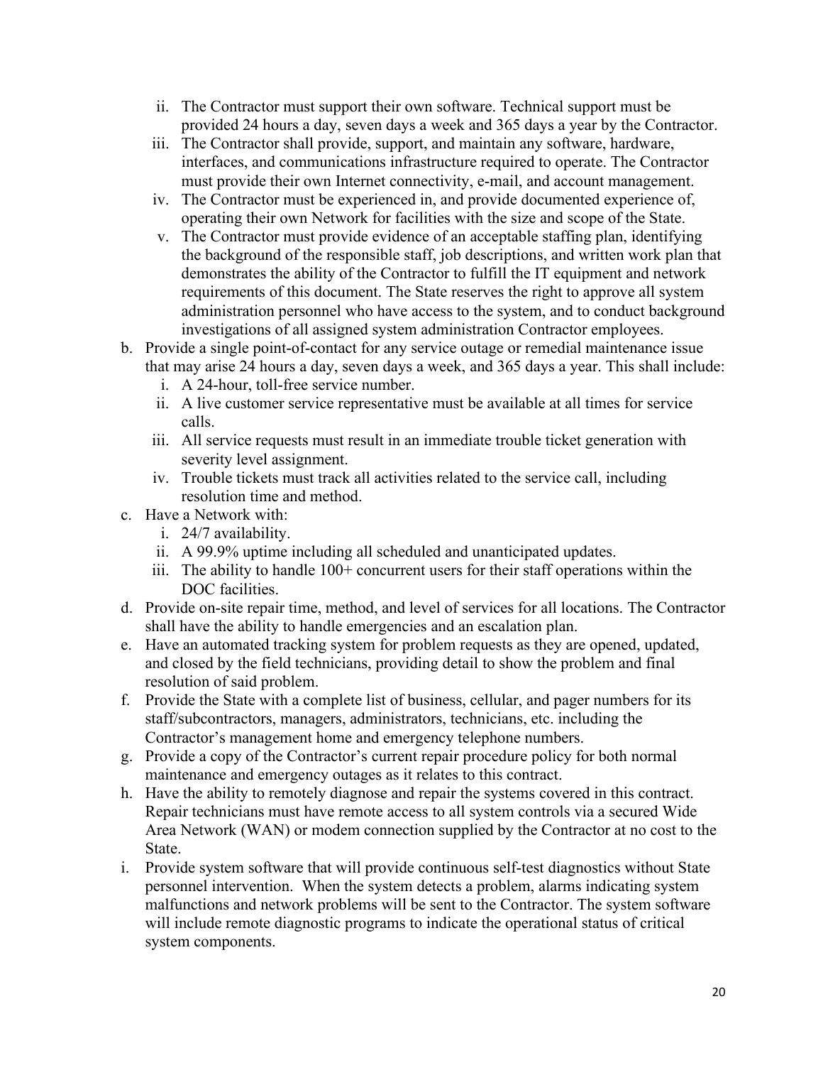ii. The Contractor must support their own software. Technical support must be provided 24 hours a day, seven days a week and 365 days a year by the Contractor.
   iii. The Contractor shall provide, support, and maintain any software, hardware, interfaces, and communications infrastructure required to operate. The Contractor must provide their own Internet connectivity, e-mail, and account management.
   iv. The Contractor must be experienced in, and provide documented experience of, operating their own Network for facilities with the size and scope of the State.
   v. The Contractor must provide evidence of an acceptable staffing plan, identifying the background of the responsible staff, job descriptions, and written work plan that demonstrates the ability of the Contractor to fulfill the IT equipment and network requirements of this document. The State reserves the right to approve all system administration personnel who have access to the system, and to conduct background investigations of all assigned system administration Contractor employees.

b. Provide a single point-of-contact for any service outage or remedial maintenance issue that may arise 24 hours a day, seven days a week, and 365 days a year. This shall include:
   i. A 24-hour, toll-free service number.
   ii. A live customer service representative must be available at all times for service calls.
   iii. All service requests must result in an immediate trouble ticket generation with severity level assignment.
   iv. Trouble tickets must track all activities related to the service call, including resolution time and method.

c. Have a Network with:
   i. 24/7 availability.
   ii. A 99.9% uptime including all scheduled and unanticipated updates.
   iii. The ability to handle 100+ concurrent users for their staff operations within the DOC facilities.

d. Provide on-site repair time, method, and level of services for all locations. The Contractor shall have the ability to handle emergencies and an escalation plan.

e. Have an automated tracking system for problem requests as they are opened, updated, and closed by the field technicians, providing detail to show the problem and final resolution of said problem.

f. Provide the State with a complete list of business, cellular, and pager numbers for its staff/subcontractors, managers, administrators, technicians, etc. including the Contractor's management home and emergency telephone numbers.

g. Provide a copy of the Contractor's current repair procedure policy for both normal maintenance and emergency outages as it relates to this contract.

h. Have the ability to remotely diagnose and repair the systems covered in this contract. Repair technicians must have remote access to all system controls via a secured Wide Area Network (WAN) or modem connection supplied by the Contractor at no cost to the State.

i. Provide system software that will provide continuous self-test diagnostics without State personnel intervention. When the system detects a problem, alarms indicating system malfunctions and network problems will be sent to the Contractor. The system software will include remote diagnostic programs to indicate the operational status of critical system components.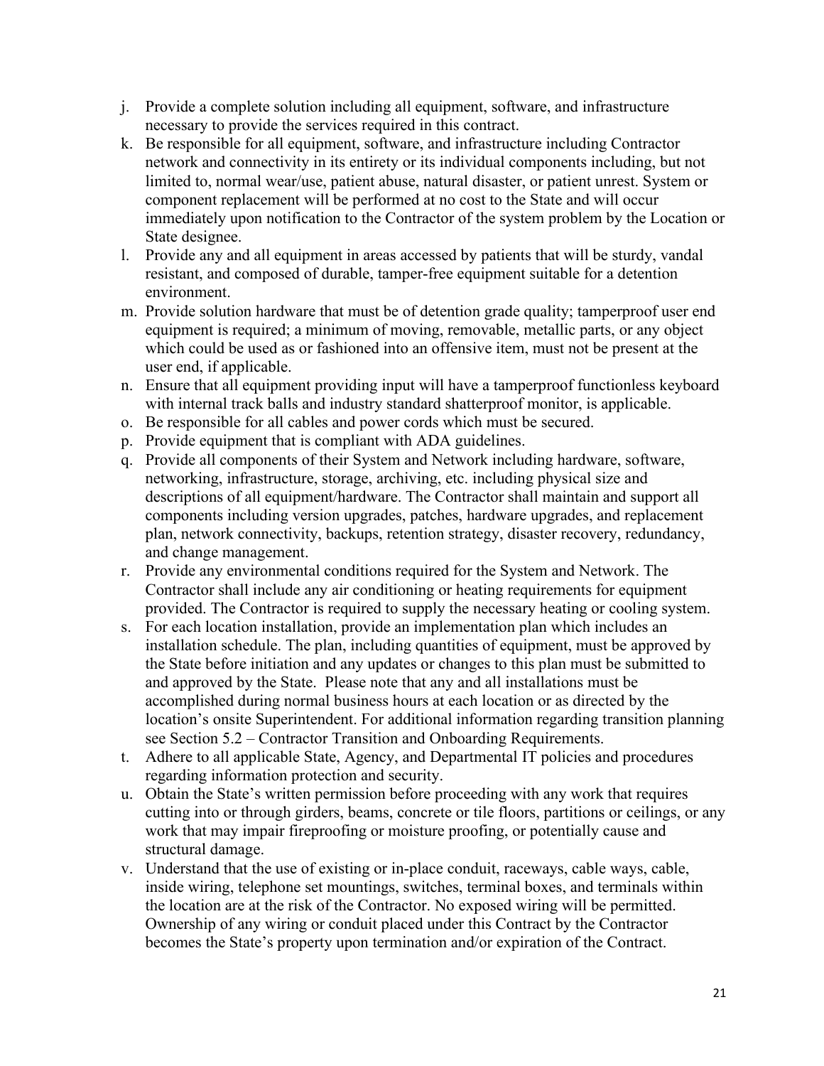j. Provide a complete solution including all equipment, software, and infrastructure necessary to provide the services required in this contract.
k. Be responsible for all equipment, software, and infrastructure including Contractor network and connectivity in its entirety or its individual components including, but not limited to, normal wear/use, patient abuse, natural disaster, or patient unrest. System or component replacement will be performed at no cost to the State and will occur immediately upon notification to the Contractor of the system problem by the Location or State designee.
l. Provide any and all equipment in areas accessed by patients that will be sturdy, vandal resistant, and composed of durable, tamper-free equipment suitable for a detention environment.
m. Provide solution hardware that must be of detention grade quality; tamperproof user end equipment is required; a minimum of moving, removable, metallic parts, or any object which could be used as or fashioned into an offensive item, must not be present at the user end, if applicable.
n. Ensure that all equipment providing input will have a tamperproof functionless keyboard with internal track balls and industry standard shatterproof monitor, is applicable.
o. Be responsible for all cables and power cords which must be secured.
p. Provide equipment that is compliant with ADA guidelines.
q. Provide all components of their System and Network including hardware, software, networking, infrastructure, storage, archiving, etc. including physical size and descriptions of all equipment/hardware. The Contractor shall maintain and support all components including version upgrades, patches, hardware upgrades, and replacement plan, network connectivity, backups, retention strategy, disaster recovery, redundancy, and change management.
r. Provide any environmental conditions required for the System and Network. The Contractor shall include any air conditioning or heating requirements for equipment provided. The Contractor is required to supply the necessary heating or cooling system.
s. For each location installation, provide an implementation plan which includes an installation schedule. The plan, including quantities of equipment, must be approved by the State before initiation and any updates or changes to this plan must be submitted to and approved by the State. Please note that any and all installations must be accomplished during normal business hours at each location or as directed by the location's onsite Superintendent. For additional information regarding transition planning see Section 5.2 – Contractor Transition and Onboarding Requirements.
t. Adhere to all applicable State, Agency, and Departmental IT policies and procedures regarding information protection and security.
u. Obtain the State's written permission before proceeding with any work that requires cutting into or through girders, beams, concrete or tile floors, partitions or ceilings, or any work that may impair fireproofing or moisture proofing, or potentially cause and structural damage.
v. Understand that the use of existing or in-place conduit, raceways, cable ways, cable, inside wiring, telephone set mountings, switches, terminal boxes, and terminals within the location are at the risk of the Contractor. No exposed wiring will be permitted. Ownership of any wiring or conduit placed under this Contract by the Contractor becomes the State's property upon termination and/or expiration of the Contract.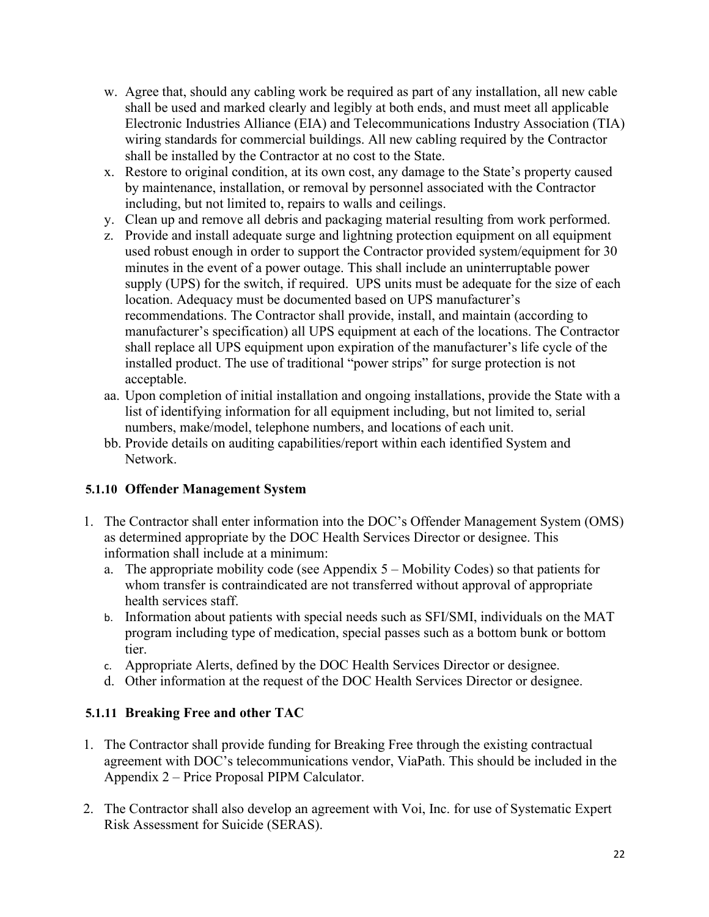w. Agree that, should any cabling work be required as part of any installation, all new cable shall be used and marked clearly and legibly at both ends, and must meet all applicable Electronic Industries Alliance (EIA) and Telecommunications Industry Association (TIA) wiring standards for commercial buildings. All new cabling required by the Contractor shall be installed by the Contractor at no cost to the State.

x. Restore to original condition, at its own cost, any damage to the State's property caused by maintenance, installation, or removal by personnel associated with the Contractor including, but not limited to, repairs to walls and ceilings.

y. Clean up and remove all debris and packaging material resulting from work performed.

z. Provide and install adequate surge and lightning protection equipment on all equipment used robust enough in order to support the Contractor provided system/equipment for 30 minutes in the event of a power outage. This shall include an uninterruptable power supply (UPS) for the switch, if required. UPS units must be adequate for the size of each location. Adequacy must be documented based on UPS manufacturer's recommendations. The Contractor shall provide, install, and maintain (according to manufacturer's specification) all UPS equipment at each of the locations. The Contractor shall replace all UPS equipment upon expiration of the manufacturer's life cycle of the installed product. The use of traditional "power strips" for surge protection is not acceptable.

aa. Upon completion of initial installation and ongoing installations, provide the State with a list of identifying information for all equipment including, but not limited to, serial numbers, make/model, telephone numbers, and locations of each unit.

bb. Provide details on auditing capabilities/report within each identified System and Network.

### 5.1.10 Offender Management System

1. The Contractor shall enter information into the DOC's Offender Management System (OMS) as determined appropriate by the DOC Health Services Director or designee. This information shall include at a minimum:
   a. The appropriate mobility code (see Appendix 5 – Mobility Codes) so that patients for whom transfer is contraindicated are not transferred without approval of appropriate health services staff.
   b. Information about patients with special needs such as SFI/SMI, individuals on the MAT program including type of medication, special passes such as a bottom bunk or bottom tier.
   c. Appropriate Alerts, defined by the DOC Health Services Director or designee.
   d. Other information at the request of the DOC Health Services Director or designee.

### 5.1.11 Breaking Free and other TAC

1. The Contractor shall provide funding for Breaking Free through the existing contractual agreement with DOC's telecommunications vendor, ViaPath. This should be included in the Appendix 2 – Price Proposal PIPM Calculator.

2. The Contractor shall also develop an agreement with Voi, Inc. for use of Systematic Expert Risk Assessment for Suicide (SERAS).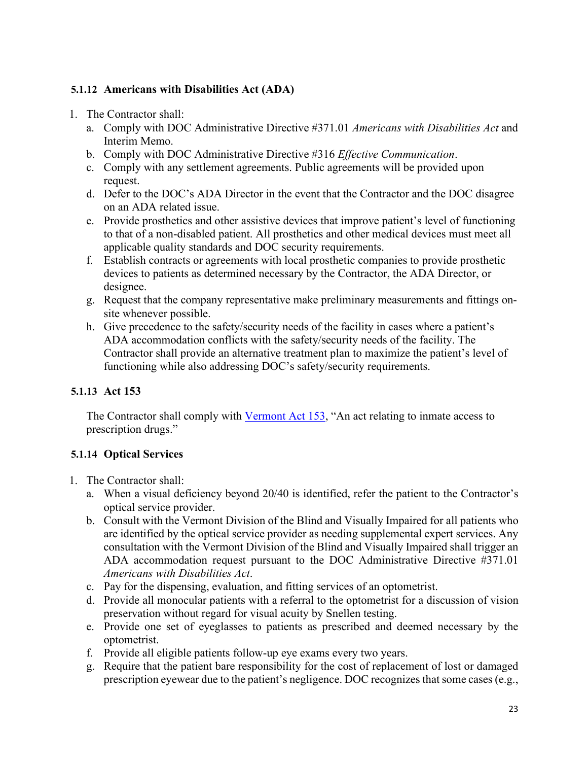### 5.1.12 Americans with Disabilities Act (ADA)

1. The Contractor shall:
   a. Comply with DOC Administrative Directive #371.01 *Americans with Disabilities Act* and Interim Memo.
   b. Comply with DOC Administrative Directive #316 *Effective Communication*.
   c. Comply with any settlement agreements. Public agreements will be provided upon request.
   d. Defer to the DOC's ADA Director in the event that the Contractor and the DOC disagree on an ADA related issue.
   e. Provide prosthetics and other assistive devices that improve patient's level of functioning to that of a non-disabled patient. All prosthetics and other medical devices must meet all applicable quality standards and DOC security requirements.
   f. Establish contracts or agreements with local prosthetic companies to provide prosthetic devices to patients as determined necessary by the Contractor, the ADA Director, or designee.
   g. Request that the company representative make preliminary measurements and fittings on-site whenever possible.
   h. Give precedence to the safety/security needs of the facility in cases where a patient's ADA accommodation conflicts with the safety/security needs of the facility. The Contractor shall provide an alternative treatment plan to maximize the patient's level of functioning while also addressing DOC's safety/security requirements.

### 5.1.13 Act 153

The Contractor shall comply with [Vermont Act 153](), "An act relating to inmate access to prescription drugs."

### 5.1.14 Optical Services

1. The Contractor shall:
   a. When a visual deficiency beyond 20/40 is identified, refer the patient to the Contractor's optical service provider.
   b. Consult with the Vermont Division of the Blind and Visually Impaired for all patients who are identified by the optical service provider as needing supplemental expert services. Any consultation with the Vermont Division of the Blind and Visually Impaired shall trigger an ADA accommodation request pursuant to the DOC Administrative Directive #371.01 *Americans with Disabilities Act*.
   c. Pay for the dispensing, evaluation, and fitting services of an optometrist.
   d. Provide all monocular patients with a referral to the optometrist for a discussion of vision preservation without regard for visual acuity by Snellen testing.
   e. Provide one set of eyeglasses to patients as prescribed and deemed necessary by the optometrist.
   f. Provide all eligible patients follow-up eye exams every two years.
   g. Require that the patient bare responsibility for the cost of replacement of lost or damaged prescription eyewear due to the patient's negligence. DOC recognizes that some cases (e.g.,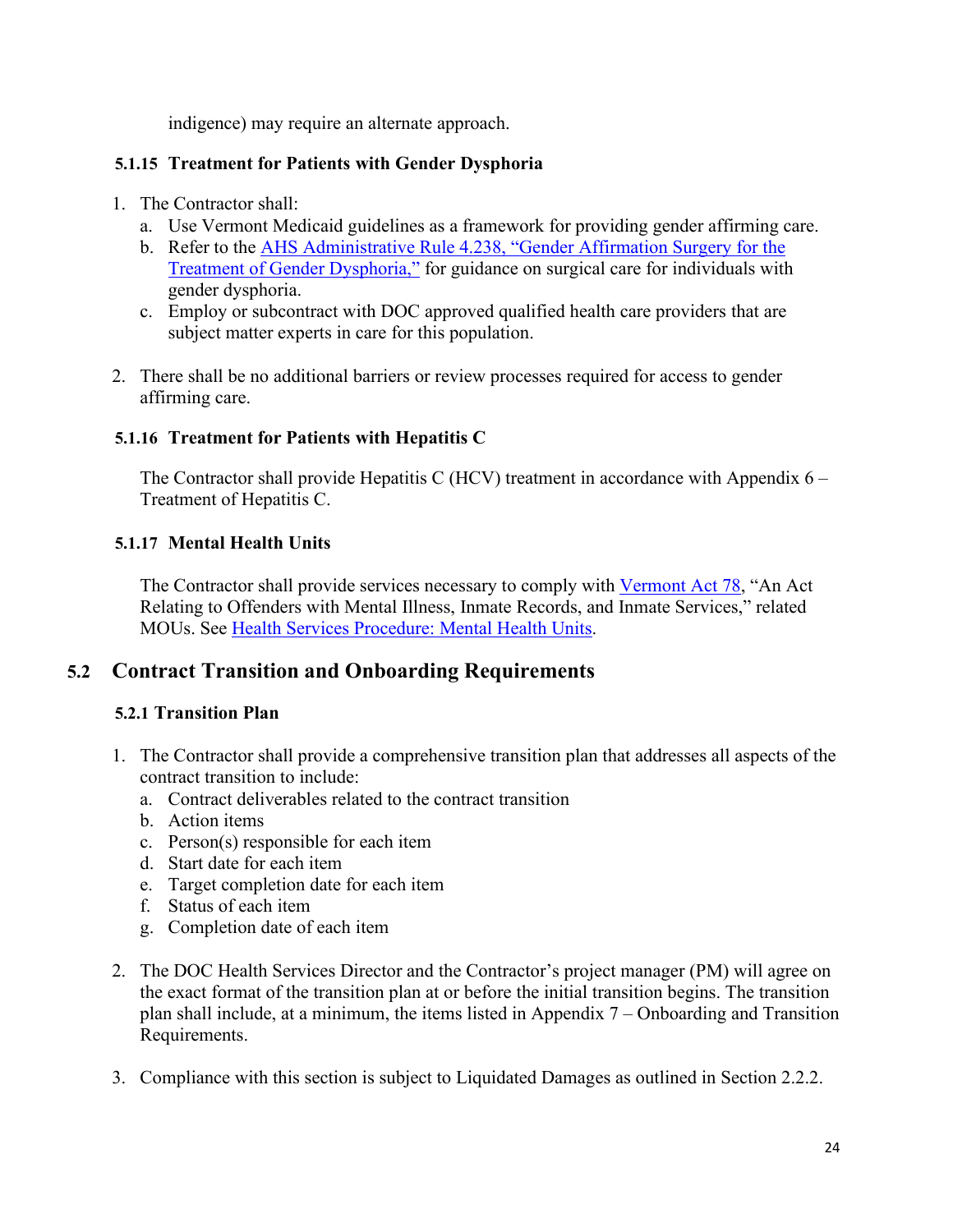indigence) may require an alternate approach.

### 5.1.15 Treatment for Patients with Gender Dysphoria

1. The Contractor shall:
   a. Use Vermont Medicaid guidelines as a framework for providing gender affirming care.
   b. Refer to the AHS Administrative Rule 4.238, "Gender Affirmation Surgery for the Treatment of Gender Dysphoria," for guidance on surgical care for individuals with gender dysphoria.
   c. Employ or subcontract with DOC approved qualified health care providers that are subject matter experts in care for this population.

2. There shall be no additional barriers or review processes required for access to gender affirming care.

### 5.1.16 Treatment for Patients with Hepatitis C

The Contractor shall provide Hepatitis C (HCV) treatment in accordance with Appendix 6 – Treatment of Hepatitis C.

### 5.1.17 Mental Health Units

The Contractor shall provide services necessary to comply with Vermont Act 78, "An Act Relating to Offenders with Mental Illness, Inmate Records, and Inmate Services," related MOUs. See Health Services Procedure: Mental Health Units.

## 5.2 Contract Transition and Onboarding Requirements

### 5.2.1 Transition Plan

1. The Contractor shall provide a comprehensive transition plan that addresses all aspects of the contract transition to include:
   a. Contract deliverables related to the contract transition
   b. Action items
   c. Person(s) responsible for each item
   d. Start date for each item
   e. Target completion date for each item
   f. Status of each item
   g. Completion date of each item

2. The DOC Health Services Director and the Contractor's project manager (PM) will agree on the exact format of the transition plan at or before the initial transition begins. The transition plan shall include, at a minimum, the items listed in Appendix 7 – Onboarding and Transition Requirements.

3. Compliance with this section is subject to Liquidated Damages as outlined in Section 2.2.2.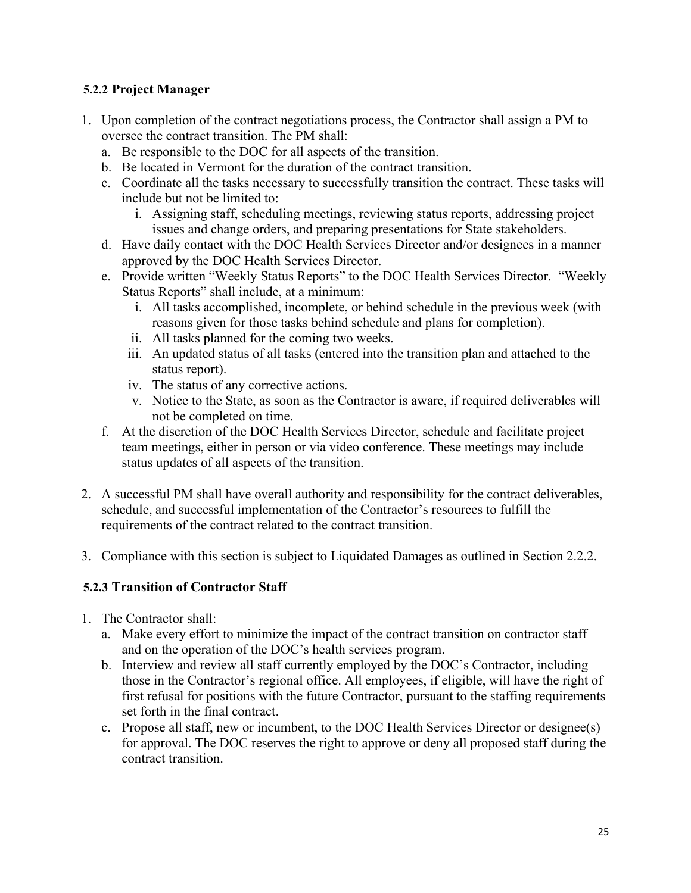### 5.2.2 Project Manager

1. Upon completion of the contract negotiations process, the Contractor shall assign a PM to oversee the contract transition. The PM shall:
   a. Be responsible to the DOC for all aspects of the transition.
   b. Be located in Vermont for the duration of the contract transition.
   c. Coordinate all the tasks necessary to successfully transition the contract. These tasks will include but not be limited to:
      i. Assigning staff, scheduling meetings, reviewing status reports, addressing project issues and change orders, and preparing presentations for State stakeholders.
   d. Have daily contact with the DOC Health Services Director and/or designees in a manner approved by the DOC Health Services Director.
   e. Provide written "Weekly Status Reports" to the DOC Health Services Director. "Weekly Status Reports" shall include, at a minimum:
      i. All tasks accomplished, incomplete, or behind schedule in the previous week (with reasons given for those tasks behind schedule and plans for completion).
      ii. All tasks planned for the coming two weeks.
      iii. An updated status of all tasks (entered into the transition plan and attached to the status report).
      iv. The status of any corrective actions.
      v. Notice to the State, as soon as the Contractor is aware, if required deliverables will not be completed on time.
   f. At the discretion of the DOC Health Services Director, schedule and facilitate project team meetings, either in person or via video conference. These meetings may include status updates of all aspects of the transition.

2. A successful PM shall have overall authority and responsibility for the contract deliverables, schedule, and successful implementation of the Contractor's resources to fulfill the requirements of the contract related to the contract transition.

3. Compliance with this section is subject to Liquidated Damages as outlined in Section 2.2.2.

### 5.2.3 Transition of Contractor Staff

1. The Contractor shall:
   a. Make every effort to minimize the impact of the contract transition on contractor staff and on the operation of the DOC's health services program.
   b. Interview and review all staff currently employed by the DOC's Contractor, including those in the Contractor's regional office. All employees, if eligible, will have the right of first refusal for positions with the future Contractor, pursuant to the staffing requirements set forth in the final contract.
   c. Propose all staff, new or incumbent, to the DOC Health Services Director or designee(s) for approval. The DOC reserves the right to approve or deny all proposed staff during the contract transition.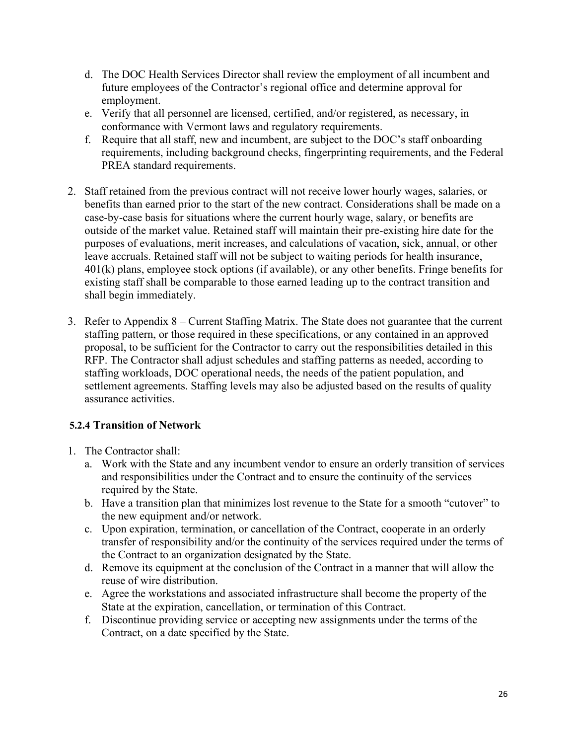d. The DOC Health Services Director shall review the employment of all incumbent and future employees of the Contractor's regional office and determine approval for employment.
e. Verify that all personnel are licensed, certified, and/or registered, as necessary, in conformance with Vermont laws and regulatory requirements.
f. Require that all staff, new and incumbent, are subject to the DOC's staff onboarding requirements, including background checks, fingerprinting requirements, and the Federal PREA standard requirements.

2. Staff retained from the previous contract will not receive lower hourly wages, salaries, or benefits than earned prior to the start of the new contract. Considerations shall be made on a case-by-case basis for situations where the current hourly wage, salary, or benefits are outside of the market value. Retained staff will maintain their pre-existing hire date for the purposes of evaluations, merit increases, and calculations of vacation, sick, annual, or other leave accruals. Retained staff will not be subject to waiting periods for health insurance, 401(k) plans, employee stock options (if available), or any other benefits. Fringe benefits for existing staff shall be comparable to those earned leading up to the contract transition and shall begin immediately.

3. Refer to Appendix 8 – Current Staffing Matrix. The State does not guarantee that the current staffing pattern, or those required in these specifications, or any contained in an approved proposal, to be sufficient for the Contractor to carry out the responsibilities detailed in this RFP. The Contractor shall adjust schedules and staffing patterns as needed, according to staffing workloads, DOC operational needs, the needs of the patient population, and settlement agreements. Staffing levels may also be adjusted based on the results of quality assurance activities.

### 5.2.4 Transition of Network

1. The Contractor shall:
   a. Work with the State and any incumbent vendor to ensure an orderly transition of services and responsibilities under the Contract and to ensure the continuity of the services required by the State.
   b. Have a transition plan that minimizes lost revenue to the State for a smooth "cutover" to the new equipment and/or network.
   c. Upon expiration, termination, or cancellation of the Contract, cooperate in an orderly transfer of responsibility and/or the continuity of the services required under the terms of the Contract to an organization designated by the State.
   d. Remove its equipment at the conclusion of the Contract in a manner that will allow the reuse of wire distribution.
   e. Agree the workstations and associated infrastructure shall become the property of the State at the expiration, cancellation, or termination of this Contract.
   f. Discontinue providing service or accepting new assignments under the terms of the Contract, on a date specified by the State.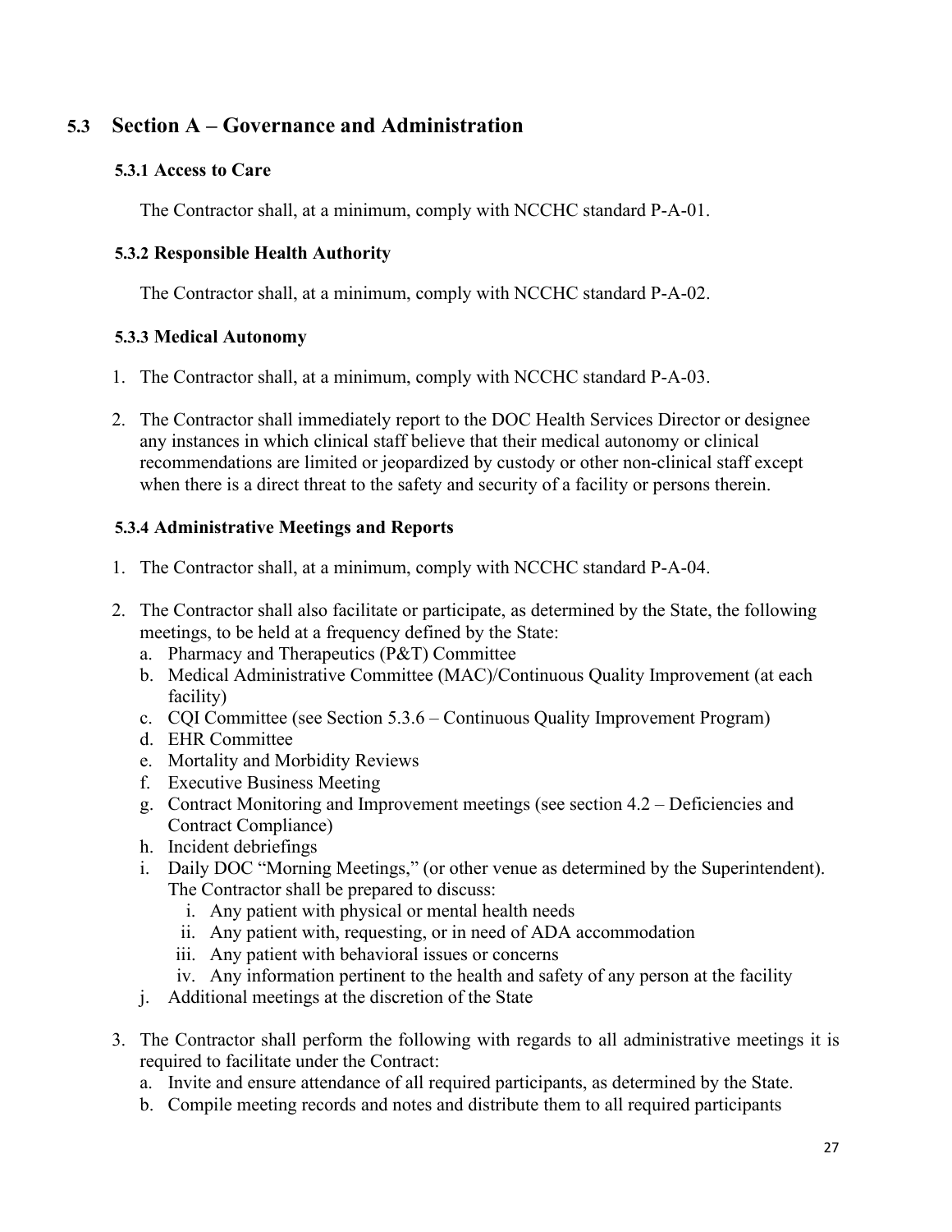## 5.3 Section A – Governance and Administration

### 5.3.1 Access to Care

The Contractor shall, at a minimum, comply with NCCHC standard P-A-01.

### 5.3.2 Responsible Health Authority

The Contractor shall, at a minimum, comply with NCCHC standard P-A-02.

### 5.3.3 Medical Autonomy

1. The Contractor shall, at a minimum, comply with NCCHC standard P-A-03.
2. The Contractor shall immediately report to the DOC Health Services Director or designee any instances in which clinical staff believe that their medical autonomy or clinical recommendations are limited or jeopardized by custody or other non-clinical staff except when there is a direct threat to the safety and security of a facility or persons therein.

### 5.3.4 Administrative Meetings and Reports

1. The Contractor shall, at a minimum, comply with NCCHC standard P-A-04.
2. The Contractor shall also facilitate or participate, as determined by the State, the following meetings, to be held at a frequency defined by the State:
   a. Pharmacy and Therapeutics (P&T) Committee
   b. Medical Administrative Committee (MAC)/Continuous Quality Improvement (at each facility)
   c. CQI Committee (see Section 5.3.6 – Continuous Quality Improvement Program)
   d. EHR Committee
   e. Mortality and Morbidity Reviews
   f. Executive Business Meeting
   g. Contract Monitoring and Improvement meetings (see section 4.2 – Deficiencies and Contract Compliance)
   h. Incident debriefings
   i. Daily DOC "Morning Meetings," (or other venue as determined by the Superintendent). The Contractor shall be prepared to discuss:
      i. Any patient with physical or mental health needs
      ii. Any patient with, requesting, or in need of ADA accommodation
      iii. Any patient with behavioral issues or concerns
      iv. Any information pertinent to the health and safety of any person at the facility
   j. Additional meetings at the discretion of the State
3. The Contractor shall perform the following with regards to all administrative meetings it is required to facilitate under the Contract:
   a. Invite and ensure attendance of all required participants, as determined by the State.
   b. Compile meeting records and notes and distribute them to all required participants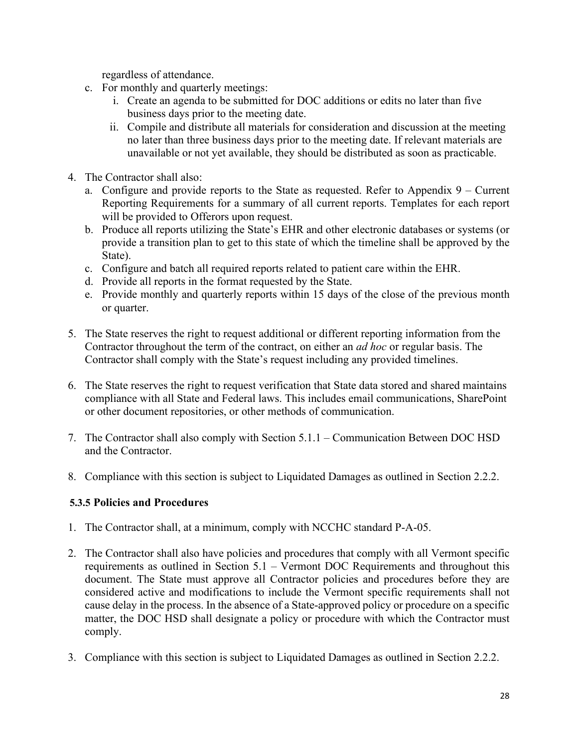regardless of attendance.

c. For monthly and quarterly meetings:
    i. Create an agenda to be submitted for DOC additions or edits no later than five business days prior to the meeting date.
    ii. Compile and distribute all materials for consideration and discussion at the meeting no later than three business days prior to the meeting date. If relevant materials are unavailable or not yet available, they should be distributed as soon as practicable.

4. The Contractor shall also:
    a. Configure and provide reports to the State as requested. Refer to Appendix 9 – Current Reporting Requirements for a summary of all current reports. Templates for each report will be provided to Offerors upon request.
    b. Produce all reports utilizing the State's EHR and other electronic databases or systems (or provide a transition plan to get to this state of which the timeline shall be approved by the State).
    c. Configure and batch all required reports related to patient care within the EHR.
    d. Provide all reports in the format requested by the State.
    e. Provide monthly and quarterly reports within 15 days of the close of the previous month or quarter.

5. The State reserves the right to request additional or different reporting information from the Contractor throughout the term of the contract, on either an *ad hoc* or regular basis. The Contractor shall comply with the State's request including any provided timelines.

6. The State reserves the right to request verification that State data stored and shared maintains compliance with all State and Federal laws. This includes email communications, SharePoint or other document repositories, or other methods of communication.

7. The Contractor shall also comply with Section 5.1.1 – Communication Between DOC HSD and the Contractor.

8. Compliance with this section is subject to Liquidated Damages as outlined in Section 2.2.2.

### 5.3.5 Policies and Procedures

1. The Contractor shall, at a minimum, comply with NCCHC standard P-A-05.

2. The Contractor shall also have policies and procedures that comply with all Vermont specific requirements as outlined in Section 5.1 – Vermont DOC Requirements and throughout this document. The State must approve all Contractor policies and procedures before they are considered active and modifications to include the Vermont specific requirements shall not cause delay in the process. In the absence of a State-approved policy or procedure on a specific matter, the DOC HSD shall designate a policy or procedure with which the Contractor must comply.

3. Compliance with this section is subject to Liquidated Damages as outlined in Section 2.2.2.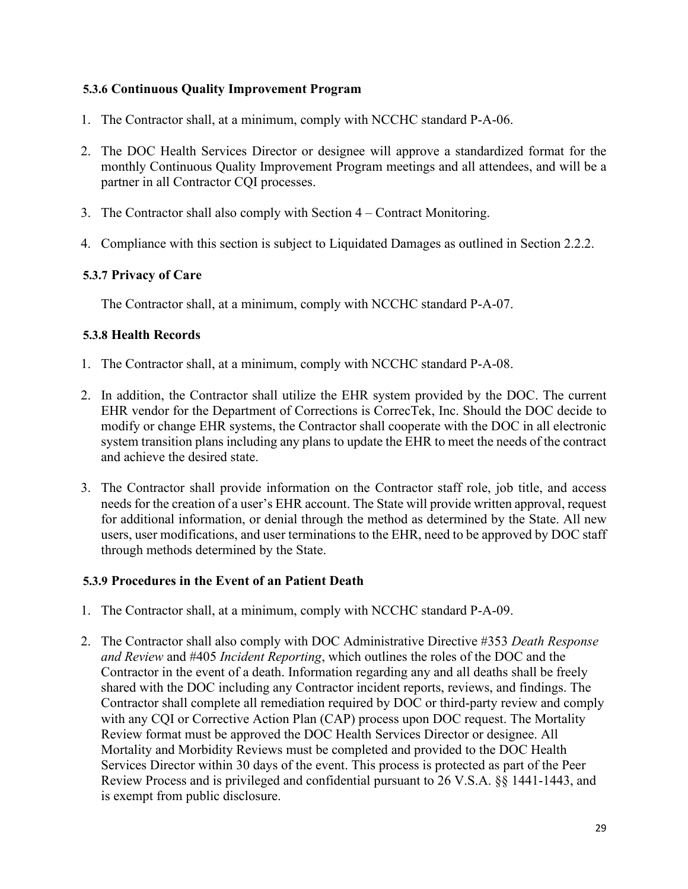### 5.3.6 Continuous Quality Improvement Program

1. The Contractor shall, at a minimum, comply with NCCHC standard P-A-06.
2. The DOC Health Services Director or designee will approve a standardized format for the monthly Continuous Quality Improvement Program meetings and all attendees, and will be a partner in all Contractor CQI processes.
3. The Contractor shall also comply with Section 4 – Contract Monitoring.
4. Compliance with this section is subject to Liquidated Damages as outlined in Section 2.2.2.

### 5.3.7 Privacy of Care

The Contractor shall, at a minimum, comply with NCCHC standard P-A-07.

### 5.3.8 Health Records

1. The Contractor shall, at a minimum, comply with NCCHC standard P-A-08.
2. In addition, the Contractor shall utilize the EHR system provided by the DOC. The current EHR vendor for the Department of Corrections is CorrecTek, Inc. Should the DOC decide to modify or change EHR systems, the Contractor shall cooperate with the DOC in all electronic system transition plans including any plans to update the EHR to meet the needs of the contract and achieve the desired state.
3. The Contractor shall provide information on the Contractor staff role, job title, and access needs for the creation of a user's EHR account. The State will provide written approval, request for additional information, or denial through the method as determined by the State. All new users, user modifications, and user terminations to the EHR, need to be approved by DOC staff through methods determined by the State.

### 5.3.9 Procedures in the Event of an Patient Death

1. The Contractor shall, at a minimum, comply with NCCHC standard P-A-09.
2. The Contractor shall also comply with DOC Administrative Directive #353 *Death Response and Review* and #405 *Incident Reporting*, which outlines the roles of the DOC and the Contractor in the event of a death. Information regarding any and all deaths shall be freely shared with the DOC including any Contractor incident reports, reviews, and findings. The Contractor shall complete all remediation required by DOC or third-party review and comply with any CQI or Corrective Action Plan (CAP) process upon DOC request. The Mortality Review format must be approved the DOC Health Services Director or designee. All Mortality and Morbidity Reviews must be completed and provided to the DOC Health Services Director within 30 days of the event. This process is protected as part of the Peer Review Process and is privileged and confidential pursuant to 26 V.S.A. §§ 1441-1443, and is exempt from public disclosure.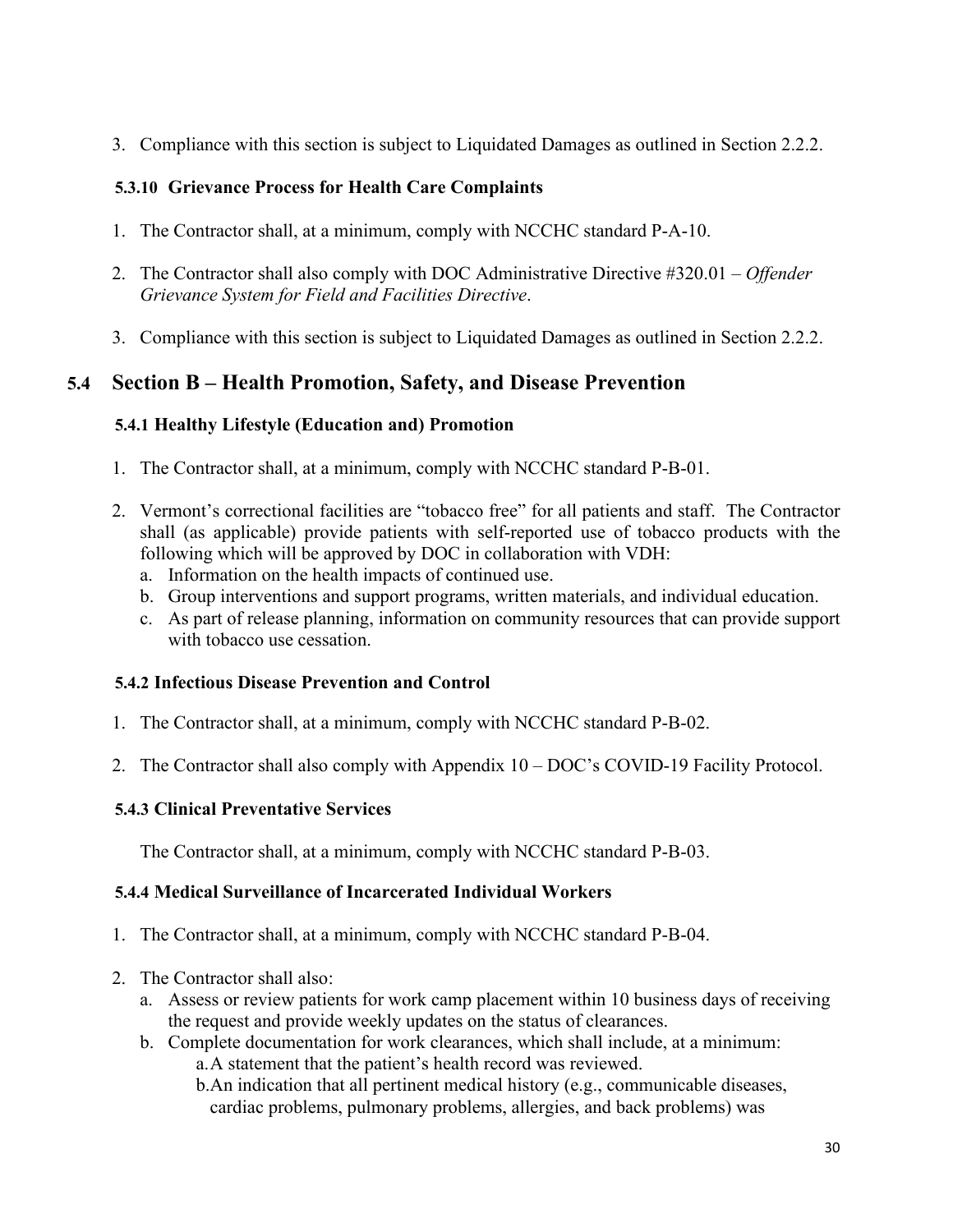3. Compliance with this section is subject to Liquidated Damages as outlined in Section 2.2.2.

### 5.3.10 Grievance Process for Health Care Complaints

1. The Contractor shall, at a minimum, comply with NCCHC standard P-A-10.
2. The Contractor shall also comply with DOC Administrative Directive #320.01 – *Offender Grievance System for Field and Facilities Directive*.
3. Compliance with this section is subject to Liquidated Damages as outlined in Section 2.2.2.

## 5.4 Section B – Health Promotion, Safety, and Disease Prevention

### 5.4.1 Healthy Lifestyle (Education and) Promotion

1. The Contractor shall, at a minimum, comply with NCCHC standard P-B-01.
2. Vermont's correctional facilities are "tobacco free" for all patients and staff. The Contractor shall (as applicable) provide patients with self-reported use of tobacco products with the following which will be approved by DOC in collaboration with VDH:
   a. Information on the health impacts of continued use.
   b. Group interventions and support programs, written materials, and individual education.
   c. As part of release planning, information on community resources that can provide support with tobacco use cessation.

### 5.4.2 Infectious Disease Prevention and Control

1. The Contractor shall, at a minimum, comply with NCCHC standard P-B-02.
2. The Contractor shall also comply with Appendix 10 – DOC's COVID-19 Facility Protocol.

### 5.4.3 Clinical Preventative Services

The Contractor shall, at a minimum, comply with NCCHC standard P-B-03.

### 5.4.4 Medical Surveillance of Incarcerated Individual Workers

1. The Contractor shall, at a minimum, comply with NCCHC standard P-B-04.
2. The Contractor shall also:
   a. Assess or review patients for work camp placement within 10 business days of receiving the request and provide weekly updates on the status of clearances.
   b. Complete documentation for work clearances, which shall include, at a minimum:
      a. A statement that the patient's health record was reviewed.
      b. An indication that all pertinent medical history (e.g., communicable diseases, cardiac problems, pulmonary problems, allergies, and back problems) was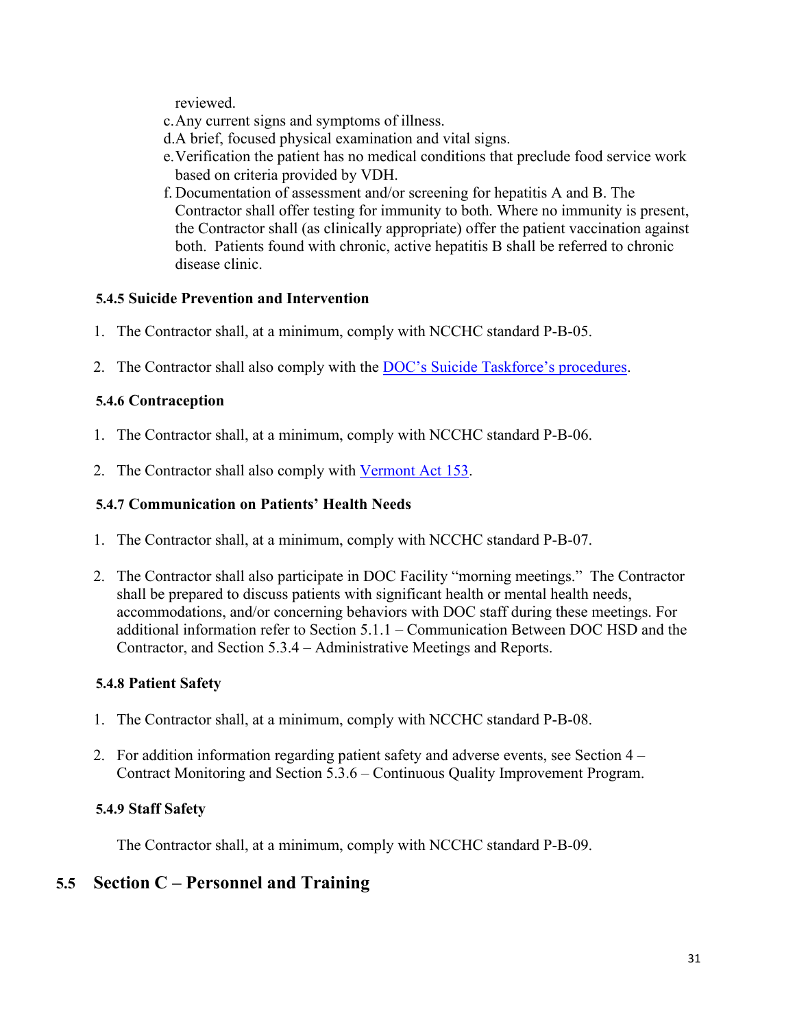reviewed.

c. Any current signs and symptoms of illness.
d. A brief, focused physical examination and vital signs.
e. Verification the patient has no medical conditions that preclude food service work based on criteria provided by VDH.
f. Documentation of assessment and/or screening for hepatitis A and B. The Contractor shall offer testing for immunity to both. Where no immunity is present, the Contractor shall (as clinically appropriate) offer the patient vaccination against both. Patients found with chronic, active hepatitis B shall be referred to chronic disease clinic.

### 5.4.5 Suicide Prevention and Intervention

1. The Contractor shall, at a minimum, comply with NCCHC standard P-B-05.
2. The Contractor shall also comply with the DOC's Suicide Taskforce's procedures.

### 5.4.6 Contraception

1. The Contractor shall, at a minimum, comply with NCCHC standard P-B-06.
2. The Contractor shall also comply with Vermont Act 153.

### 5.4.7 Communication on Patients' Health Needs

1. The Contractor shall, at a minimum, comply with NCCHC standard P-B-07.
2. The Contractor shall also participate in DOC Facility "morning meetings." The Contractor shall be prepared to discuss patients with significant health or mental health needs, accommodations, and/or concerning behaviors with DOC staff during these meetings. For additional information refer to Section 5.1.1 – Communication Between DOC HSD and the Contractor, and Section 5.3.4 – Administrative Meetings and Reports.

### 5.4.8 Patient Safety

1. The Contractor shall, at a minimum, comply with NCCHC standard P-B-08.
2. For addition information regarding patient safety and adverse events, see Section 4 – Contract Monitoring and Section 5.3.6 – Continuous Quality Improvement Program.

### 5.4.9 Staff Safety

The Contractor shall, at a minimum, comply with NCCHC standard P-B-09.

## 5.5 Section C – Personnel and Training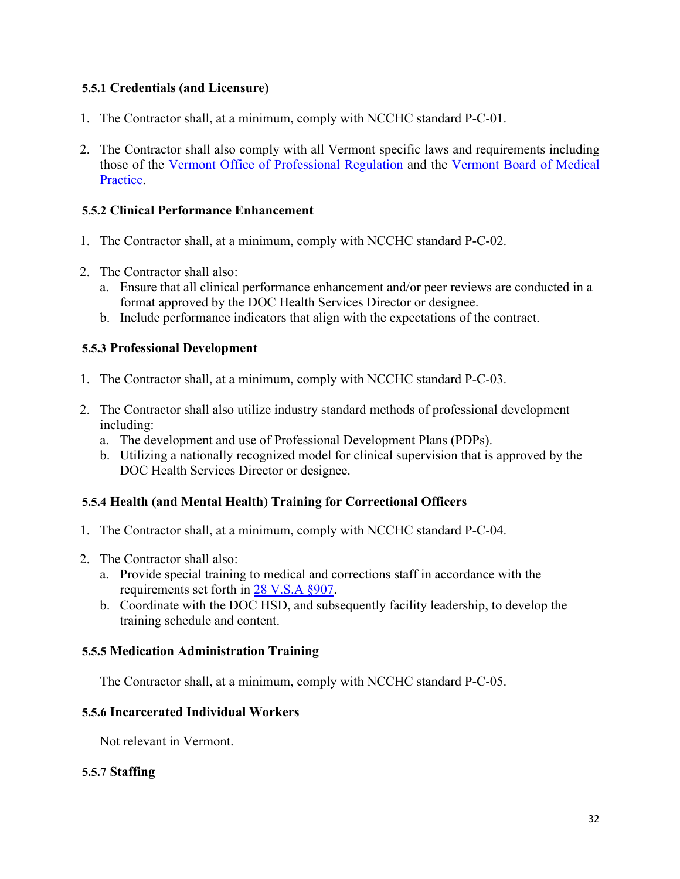### 5.5.1 Credentials (and Licensure)

1. The Contractor shall, at a minimum, comply with NCCHC standard P-C-01.

2. The Contractor shall also comply with all Vermont specific laws and requirements including those of the Vermont Office of Professional Regulation and the Vermont Board of Medical Practice.

### 5.5.2 Clinical Performance Enhancement

1. The Contractor shall, at a minimum, comply with NCCHC standard P-C-02.

2. The Contractor shall also:
   a. Ensure that all clinical performance enhancement and/or peer reviews are conducted in a format approved by the DOC Health Services Director or designee.
   b. Include performance indicators that align with the expectations of the contract.

### 5.5.3 Professional Development

1. The Contractor shall, at a minimum, comply with NCCHC standard P-C-03.

2. The Contractor shall also utilize industry standard methods of professional development including:
   a. The development and use of Professional Development Plans (PDPs).
   b. Utilizing a nationally recognized model for clinical supervision that is approved by the DOC Health Services Director or designee.

### 5.5.4 Health (and Mental Health) Training for Correctional Officers

1. The Contractor shall, at a minimum, comply with NCCHC standard P-C-04.

2. The Contractor shall also:
   a. Provide special training to medical and corrections staff in accordance with the requirements set forth in 28 V.S.A §907.
   b. Coordinate with the DOC HSD, and subsequently facility leadership, to develop the training schedule and content.

### 5.5.5 Medication Administration Training

The Contractor shall, at a minimum, comply with NCCHC standard P-C-05.

### 5.5.6 Incarcerated Individual Workers

Not relevant in Vermont.

### 5.5.7 Staffing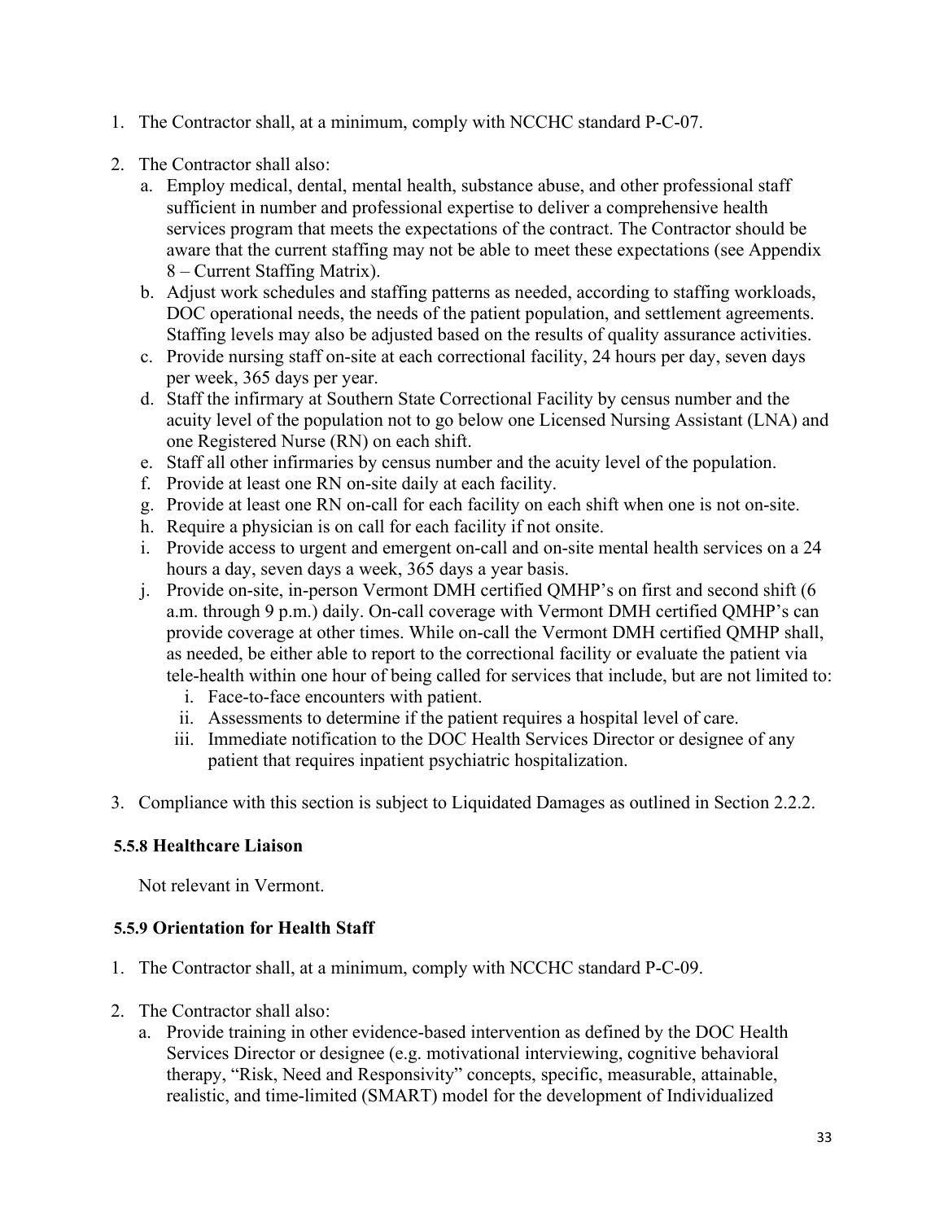1. The Contractor shall, at a minimum, comply with NCCHC standard P-C-07.

2. The Contractor shall also:
   a. Employ medical, dental, mental health, substance abuse, and other professional staff sufficient in number and professional expertise to deliver a comprehensive health services program that meets the expectations of the contract. The Contractor should be aware that the current staffing may not be able to meet these expectations (see Appendix 8 – Current Staffing Matrix).
   b. Adjust work schedules and staffing patterns as needed, according to staffing workloads, DOC operational needs, the needs of the patient population, and settlement agreements. Staffing levels may also be adjusted based on the results of quality assurance activities.
   c. Provide nursing staff on-site at each correctional facility, 24 hours per day, seven days per week, 365 days per year.
   d. Staff the infirmary at Southern State Correctional Facility by census number and the acuity level of the population not to go below one Licensed Nursing Assistant (LNA) and one Registered Nurse (RN) on each shift.
   e. Staff all other infirmaries by census number and the acuity level of the population.
   f. Provide at least one RN on-site daily at each facility.
   g. Provide at least one RN on-call for each facility on each shift when one is not on-site.
   h. Require a physician is on call for each facility if not onsite.
   i. Provide access to urgent and emergent on-call and on-site mental health services on a 24 hours a day, seven days a week, 365 days a year basis.
   j. Provide on-site, in-person Vermont DMH certified QMHP's on first and second shift (6 a.m. through 9 p.m.) daily. On-call coverage with Vermont DMH certified QMHP's can provide coverage at other times. While on-call the Vermont DMH certified QMHP shall, as needed, be either able to report to the correctional facility or evaluate the patient via tele-health within one hour of being called for services that include, but are not limited to:
      i. Face-to-face encounters with patient.
      ii. Assessments to determine if the patient requires a hospital level of care.
      iii. Immediate notification to the DOC Health Services Director or designee of any patient that requires inpatient psychiatric hospitalization.

3. Compliance with this section is subject to Liquidated Damages as outlined in Section 2.2.2.

### 5.5.8 Healthcare Liaison

Not relevant in Vermont.

### 5.5.9 Orientation for Health Staff

1. The Contractor shall, at a minimum, comply with NCCHC standard P-C-09.

2. The Contractor shall also:
   a. Provide training in other evidence-based intervention as defined by the DOC Health Services Director or designee (e.g. motivational interviewing, cognitive behavioral therapy, "Risk, Need and Responsivity" concepts, specific, measurable, attainable, realistic, and time-limited (SMART) model for the development of Individualized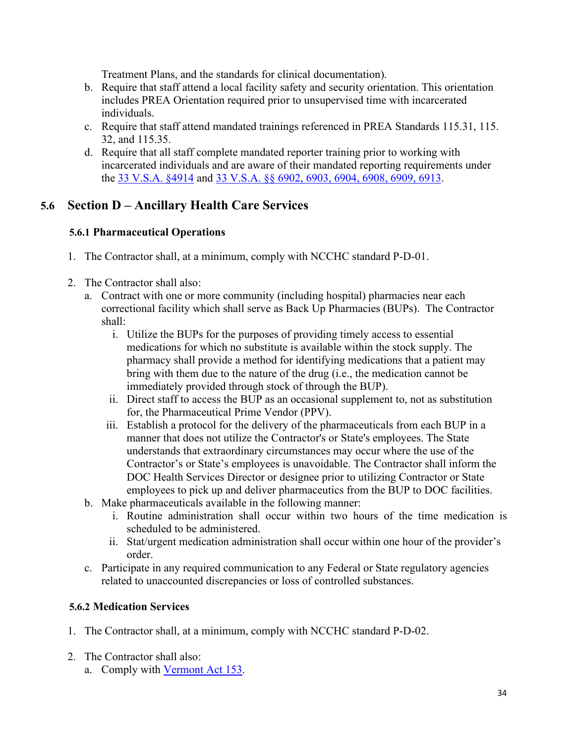Treatment Plans, and the standards for clinical documentation).

b. Require that staff attend a local facility safety and security orientation. This orientation includes PREA Orientation required prior to unsupervised time with incarcerated individuals.

c. Require that staff attend mandated trainings referenced in PREA Standards 115.31, 115. 32, and 115.35.

d. Require that all staff complete mandated reporter training prior to working with incarcerated individuals and are aware of their mandated reporting requirements under the 33 V.S.A. §4914 and 33 V.S.A. §§ 6902, 6903, 6904, 6908, 6909, 6913.

## 5.6 Section D – Ancillary Health Care Services

### 5.6.1 Pharmaceutical Operations

1. The Contractor shall, at a minimum, comply with NCCHC standard P-D-01.

2. The Contractor shall also:
   a. Contract with one or more community (including hospital) pharmacies near each correctional facility which shall serve as Back Up Pharmacies (BUPs). The Contractor shall:
      i. Utilize the BUPs for the purposes of providing timely access to essential medications for which no substitute is available within the stock supply. The pharmacy shall provide a method for identifying medications that a patient may bring with them due to the nature of the drug (i.e., the medication cannot be immediately provided through stock of through the BUP).
      ii. Direct staff to access the BUP as an occasional supplement to, not as substitution for, the Pharmaceutical Prime Vendor (PPV).
      iii. Establish a protocol for the delivery of the pharmaceuticals from each BUP in a manner that does not utilize the Contractor's or State's employees. The State understands that extraordinary circumstances may occur where the use of the Contractor's or State's employees is unavoidable. The Contractor shall inform the DOC Health Services Director or designee prior to utilizing Contractor or State employees to pick up and deliver pharmaceutics from the BUP to DOC facilities.
   b. Make pharmaceuticals available in the following manner:
      i. Routine administration shall occur within two hours of the time medication is scheduled to be administered.
      ii. Stat/urgent medication administration shall occur within one hour of the provider's order.
   c. Participate in any required communication to any Federal or State regulatory agencies related to unaccounted discrepancies or loss of controlled substances.

### 5.6.2 Medication Services

1. The Contractor shall, at a minimum, comply with NCCHC standard P-D-02.

2. The Contractor shall also:
   a. Comply with Vermont Act 153.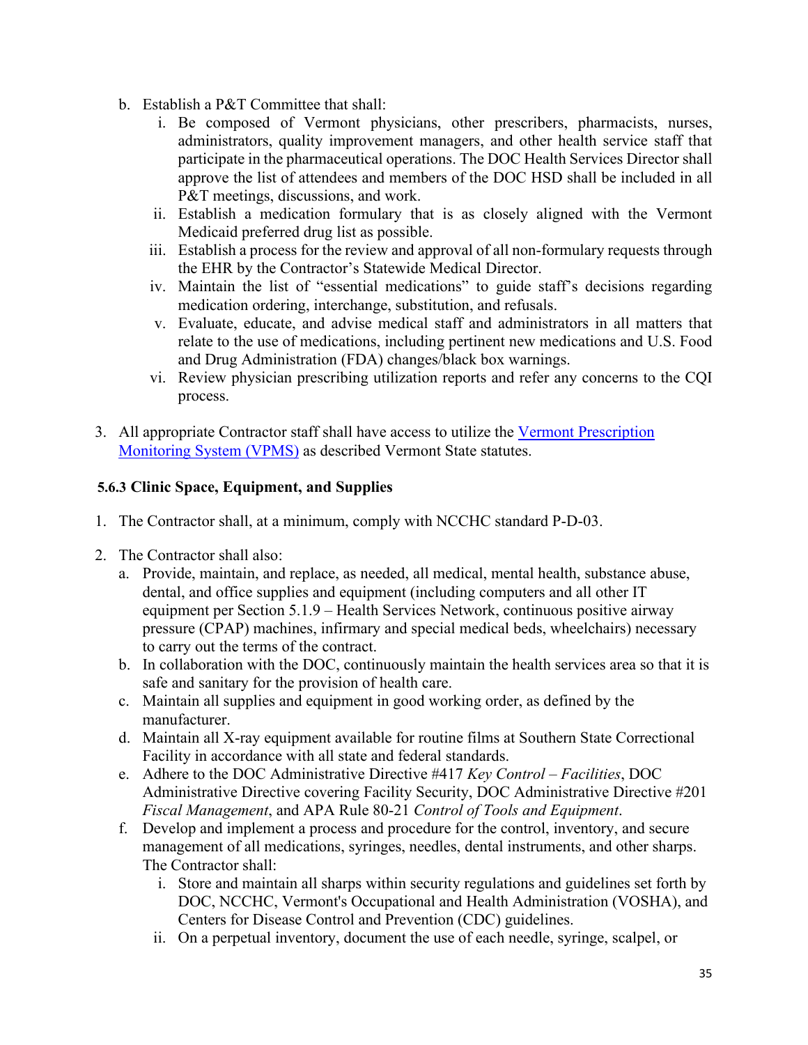b. Establish a P&T Committee that shall:
   i. Be composed of Vermont physicians, other prescribers, pharmacists, nurses, administrators, quality improvement managers, and other health service staff that participate in the pharmaceutical operations. The DOC Health Services Director shall approve the list of attendees and members of the DOC HSD shall be included in all P&T meetings, discussions, and work.
   ii. Establish a medication formulary that is as closely aligned with the Vermont Medicaid preferred drug list as possible.
   iii. Establish a process for the review and approval of all non-formulary requests through the EHR by the Contractor's Statewide Medical Director.
   iv. Maintain the list of "essential medications" to guide staff's decisions regarding medication ordering, interchange, substitution, and refusals.
   v. Evaluate, educate, and advise medical staff and administrators in all matters that relate to the use of medications, including pertinent new medications and U.S. Food and Drug Administration (FDA) changes/black box warnings.
   vi. Review physician prescribing utilization reports and refer any concerns to the CQI process.

3. All appropriate Contractor staff shall have access to utilize the Vermont Prescription Monitoring System (VPMS) as described Vermont State statutes.

### 5.6.3 Clinic Space, Equipment, and Supplies

1. The Contractor shall, at a minimum, comply with NCCHC standard P-D-03.

2. The Contractor shall also:
   a. Provide, maintain, and replace, as needed, all medical, mental health, substance abuse, dental, and office supplies and equipment (including computers and all other IT equipment per Section 5.1.9 – Health Services Network, continuous positive airway pressure (CPAP) machines, infirmary and special medical beds, wheelchairs) necessary to carry out the terms of the contract.
   b. In collaboration with the DOC, continuously maintain the health services area so that it is safe and sanitary for the provision of health care.
   c. Maintain all supplies and equipment in good working order, as defined by the manufacturer.
   d. Maintain all X-ray equipment available for routine films at Southern State Correctional Facility in accordance with all state and federal standards.
   e. Adhere to the DOC Administrative Directive #417 *Key Control – Facilities*, DOC Administrative Directive covering Facility Security, DOC Administrative Directive #201 *Fiscal Management*, and APA Rule 80-21 *Control of Tools and Equipment*.
   f. Develop and implement a process and procedure for the control, inventory, and secure management of all medications, syringes, needles, dental instruments, and other sharps. The Contractor shall:
      i. Store and maintain all sharps within security regulations and guidelines set forth by DOC, NCCHC, Vermont's Occupational and Health Administration (VOSHA), and Centers for Disease Control and Prevention (CDC) guidelines.
      ii. On a perpetual inventory, document the use of each needle, syringe, scalpel, or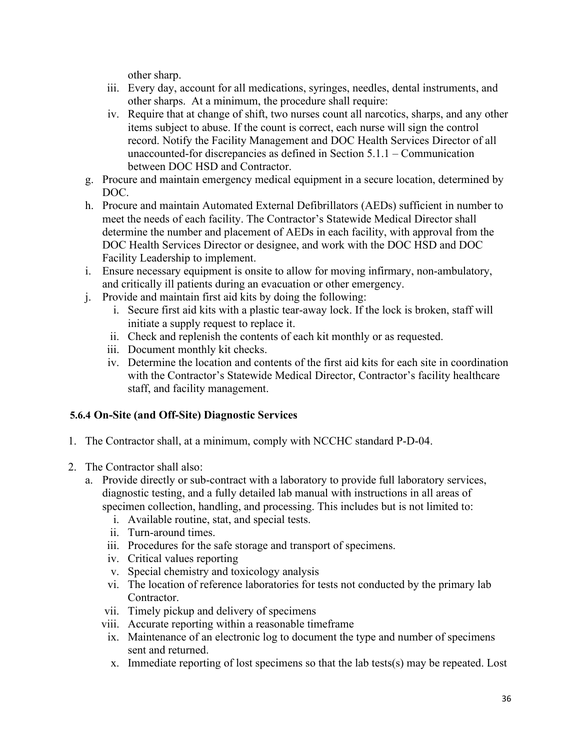other sharp.

   iii. Every day, account for all medications, syringes, needles, dental instruments, and other sharps. At a minimum, the procedure shall require:
   iv. Require that at change of shift, two nurses count all narcotics, sharps, and any other items subject to abuse. If the count is correct, each nurse will sign the control record. Notify the Facility Management and DOC Health Services Director of all unaccounted-for discrepancies as defined in Section 5.1.1 – Communication between DOC HSD and Contractor.

g. Procure and maintain emergency medical equipment in a secure location, determined by DOC.
h. Procure and maintain Automated External Defibrillators (AEDs) sufficient in number to meet the needs of each facility. The Contractor's Statewide Medical Director shall determine the number and placement of AEDs in each facility, with approval from the DOC Health Services Director or designee, and work with the DOC HSD and DOC Facility Leadership to implement.
i. Ensure necessary equipment is onsite to allow for moving infirmary, non-ambulatory, and critically ill patients during an evacuation or other emergency.
j. Provide and maintain first aid kits by doing the following:
   i. Secure first aid kits with a plastic tear-away lock. If the lock is broken, staff will initiate a supply request to replace it.
   ii. Check and replenish the contents of each kit monthly or as requested.
   iii. Document monthly kit checks.
   iv. Determine the location and contents of the first aid kits for each site in coordination with the Contractor's Statewide Medical Director, Contractor's facility healthcare staff, and facility management.

### 5.6.4 On-Site (and Off-Site) Diagnostic Services

1. The Contractor shall, at a minimum, comply with NCCHC standard P-D-04.

2. The Contractor shall also:
   a. Provide directly or sub-contract with a laboratory to provide full laboratory services, diagnostic testing, and a fully detailed lab manual with instructions in all areas of specimen collection, handling, and processing. This includes but is not limited to:
      i. Available routine, stat, and special tests.
      ii. Turn-around times.
      iii. Procedures for the safe storage and transport of specimens.
      iv. Critical values reporting
      v. Special chemistry and toxicology analysis
      vi. The location of reference laboratories for tests not conducted by the primary lab Contractor.
      vii. Timely pickup and delivery of specimens
      viii. Accurate reporting within a reasonable timeframe
      ix. Maintenance of an electronic log to document the type and number of specimens sent and returned.
      x. Immediate reporting of lost specimens so that the lab tests(s) may be repeated. Lost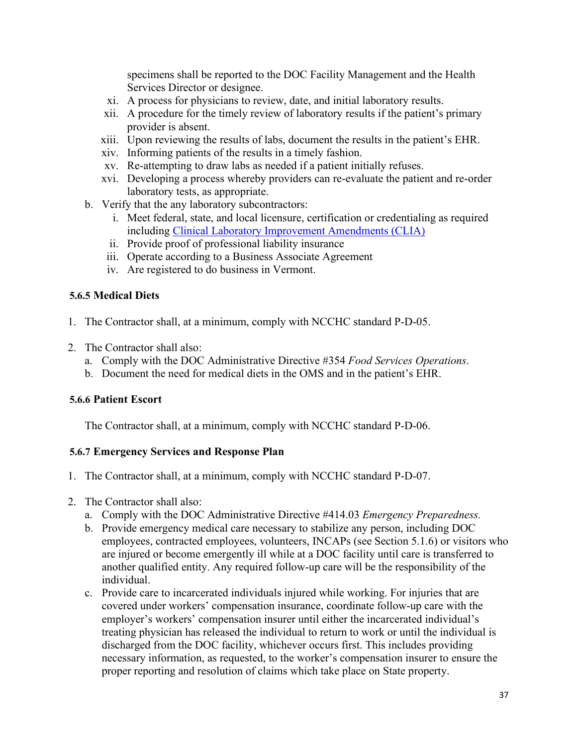specimens shall be reported to the DOC Facility Management and the Health Services Director or designee.

xi. A process for physicians to review, date, and initial laboratory results.

xii. A procedure for the timely review of laboratory results if the patient's primary provider is absent.

xiii. Upon reviewing the results of labs, document the results in the patient's EHR.

xiv. Informing patients of the results in a timely fashion.

xv. Re-attempting to draw labs as needed if a patient initially refuses.

xvi. Developing a process whereby providers can re-evaluate the patient and re-order laboratory tests, as appropriate.

b. Verify that the any laboratory subcontractors:

   i. Meet federal, state, and local licensure, certification or credentialing as required including [Clinical Laboratory Improvement Amendments (CLIA)]

   ii. Provide proof of professional liability insurance

   iii. Operate according to a Business Associate Agreement

   iv. Are registered to do business in Vermont.

**5.6.5 Medical Diets**

1. The Contractor shall, at a minimum, comply with NCCHC standard P-D-05.

2. The Contractor shall also:
   a. Comply with the DOC Administrative Directive #354 *Food Services Operations*.
   b. Document the need for medical diets in the OMS and in the patient's EHR.

**5.6.6 Patient Escort**

The Contractor shall, at a minimum, comply with NCCHC standard P-D-06.

**5.6.7 Emergency Services and Response Plan**

1. The Contractor shall, at a minimum, comply with NCCHC standard P-D-07.

2. The Contractor shall also:
   a. Comply with the DOC Administrative Directive #414.03 *Emergency Preparedness.*
   b. Provide emergency medical care necessary to stabilize any person, including DOC employees, contracted employees, volunteers, INCAPs (see Section 5.1.6) or visitors who are injured or become emergently ill while at a DOC facility until care is transferred to another qualified entity. Any required follow-up care will be the responsibility of the individual.
   c. Provide care to incarcerated individuals injured while working. For injuries that are covered under workers' compensation insurance, coordinate follow-up care with the employer's workers' compensation insurer until either the incarcerated individual's treating physician has released the individual to return to work or until the individual is discharged from the DOC facility, whichever occurs first. This includes providing necessary information, as requested, to the worker's compensation insurer to ensure the proper reporting and resolution of claims which take place on State property.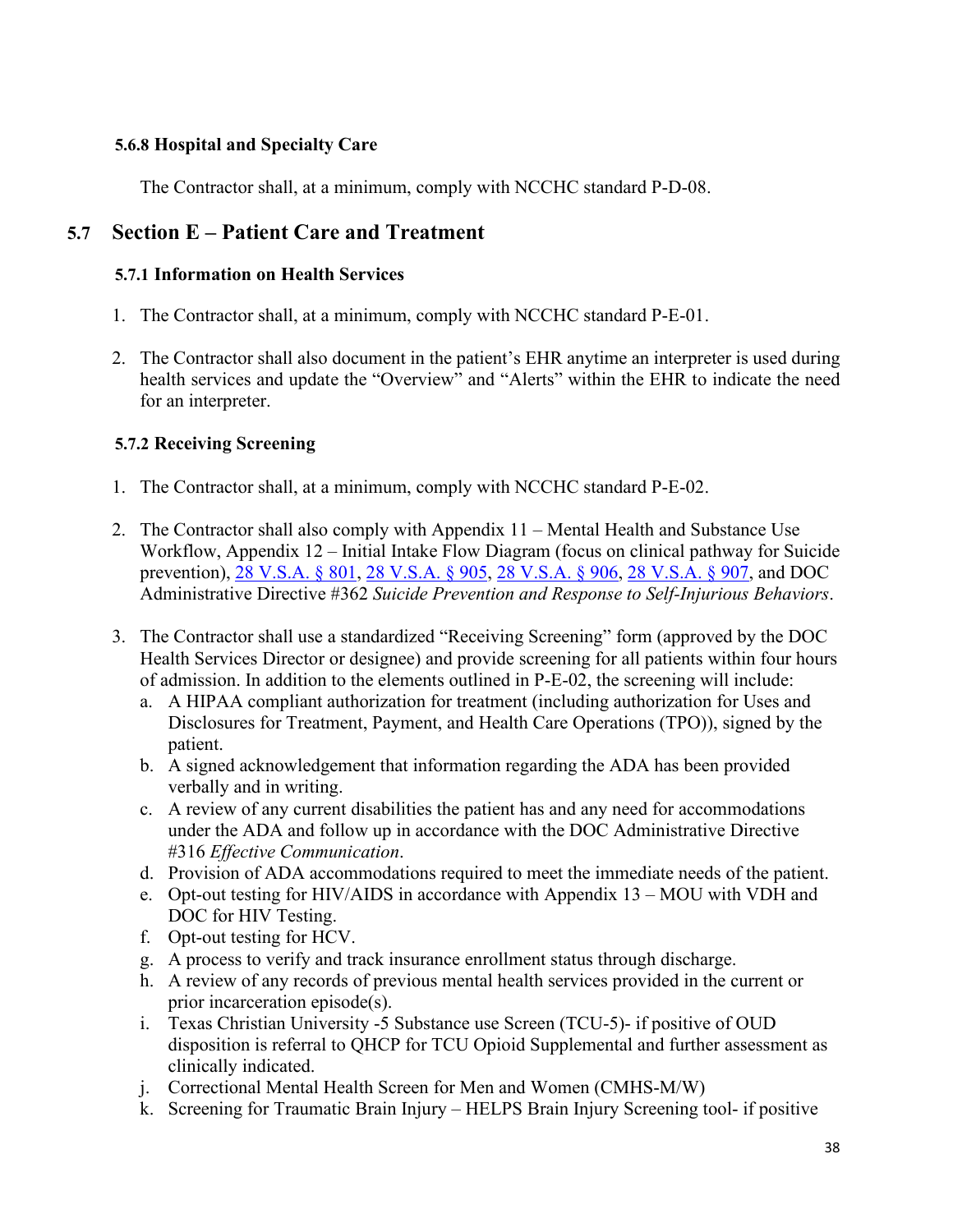### 5.6.8 Hospital and Specialty Care

The Contractor shall, at a minimum, comply with NCCHC standard P-D-08.

## 5.7 Section E – Patient Care and Treatment

### 5.7.1 Information on Health Services

1. The Contractor shall, at a minimum, comply with NCCHC standard P-E-01.

2. The Contractor shall also document in the patient's EHR anytime an interpreter is used during health services and update the "Overview" and "Alerts" within the EHR to indicate the need for an interpreter.

### 5.7.2 Receiving Screening

1. The Contractor shall, at a minimum, comply with NCCHC standard P-E-02.

2. The Contractor shall also comply with Appendix 11 – Mental Health and Substance Use Workflow, Appendix 12 – Initial Intake Flow Diagram (focus on clinical pathway for Suicide prevention), 28 V.S.A. § 801, 28 V.S.A. § 905, 28 V.S.A. § 906, 28 V.S.A. § 907, and DOC Administrative Directive #362 *Suicide Prevention and Response to Self-Injurious Behaviors*.

3. The Contractor shall use a standardized "Receiving Screening" form (approved by the DOC Health Services Director or designee) and provide screening for all patients within four hours of admission. In addition to the elements outlined in P-E-02, the screening will include:
   a. A HIPAA compliant authorization for treatment (including authorization for Uses and Disclosures for Treatment, Payment, and Health Care Operations (TPO)), signed by the patient.
   b. A signed acknowledgement that information regarding the ADA has been provided verbally and in writing.
   c. A review of any current disabilities the patient has and any need for accommodations under the ADA and follow up in accordance with the DOC Administrative Directive #316 *Effective Communication*.
   d. Provision of ADA accommodations required to meet the immediate needs of the patient.
   e. Opt-out testing for HIV/AIDS in accordance with Appendix 13 – MOU with VDH and DOC for HIV Testing.
   f. Opt-out testing for HCV.
   g. A process to verify and track insurance enrollment status through discharge.
   h. A review of any records of previous mental health services provided in the current or prior incarceration episode(s).
   i. Texas Christian University -5 Substance use Screen (TCU-5)- if positive of OUD disposition is referral to QHCP for TCU Opioid Supplemental and further assessment as clinically indicated.
   j. Correctional Mental Health Screen for Men and Women (CMHS-M/W)
   k. Screening for Traumatic Brain Injury – HELPS Brain Injury Screening tool- if positive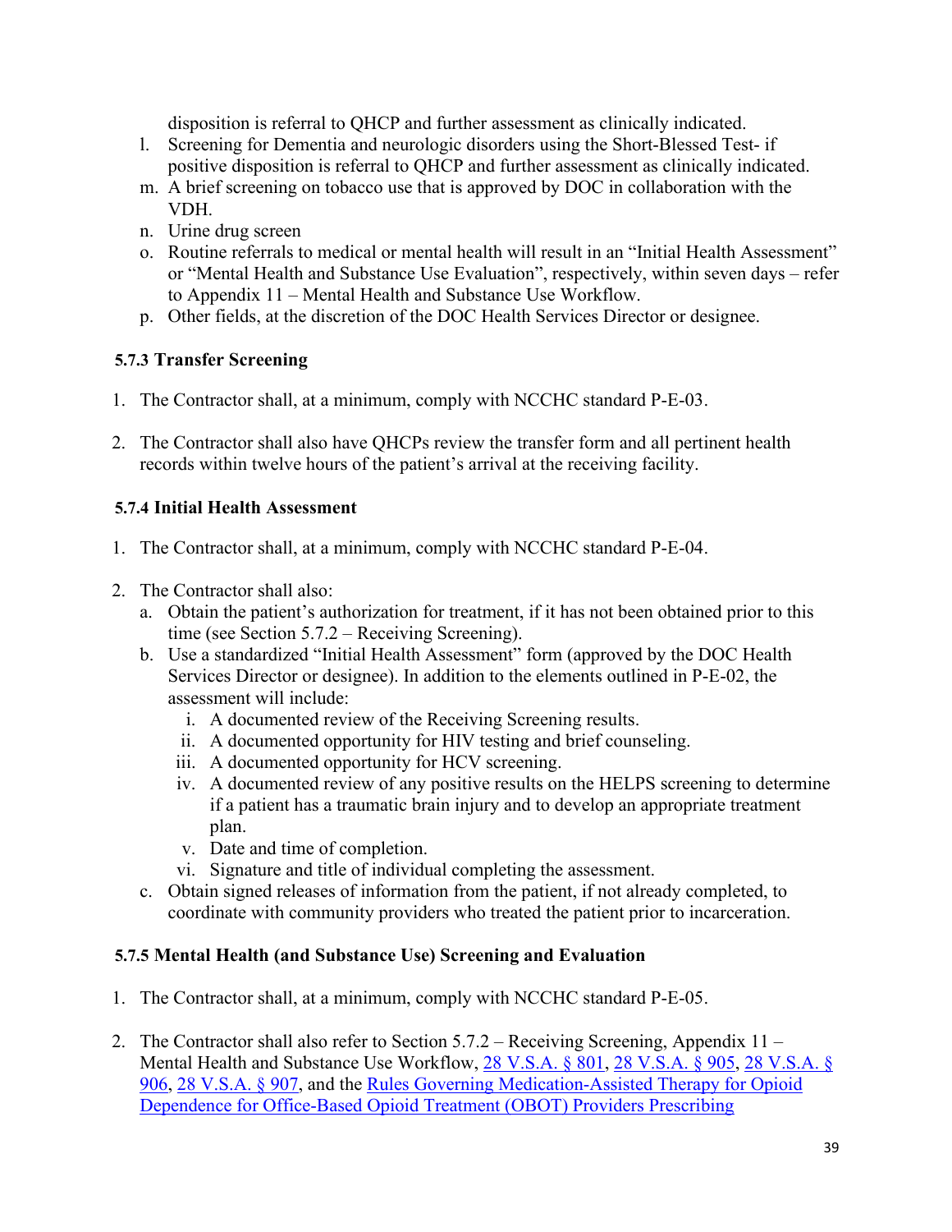disposition is referral to QHCP and further assessment as clinically indicated.

l. Screening for Dementia and neurologic disorders using the Short-Blessed Test- if positive disposition is referral to QHCP and further assessment as clinically indicated.
m. A brief screening on tobacco use that is approved by DOC in collaboration with the VDH.
n. Urine drug screen
o. Routine referrals to medical or mental health will result in an "Initial Health Assessment" or "Mental Health and Substance Use Evaluation", respectively, within seven days – refer to Appendix 11 – Mental Health and Substance Use Workflow.
p. Other fields, at the discretion of the DOC Health Services Director or designee.

### 5.7.3 Transfer Screening

1. The Contractor shall, at a minimum, comply with NCCHC standard P-E-03.

2. The Contractor shall also have QHCPs review the transfer form and all pertinent health records within twelve hours of the patient's arrival at the receiving facility.

### 5.7.4 Initial Health Assessment

1. The Contractor shall, at a minimum, comply with NCCHC standard P-E-04.

2. The Contractor shall also:
   a. Obtain the patient's authorization for treatment, if it has not been obtained prior to this time (see Section 5.7.2 – Receiving Screening).
   b. Use a standardized "Initial Health Assessment" form (approved by the DOC Health Services Director or designee). In addition to the elements outlined in P-E-02, the assessment will include:
      i. A documented review of the Receiving Screening results.
      ii. A documented opportunity for HIV testing and brief counseling.
      iii. A documented opportunity for HCV screening.
      iv. A documented review of any positive results on the HELPS screening to determine if a patient has a traumatic brain injury and to develop an appropriate treatment plan.
      v. Date and time of completion.
      vi. Signature and title of individual completing the assessment.
   c. Obtain signed releases of information from the patient, if not already completed, to coordinate with community providers who treated the patient prior to incarceration.

### 5.7.5 Mental Health (and Substance Use) Screening and Evaluation

1. The Contractor shall, at a minimum, comply with NCCHC standard P-E-05.

2. The Contractor shall also refer to Section 5.7.2 – Receiving Screening, Appendix 11 – Mental Health and Substance Use Workflow, 28 V.S.A. § 801, 28 V.S.A. § 905, 28 V.S.A. § 906, 28 V.S.A. § 907, and the Rules Governing Medication-Assisted Therapy for Opioid Dependence for Office-Based Opioid Treatment (OBOT) Providers Prescribing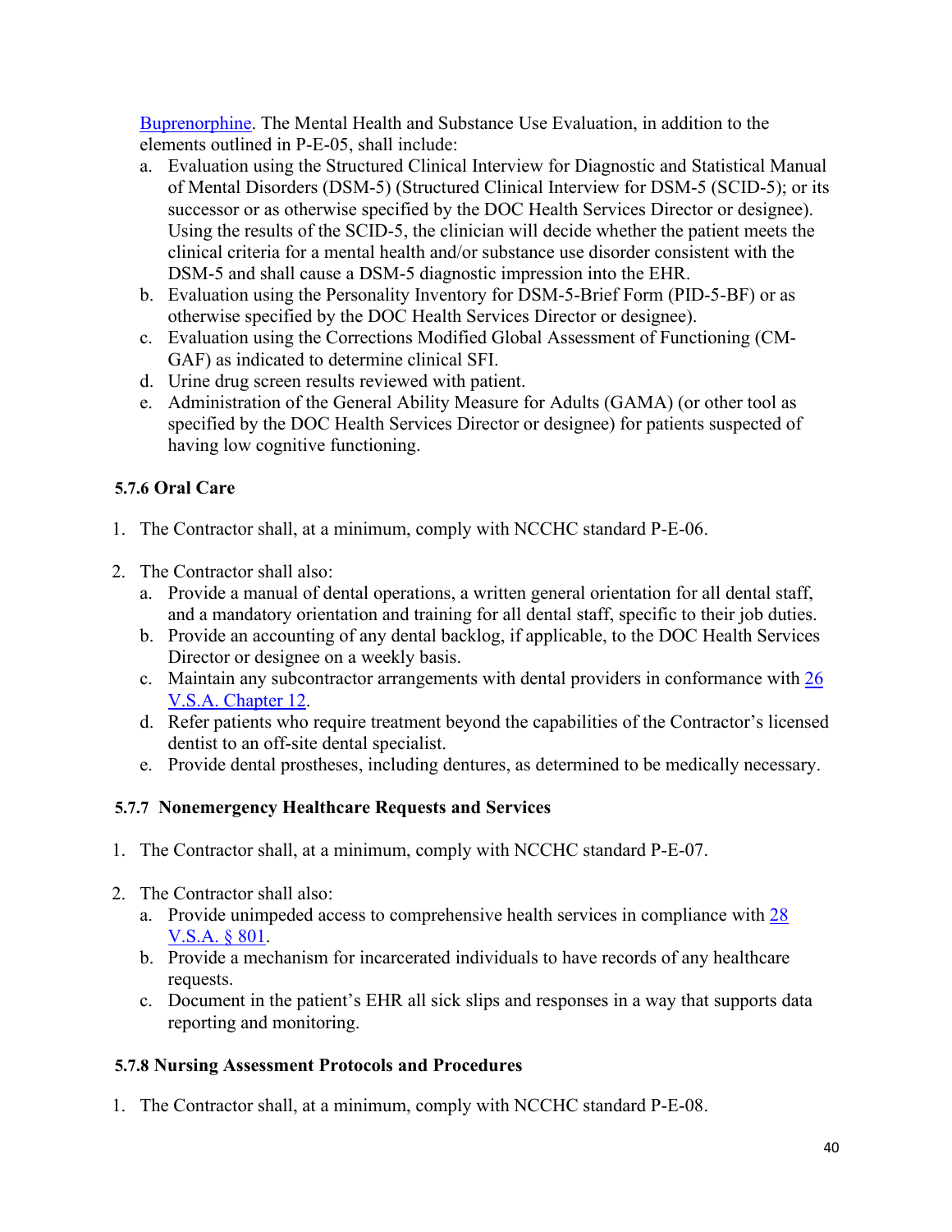[Buprenorphine](). The Mental Health and Substance Use Evaluation, in addition to the elements outlined in P-E-05, shall include:

a. Evaluation using the Structured Clinical Interview for Diagnostic and Statistical Manual of Mental Disorders (DSM-5) (Structured Clinical Interview for DSM-5 (SCID-5); or its successor or as otherwise specified by the DOC Health Services Director or designee). Using the results of the SCID-5, the clinician will decide whether the patient meets the clinical criteria for a mental health and/or substance use disorder consistent with the DSM-5 and shall cause a DSM-5 diagnostic impression into the EHR.
b. Evaluation using the Personality Inventory for DSM-5-Brief Form (PID-5-BF) or as otherwise specified by the DOC Health Services Director or designee).
c. Evaluation using the Corrections Modified Global Assessment of Functioning (CM-GAF) as indicated to determine clinical SFI.
d. Urine drug screen results reviewed with patient.
e. Administration of the General Ability Measure for Adults (GAMA) (or other tool as specified by the DOC Health Services Director or designee) for patients suspected of having low cognitive functioning.

### 5.7.6 Oral Care

1. The Contractor shall, at a minimum, comply with NCCHC standard P-E-06.

2. The Contractor shall also:
   a. Provide a manual of dental operations, a written general orientation for all dental staff, and a mandatory orientation and training for all dental staff, specific to their job duties.
   b. Provide an accounting of any dental backlog, if applicable, to the DOC Health Services Director or designee on a weekly basis.
   c. Maintain any subcontractor arrangements with dental providers in conformance with [26 V.S.A. Chapter 12]().
   d. Refer patients who require treatment beyond the capabilities of the Contractor's licensed dentist to an off-site dental specialist.
   e. Provide dental prostheses, including dentures, as determined to be medically necessary.

### 5.7.7 Nonemergency Healthcare Requests and Services

1. The Contractor shall, at a minimum, comply with NCCHC standard P-E-07.

2. The Contractor shall also:
   a. Provide unimpeded access to comprehensive health services in compliance with [28 V.S.A. § 801]().
   b. Provide a mechanism for incarcerated individuals to have records of any healthcare requests.
   c. Document in the patient's EHR all sick slips and responses in a way that supports data reporting and monitoring.

### 5.7.8 Nursing Assessment Protocols and Procedures

1. The Contractor shall, at a minimum, comply with NCCHC standard P-E-08.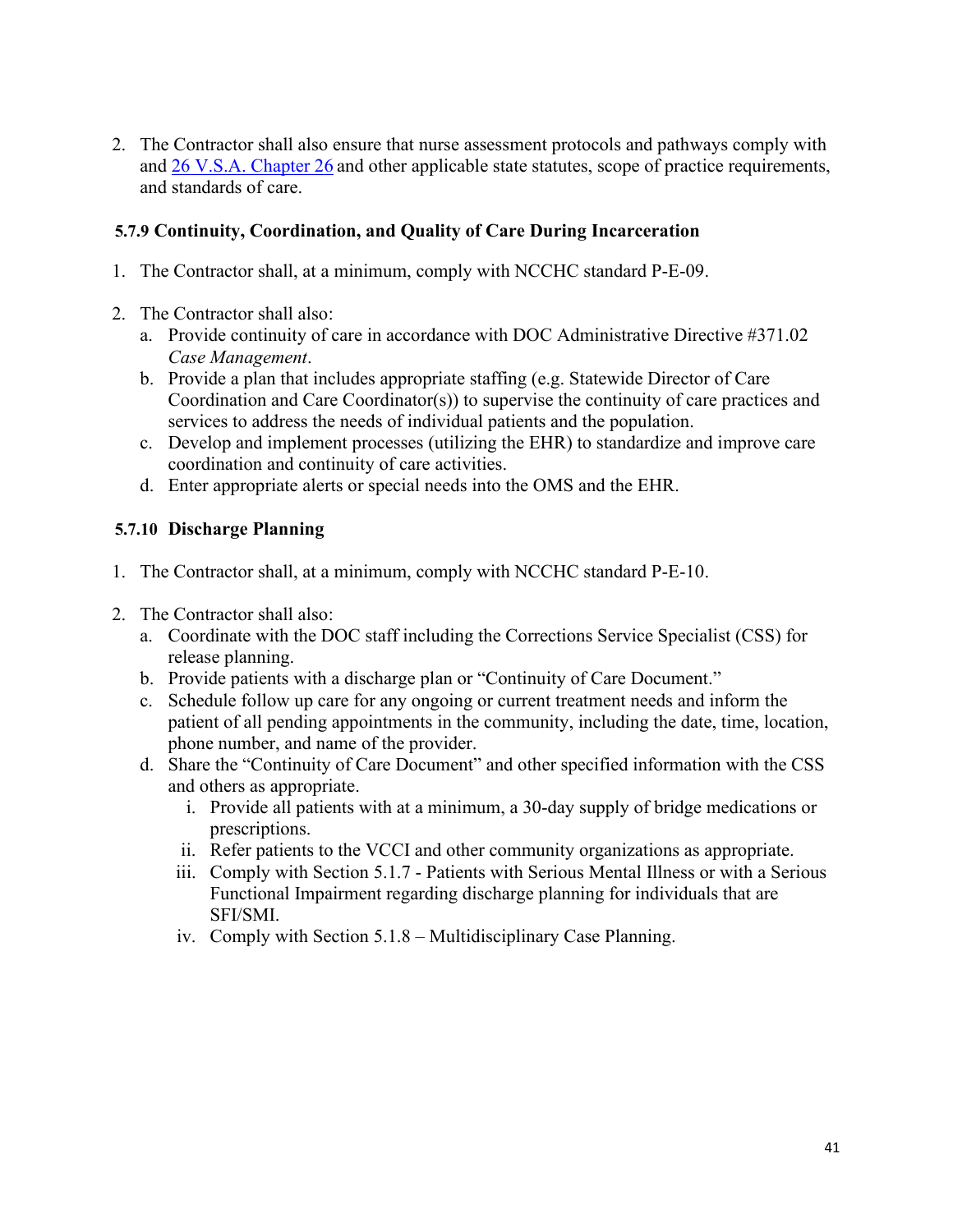2. The Contractor shall also ensure that nurse assessment protocols and pathways comply with and [26 V.S.A. Chapter 26](#) and other applicable state statutes, scope of practice requirements, and standards of care.

### 5.7.9 Continuity, Coordination, and Quality of Care During Incarceration

1. The Contractor shall, at a minimum, comply with NCCHC standard P-E-09.

2. The Contractor shall also:
   a. Provide continuity of care in accordance with DOC Administrative Directive #371.02 *Case Management*.
   b. Provide a plan that includes appropriate staffing (e.g. Statewide Director of Care Coordination and Care Coordinator(s)) to supervise the continuity of care practices and services to address the needs of individual patients and the population.
   c. Develop and implement processes (utilizing the EHR) to standardize and improve care coordination and continuity of care activities.
   d. Enter appropriate alerts or special needs into the OMS and the EHR.

### 5.7.10 Discharge Planning

1. The Contractor shall, at a minimum, comply with NCCHC standard P-E-10.

2. The Contractor shall also:
   a. Coordinate with the DOC staff including the Corrections Service Specialist (CSS) for release planning.
   b. Provide patients with a discharge plan or "Continuity of Care Document."
   c. Schedule follow up care for any ongoing or current treatment needs and inform the patient of all pending appointments in the community, including the date, time, location, phone number, and name of the provider.
   d. Share the "Continuity of Care Document" and other specified information with the CSS and others as appropriate.
      i. Provide all patients with at a minimum, a 30-day supply of bridge medications or prescriptions.
      ii. Refer patients to the VCCI and other community organizations as appropriate.
      iii. Comply with Section 5.1.7 - Patients with Serious Mental Illness or with a Serious Functional Impairment regarding discharge planning for individuals that are SFI/SMI.
      iv. Comply with Section 5.1.8 – Multidisciplinary Case Planning.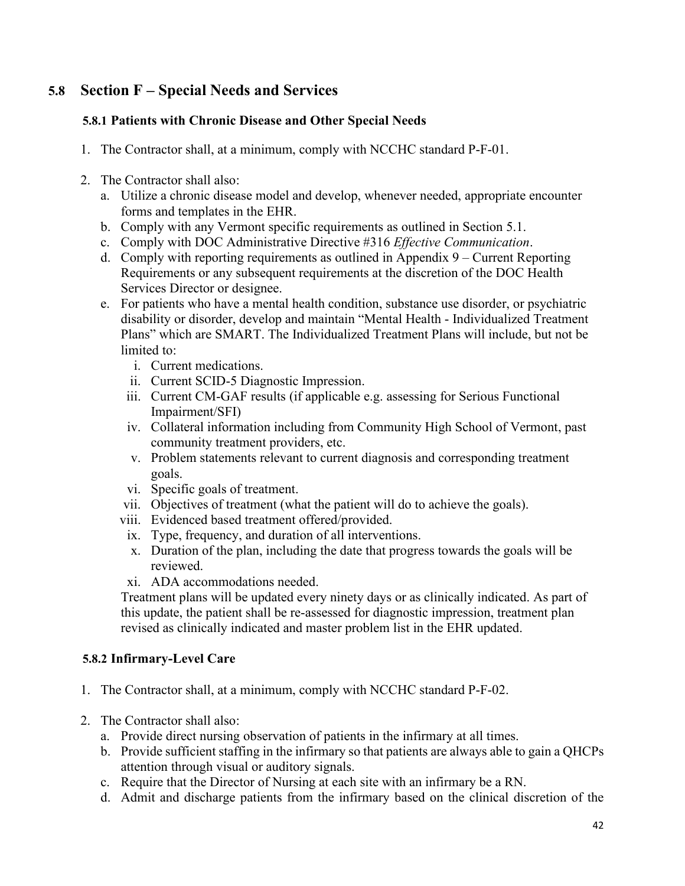## 5.8 Section F – Special Needs and Services

### 5.8.1 Patients with Chronic Disease and Other Special Needs

1. The Contractor shall, at a minimum, comply with NCCHC standard P-F-01.

2. The Contractor shall also:
   a. Utilize a chronic disease model and develop, whenever needed, appropriate encounter forms and templates in the EHR.
   b. Comply with any Vermont specific requirements as outlined in Section 5.1.
   c. Comply with DOC Administrative Directive #316 *Effective Communication*.
   d. Comply with reporting requirements as outlined in Appendix 9 – Current Reporting Requirements or any subsequent requirements at the discretion of the DOC Health Services Director or designee.
   e. For patients who have a mental health condition, substance use disorder, or psychiatric disability or disorder, develop and maintain "Mental Health - Individualized Treatment Plans" which are SMART. The Individualized Treatment Plans will include, but not be limited to:
      i. Current medications.
      ii. Current SCID-5 Diagnostic Impression.
      iii. Current CM-GAF results (if applicable e.g. assessing for Serious Functional Impairment/SFI)
      iv. Collateral information including from Community High School of Vermont, past community treatment providers, etc.
      v. Problem statements relevant to current diagnosis and corresponding treatment goals.
      vi. Specific goals of treatment.
      vii. Objectives of treatment (what the patient will do to achieve the goals).
      viii. Evidenced based treatment offered/provided.
      ix. Type, frequency, and duration of all interventions.
      x. Duration of the plan, including the date that progress towards the goals will be reviewed.
      xi. ADA accommodations needed.

      Treatment plans will be updated every ninety days or as clinically indicated. As part of this update, the patient shall be re-assessed for diagnostic impression, treatment plan revised as clinically indicated and master problem list in the EHR updated.

### 5.8.2 Infirmary-Level Care

1. The Contractor shall, at a minimum, comply with NCCHC standard P-F-02.

2. The Contractor shall also:
   a. Provide direct nursing observation of patients in the infirmary at all times.
   b. Provide sufficient staffing in the infirmary so that patients are always able to gain a QHCPs attention through visual or auditory signals.
   c. Require that the Director of Nursing at each site with an infirmary be a RN.
   d. Admit and discharge patients from the infirmary based on the clinical discretion of the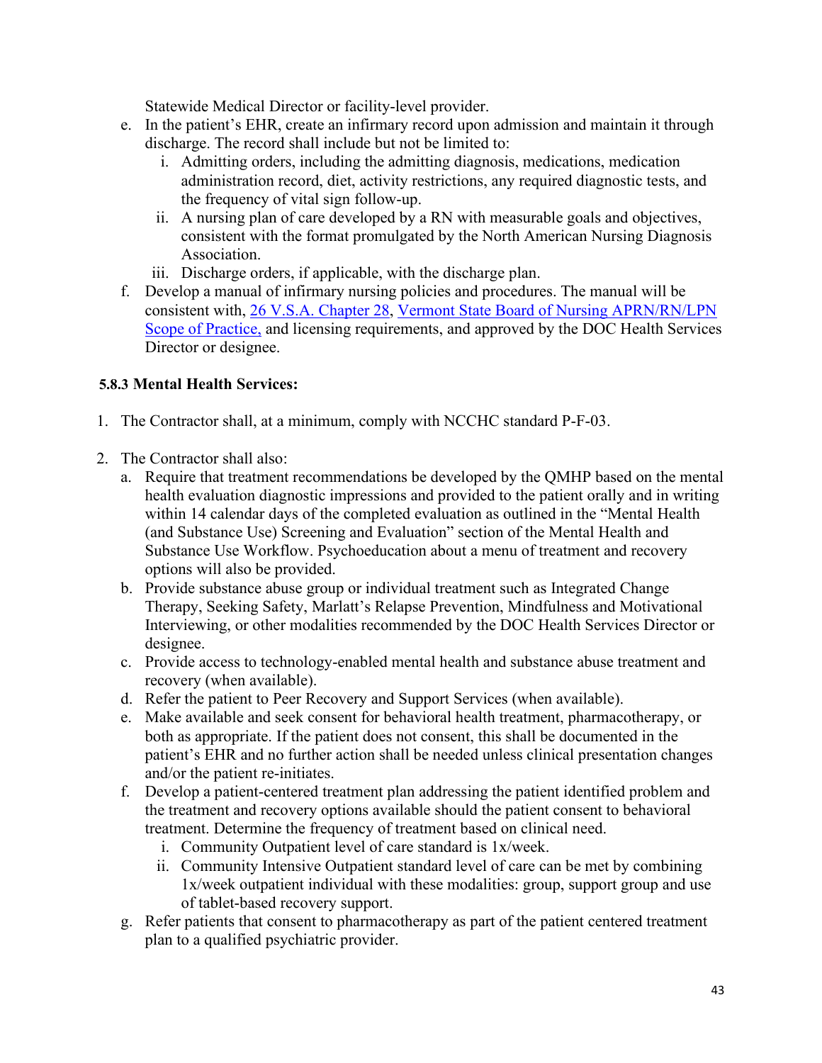Statewide Medical Director or facility-level provider.

e. In the patient's EHR, create an infirmary record upon admission and maintain it through discharge. The record shall include but not be limited to:
    i. Admitting orders, including the admitting diagnosis, medications, medication administration record, diet, activity restrictions, any required diagnostic tests, and the frequency of vital sign follow-up.
    ii. A nursing plan of care developed by a RN with measurable goals and objectives, consistent with the format promulgated by the North American Nursing Diagnosis Association.
    iii. Discharge orders, if applicable, with the discharge plan.
f. Develop a manual of infirmary nursing policies and procedures. The manual will be consistent with, 26 V.S.A. Chapter 28, Vermont State Board of Nursing APRN/RN/LPN Scope of Practice, and licensing requirements, and approved by the DOC Health Services Director or designee.

### 5.8.3 Mental Health Services:

1. The Contractor shall, at a minimum, comply with NCCHC standard P-F-03.

2. The Contractor shall also:
    a. Require that treatment recommendations be developed by the QMHP based on the mental health evaluation diagnostic impressions and provided to the patient orally and in writing within 14 calendar days of the completed evaluation as outlined in the "Mental Health (and Substance Use) Screening and Evaluation" section of the Mental Health and Substance Use Workflow. Psychoeducation about a menu of treatment and recovery options will also be provided.
    b. Provide substance abuse group or individual treatment such as Integrated Change Therapy, Seeking Safety, Marlatt's Relapse Prevention, Mindfulness and Motivational Interviewing, or other modalities recommended by the DOC Health Services Director or designee.
    c. Provide access to technology-enabled mental health and substance abuse treatment and recovery (when available).
    d. Refer the patient to Peer Recovery and Support Services (when available).
    e. Make available and seek consent for behavioral health treatment, pharmacotherapy, or both as appropriate. If the patient does not consent, this shall be documented in the patient's EHR and no further action shall be needed unless clinical presentation changes and/or the patient re-initiates.
    f. Develop a patient-centered treatment plan addressing the patient identified problem and the treatment and recovery options available should the patient consent to behavioral treatment. Determine the frequency of treatment based on clinical need.
        i. Community Outpatient level of care standard is 1x/week.
        ii. Community Intensive Outpatient standard level of care can be met by combining 1x/week outpatient individual with these modalities: group, support group and use of tablet-based recovery support.
    g. Refer patients that consent to pharmacotherapy as part of the patient centered treatment plan to a qualified psychiatric provider.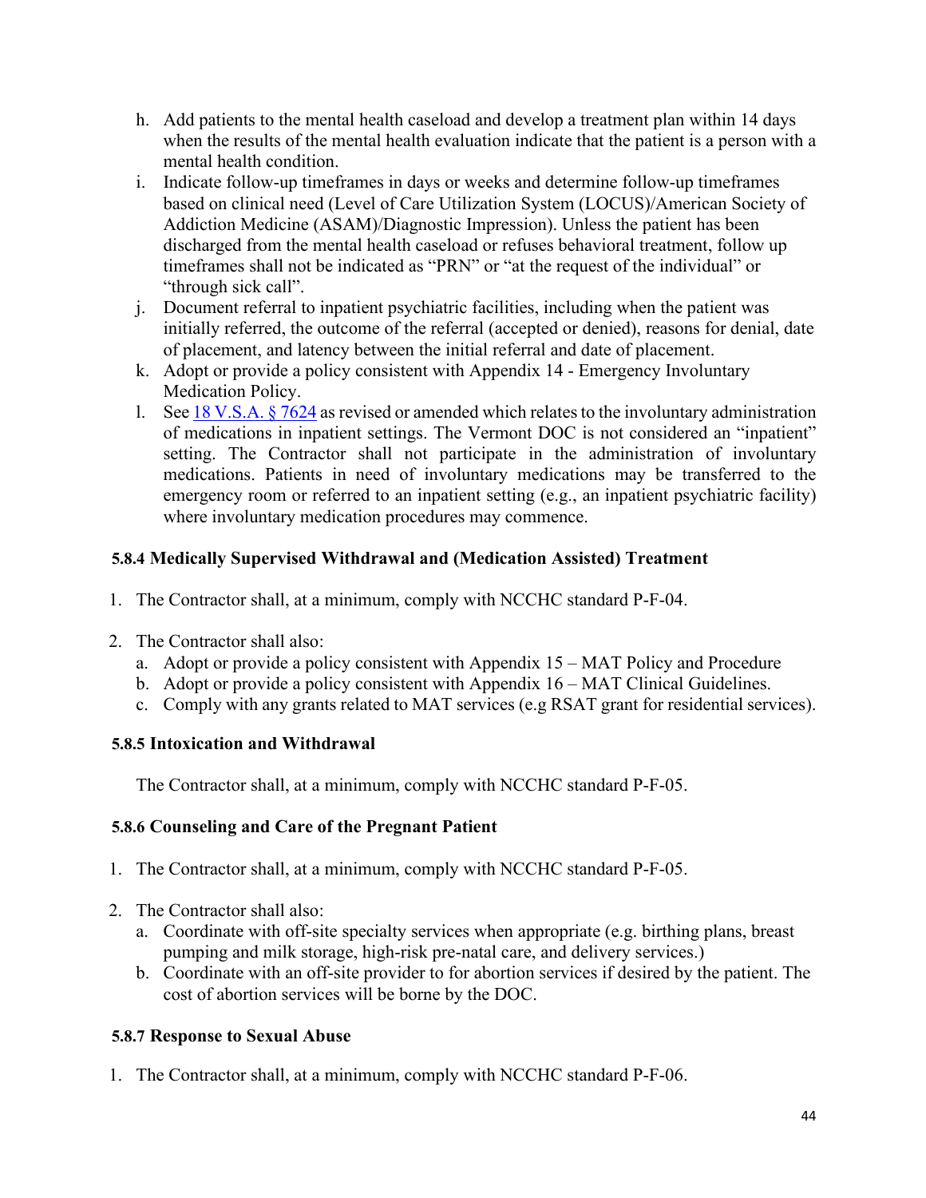h. Add patients to the mental health caseload and develop a treatment plan within 14 days when the results of the mental health evaluation indicate that the patient is a person with a mental health condition.
i. Indicate follow-up timeframes in days or weeks and determine follow-up timeframes based on clinical need (Level of Care Utilization System (LOCUS)/American Society of Addiction Medicine (ASAM)/Diagnostic Impression). Unless the patient has been discharged from the mental health caseload or refuses behavioral treatment, follow up timeframes shall not be indicated as "PRN" or "at the request of the individual" or "through sick call".
j. Document referral to inpatient psychiatric facilities, including when the patient was initially referred, the outcome of the referral (accepted or denied), reasons for denial, date of placement, and latency between the initial referral and date of placement.
k. Adopt or provide a policy consistent with Appendix 14 - Emergency Involuntary Medication Policy.
l. See [18 V.S.A. § 7624] as revised or amended which relates to the involuntary administration of medications in inpatient settings. The Vermont DOC is not considered an "inpatient" setting. The Contractor shall not participate in the administration of involuntary medications. Patients in need of involuntary medications may be transferred to the emergency room or referred to an inpatient setting (e.g., an inpatient psychiatric facility) where involuntary medication procedures may commence.

**5.8.4 Medically Supervised Withdrawal and (Medication Assisted) Treatment**

1. The Contractor shall, at a minimum, comply with NCCHC standard P-F-04.
2. The Contractor shall also:
   a. Adopt or provide a policy consistent with Appendix 15 – MAT Policy and Procedure
   b. Adopt or provide a policy consistent with Appendix 16 – MAT Clinical Guidelines.
   c. Comply with any grants related to MAT services (e.g RSAT grant for residential services).

**5.8.5 Intoxication and Withdrawal**

The Contractor shall, at a minimum, comply with NCCHC standard P-F-05.

**5.8.6 Counseling and Care of the Pregnant Patient**

1. The Contractor shall, at a minimum, comply with NCCHC standard P-F-05.
2. The Contractor shall also:
   a. Coordinate with off-site specialty services when appropriate (e.g. birthing plans, breast pumping and milk storage, high-risk pre-natal care, and delivery services.)
   b. Coordinate with an off-site provider to for abortion services if desired by the patient. The cost of abortion services will be borne by the DOC.

**5.8.7 Response to Sexual Abuse**

1. The Contractor shall, at a minimum, comply with NCCHC standard P-F-06.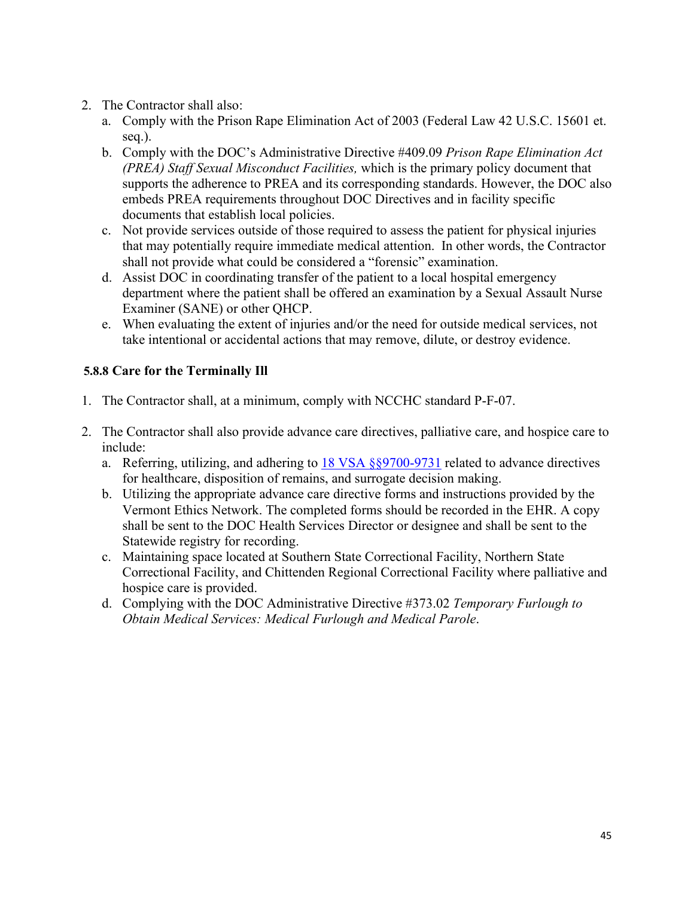2. The Contractor shall also:
   a. Comply with the Prison Rape Elimination Act of 2003 (Federal Law 42 U.S.C. 15601 et. seq.).
   b. Comply with the DOC's Administrative Directive #409.09 *Prison Rape Elimination Act (PREA) Staff Sexual Misconduct Facilities,* which is the primary policy document that supports the adherence to PREA and its corresponding standards. However, the DOC also embeds PREA requirements throughout DOC Directives and in facility specific documents that establish local policies.
   c. Not provide services outside of those required to assess the patient for physical injuries that may potentially require immediate medical attention. In other words, the Contractor shall not provide what could be considered a "forensic" examination.
   d. Assist DOC in coordinating transfer of the patient to a local hospital emergency department where the patient shall be offered an examination by a Sexual Assault Nurse Examiner (SANE) or other QHCP.
   e. When evaluating the extent of injuries and/or the need for outside medical services, not take intentional or accidental actions that may remove, dilute, or destroy evidence.

### 5.8.8 Care for the Terminally Ill

1. The Contractor shall, at a minimum, comply with NCCHC standard P-F-07.

2. The Contractor shall also provide advance care directives, palliative care, and hospice care to include:
   a. Referring, utilizing, and adhering to 18 VSA §§9700-9731 related to advance directives for healthcare, disposition of remains, and surrogate decision making.
   b. Utilizing the appropriate advance care directive forms and instructions provided by the Vermont Ethics Network. The completed forms should be recorded in the EHR. A copy shall be sent to the DOC Health Services Director or designee and shall be sent to the Statewide registry for recording.
   c. Maintaining space located at Southern State Correctional Facility, Northern State Correctional Facility, and Chittenden Regional Correctional Facility where palliative and hospice care is provided.
   d. Complying with the DOC Administrative Directive #373.02 *Temporary Furlough to Obtain Medical Services: Medical Furlough and Medical Parole*.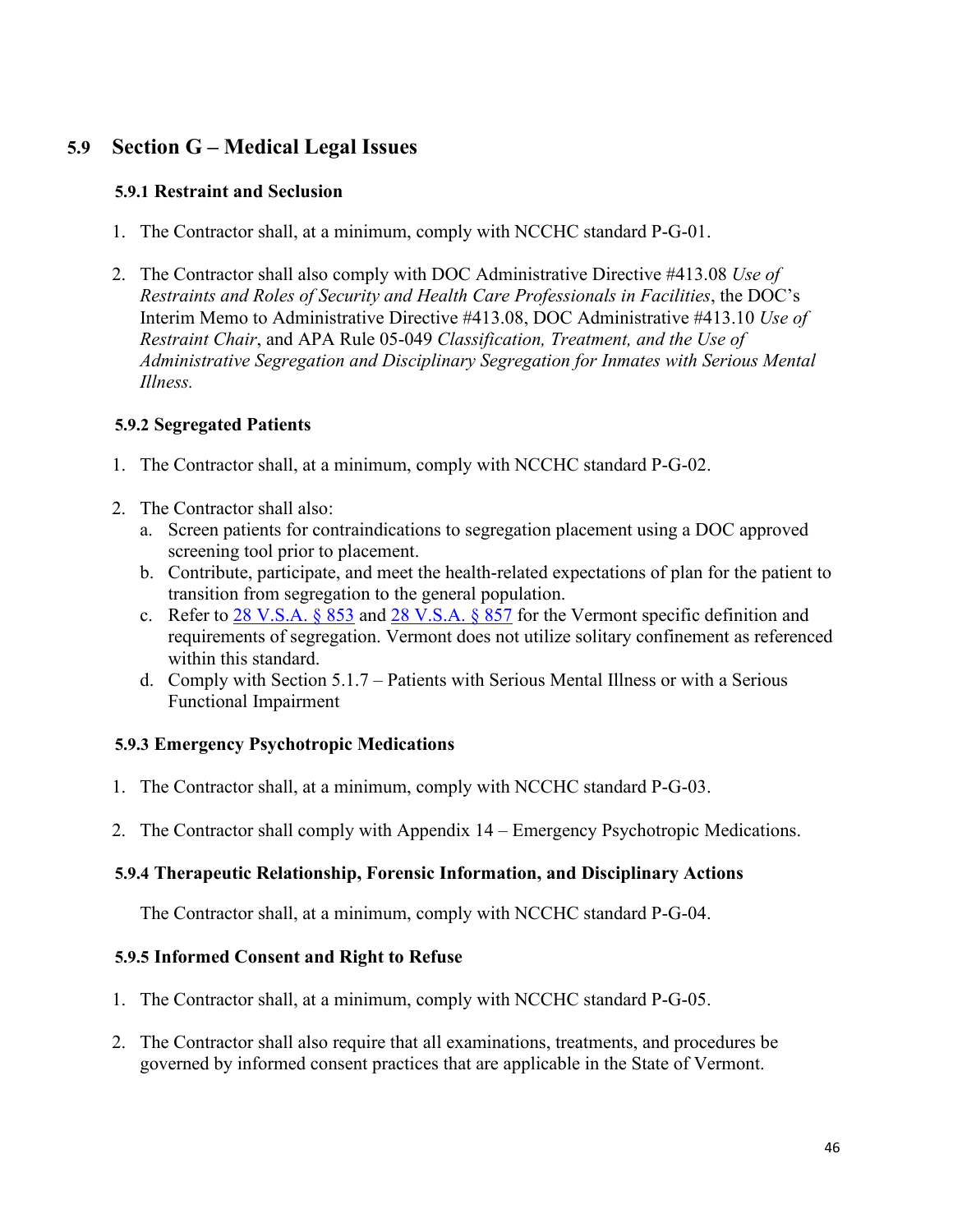## 5.9 Section G – Medical Legal Issues

### 5.9.1 Restraint and Seclusion

1. The Contractor shall, at a minimum, comply with NCCHC standard P-G-01.

2. The Contractor shall also comply with DOC Administrative Directive #413.08 *Use of Restraints and Roles of Security and Health Care Professionals in Facilities*, the DOC's Interim Memo to Administrative Directive #413.08, DOC Administrative #413.10 *Use of Restraint Chair*, and APA Rule 05-049 *Classification, Treatment, and the Use of Administrative Segregation and Disciplinary Segregation for Inmates with Serious Mental Illness.*

### 5.9.2 Segregated Patients

1. The Contractor shall, at a minimum, comply with NCCHC standard P-G-02.

2. The Contractor shall also:
   a. Screen patients for contraindications to segregation placement using a DOC approved screening tool prior to placement.
   b. Contribute, participate, and meet the health-related expectations of plan for the patient to transition from segregation to the general population.
   c. Refer to 28 V.S.A. § 853 and 28 V.S.A. § 857 for the Vermont specific definition and requirements of segregation. Vermont does not utilize solitary confinement as referenced within this standard.
   d. Comply with Section 5.1.7 – Patients with Serious Mental Illness or with a Serious Functional Impairment

### 5.9.3 Emergency Psychotropic Medications

1. The Contractor shall, at a minimum, comply with NCCHC standard P-G-03.

2. The Contractor shall comply with Appendix 14 – Emergency Psychotropic Medications.

### 5.9.4 Therapeutic Relationship, Forensic Information, and Disciplinary Actions

The Contractor shall, at a minimum, comply with NCCHC standard P-G-04.

### 5.9.5 Informed Consent and Right to Refuse

1. The Contractor shall, at a minimum, comply with NCCHC standard P-G-05.

2. The Contractor shall also require that all examinations, treatments, and procedures be governed by informed consent practices that are applicable in the State of Vermont.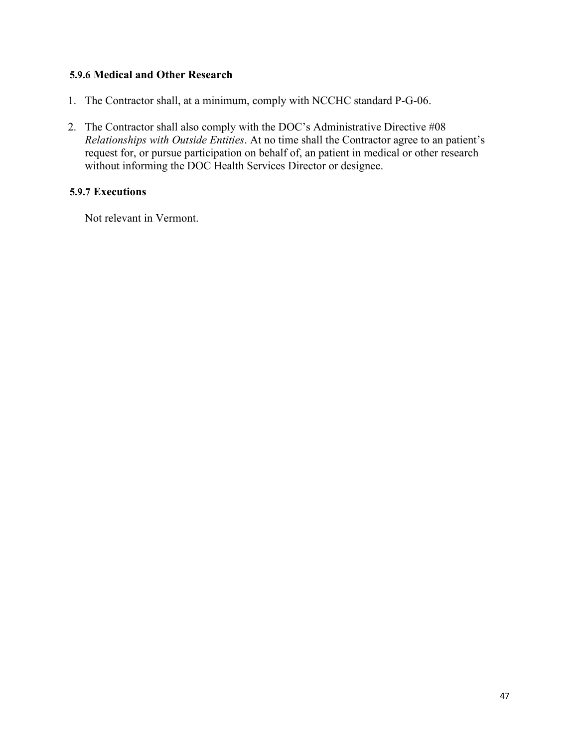### 5.9.6 Medical and Other Research

1. The Contractor shall, at a minimum, comply with NCCHC standard P-G-06.

2. The Contractor shall also comply with the DOC's Administrative Directive #08 *Relationships with Outside Entities*. At no time shall the Contractor agree to an patient's request for, or pursue participation on behalf of, an patient in medical or other research without informing the DOC Health Services Director or designee.

### 5.9.7 Executions

Not relevant in Vermont.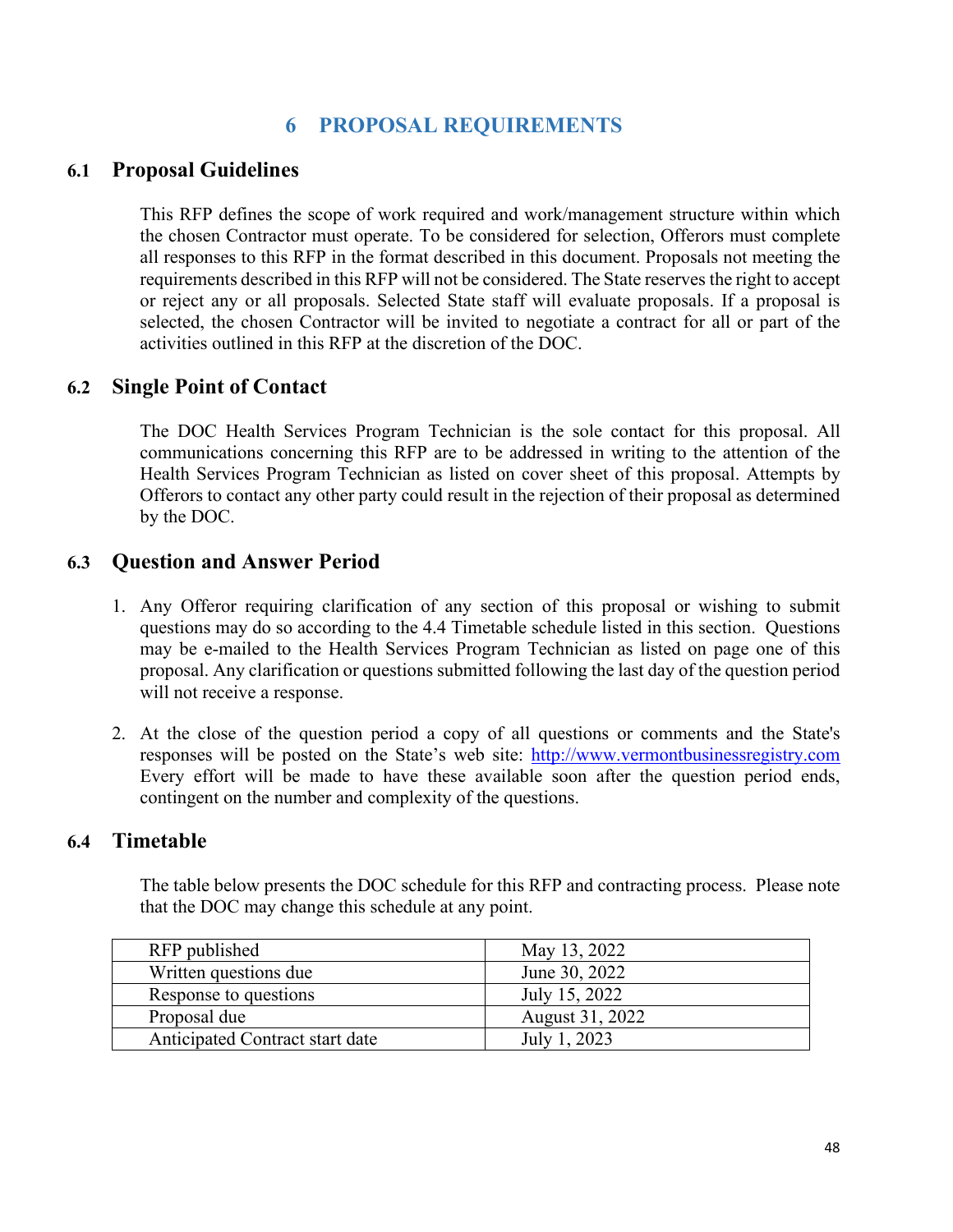# 6 PROPOSAL REQUIREMENTS

## 6.1 Proposal Guidelines

This RFP defines the scope of work required and work/management structure within which the chosen Contractor must operate. To be considered for selection, Offerors must complete all responses to this RFP in the format described in this document. Proposals not meeting the requirements described in this RFP will not be considered. The State reserves the right to accept or reject any or all proposals. Selected State staff will evaluate proposals. If a proposal is selected, the chosen Contractor will be invited to negotiate a contract for all or part of the activities outlined in this RFP at the discretion of the DOC.

## 6.2 Single Point of Contact

The DOC Health Services Program Technician is the sole contact for this proposal. All communications concerning this RFP are to be addressed in writing to the attention of the Health Services Program Technician as listed on cover sheet of this proposal. Attempts by Offerors to contact any other party could result in the rejection of their proposal as determined by the DOC.

## 6.3 Question and Answer Period

1. Any Offeror requiring clarification of any section of this proposal or wishing to submit questions may do so according to the 4.4 Timetable schedule listed in this section. Questions may be e-mailed to the Health Services Program Technician as listed on page one of this proposal. Any clarification or questions submitted following the last day of the question period will not receive a response.

2. At the close of the question period a copy of all questions or comments and the State's responses will be posted on the State's web site: http://www.vermontbusinessregistry.com Every effort will be made to have these available soon after the question period ends, contingent on the number and complexity of the questions.

## 6.4 Timetable

The table below presents the DOC schedule for this RFP and contracting process. Please note that the DOC may change this schedule at any point.

| | |
|---|---|
| RFP published | May 13, 2022 |
| Written questions due | June 30, 2022 |
| Response to questions | July 15, 2022 |
| Proposal due | August 31, 2022 |
| Anticipated Contract start date | July 1, 2023 |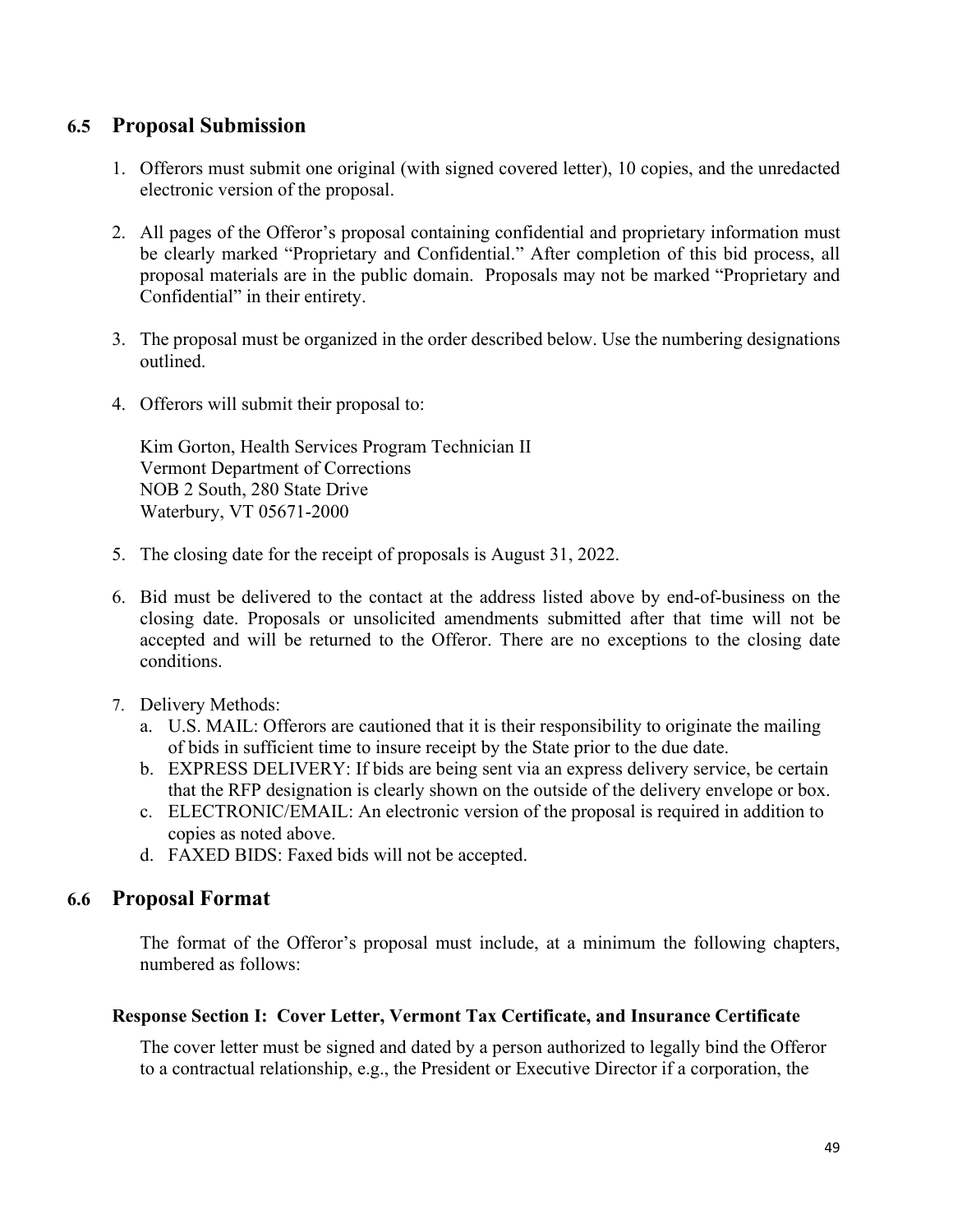## 6.5 Proposal Submission

1. Offerors must submit one original (with signed covered letter), 10 copies, and the unredacted electronic version of the proposal.

2. All pages of the Offeror's proposal containing confidential and proprietary information must be clearly marked "Proprietary and Confidential." After completion of this bid process, all proposal materials are in the public domain. Proposals may not be marked "Proprietary and Confidential" in their entirety.

3. The proposal must be organized in the order described below. Use the numbering designations outlined.

4. Offerors will submit their proposal to:

   Kim Gorton, Health Services Program Technician II
   Vermont Department of Corrections
   NOB 2 South, 280 State Drive
   Waterbury, VT 05671-2000

5. The closing date for the receipt of proposals is August 31, 2022.

6. Bid must be delivered to the contact at the address listed above by end-of-business on the closing date. Proposals or unsolicited amendments submitted after that time will not be accepted and will be returned to the Offeror. There are no exceptions to the closing date conditions.

7. Delivery Methods:
   a. U.S. MAIL: Offerors are cautioned that it is their responsibility to originate the mailing of bids in sufficient time to insure receipt by the State prior to the due date.
   b. EXPRESS DELIVERY: If bids are being sent via an express delivery service, be certain that the RFP designation is clearly shown on the outside of the delivery envelope or box.
   c. ELECTRONIC/EMAIL: An electronic version of the proposal is required in addition to copies as noted above.
   d. FAXED BIDS: Faxed bids will not be accepted.

## 6.6 Proposal Format

The format of the Offeror's proposal must include, at a minimum the following chapters, numbered as follows:

**Response Section I: Cover Letter, Vermont Tax Certificate, and Insurance Certificate**

The cover letter must be signed and dated by a person authorized to legally bind the Offeror to a contractual relationship, e.g., the President or Executive Director if a corporation, the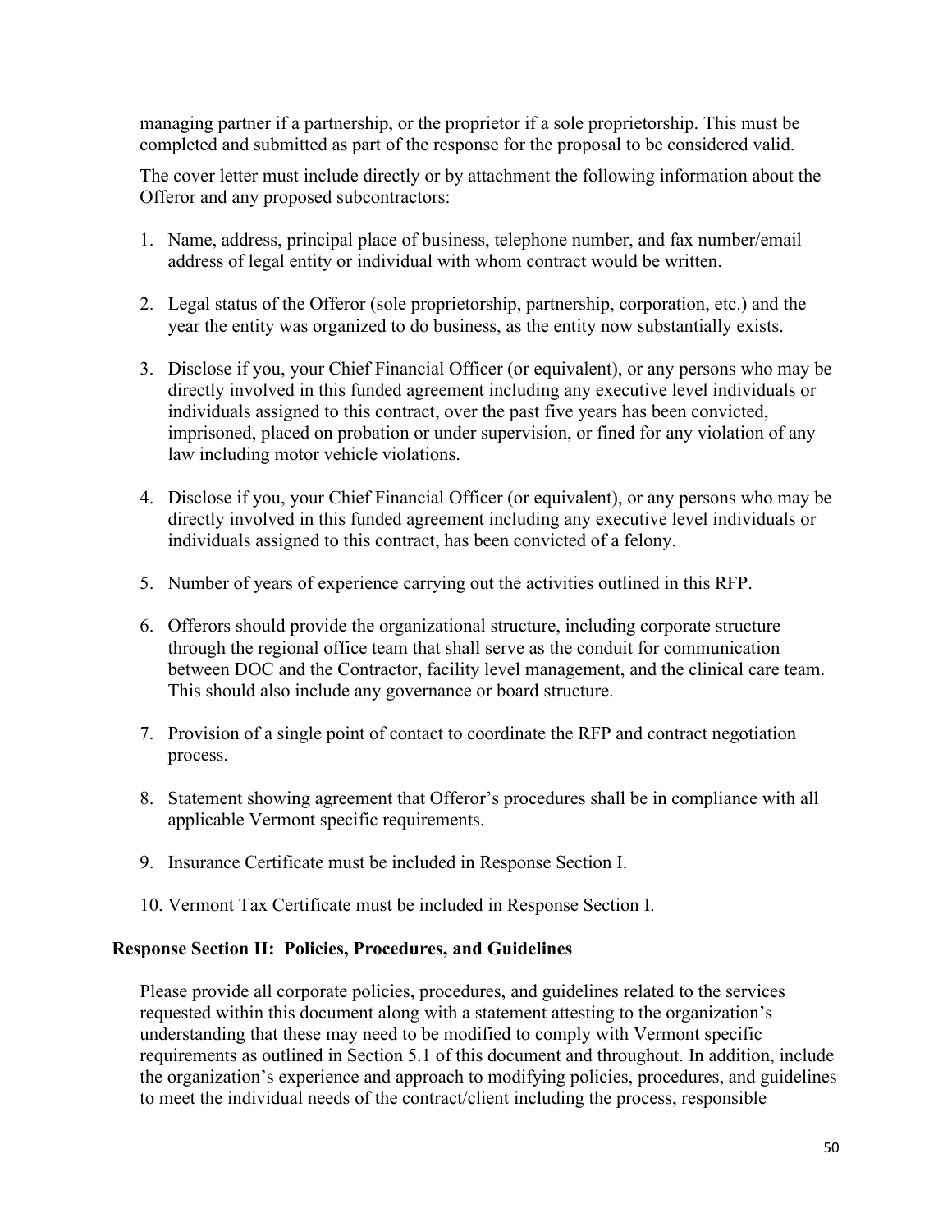managing partner if a partnership, or the proprietor if a sole proprietorship. This must be completed and submitted as part of the response for the proposal to be considered valid.

The cover letter must include directly or by attachment the following information about the Offeror and any proposed subcontractors:

1. Name, address, principal place of business, telephone number, and fax number/email address of legal entity or individual with whom contract would be written.

2. Legal status of the Offeror (sole proprietorship, partnership, corporation, etc.) and the year the entity was organized to do business, as the entity now substantially exists.

3. Disclose if you, your Chief Financial Officer (or equivalent), or any persons who may be directly involved in this funded agreement including any executive level individuals or individuals assigned to this contract, over the past five years has been convicted, imprisoned, placed on probation or under supervision, or fined for any violation of any law including motor vehicle violations.

4. Disclose if you, your Chief Financial Officer (or equivalent), or any persons who may be directly involved in this funded agreement including any executive level individuals or individuals assigned to this contract, has been convicted of a felony.

5. Number of years of experience carrying out the activities outlined in this RFP.

6. Offerors should provide the organizational structure, including corporate structure through the regional office team that shall serve as the conduit for communication between DOC and the Contractor, facility level management, and the clinical care team. This should also include any governance or board structure.

7. Provision of a single point of contact to coordinate the RFP and contract negotiation process.

8. Statement showing agreement that Offeror's procedures shall be in compliance with all applicable Vermont specific requirements.

9. Insurance Certificate must be included in Response Section I.

10. Vermont Tax Certificate must be included in Response Section I.

**Response Section II: Policies, Procedures, and Guidelines**

Please provide all corporate policies, procedures, and guidelines related to the services requested within this document along with a statement attesting to the organization's understanding that these may need to be modified to comply with Vermont specific requirements as outlined in Section 5.1 of this document and throughout. In addition, include the organization's experience and approach to modifying policies, procedures, and guidelines to meet the individual needs of the contract/client including the process, responsible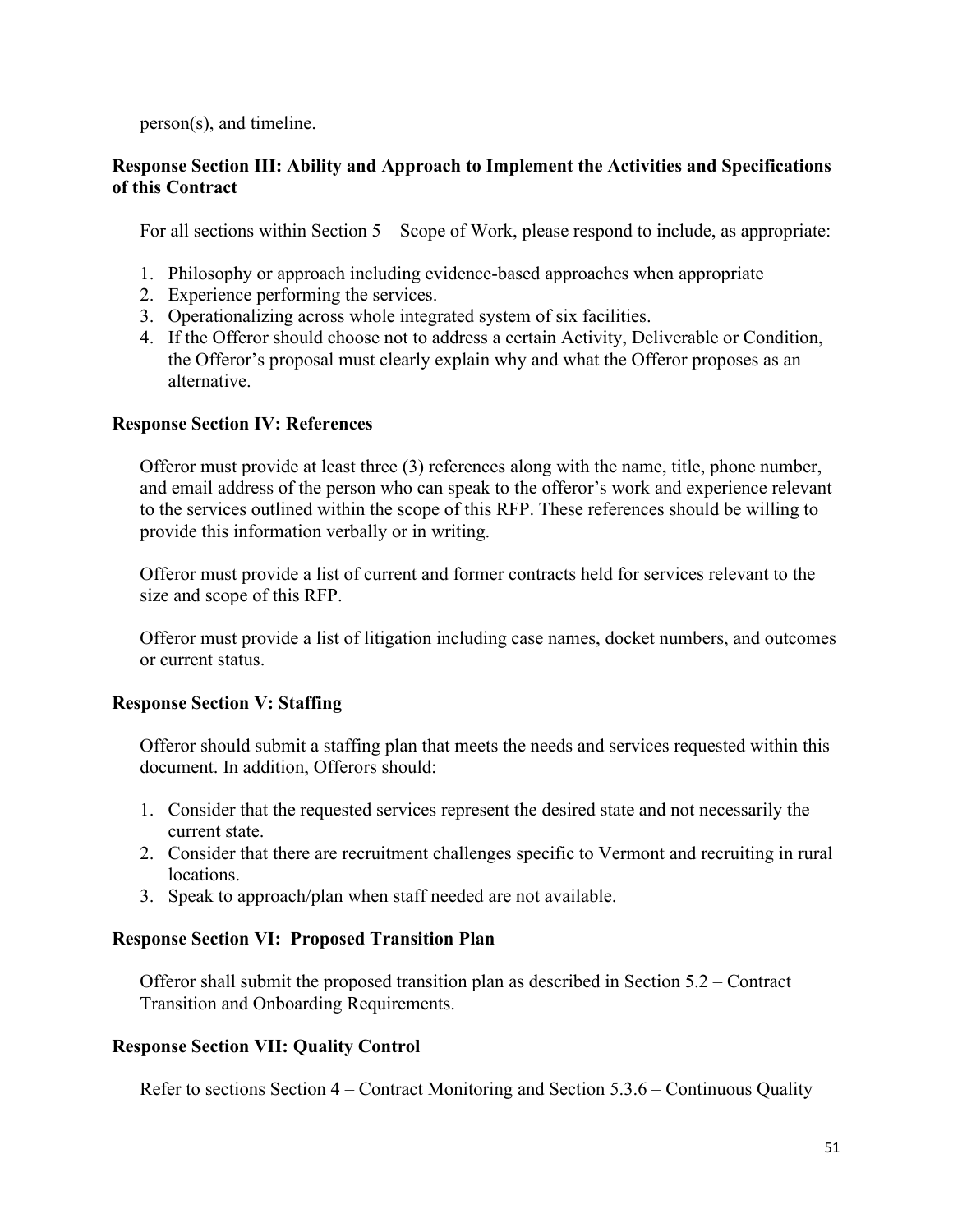person(s), and timeline.

**Response Section III: Ability and Approach to Implement the Activities and Specifications of this Contract**

For all sections within Section 5 – Scope of Work, please respond to include, as appropriate:

1. Philosophy or approach including evidence-based approaches when appropriate
2. Experience performing the services.
3. Operationalizing across whole integrated system of six facilities.
4. If the Offeror should choose not to address a certain Activity, Deliverable or Condition, the Offeror's proposal must clearly explain why and what the Offeror proposes as an alternative.

**Response Section IV: References**

Offeror must provide at least three (3) references along with the name, title, phone number, and email address of the person who can speak to the offeror's work and experience relevant to the services outlined within the scope of this RFP. These references should be willing to provide this information verbally or in writing.

Offeror must provide a list of current and former contracts held for services relevant to the size and scope of this RFP.

Offeror must provide a list of litigation including case names, docket numbers, and outcomes or current status.

**Response Section V: Staffing**

Offeror should submit a staffing plan that meets the needs and services requested within this document. In addition, Offerors should:

1. Consider that the requested services represent the desired state and not necessarily the current state.
2. Consider that there are recruitment challenges specific to Vermont and recruiting in rural locations.
3. Speak to approach/plan when staff needed are not available.

**Response Section VI: Proposed Transition Plan**

Offeror shall submit the proposed transition plan as described in Section 5.2 – Contract Transition and Onboarding Requirements.

**Response Section VII: Quality Control**

Refer to sections Section 4 – Contract Monitoring and Section 5.3.6 – Continuous Quality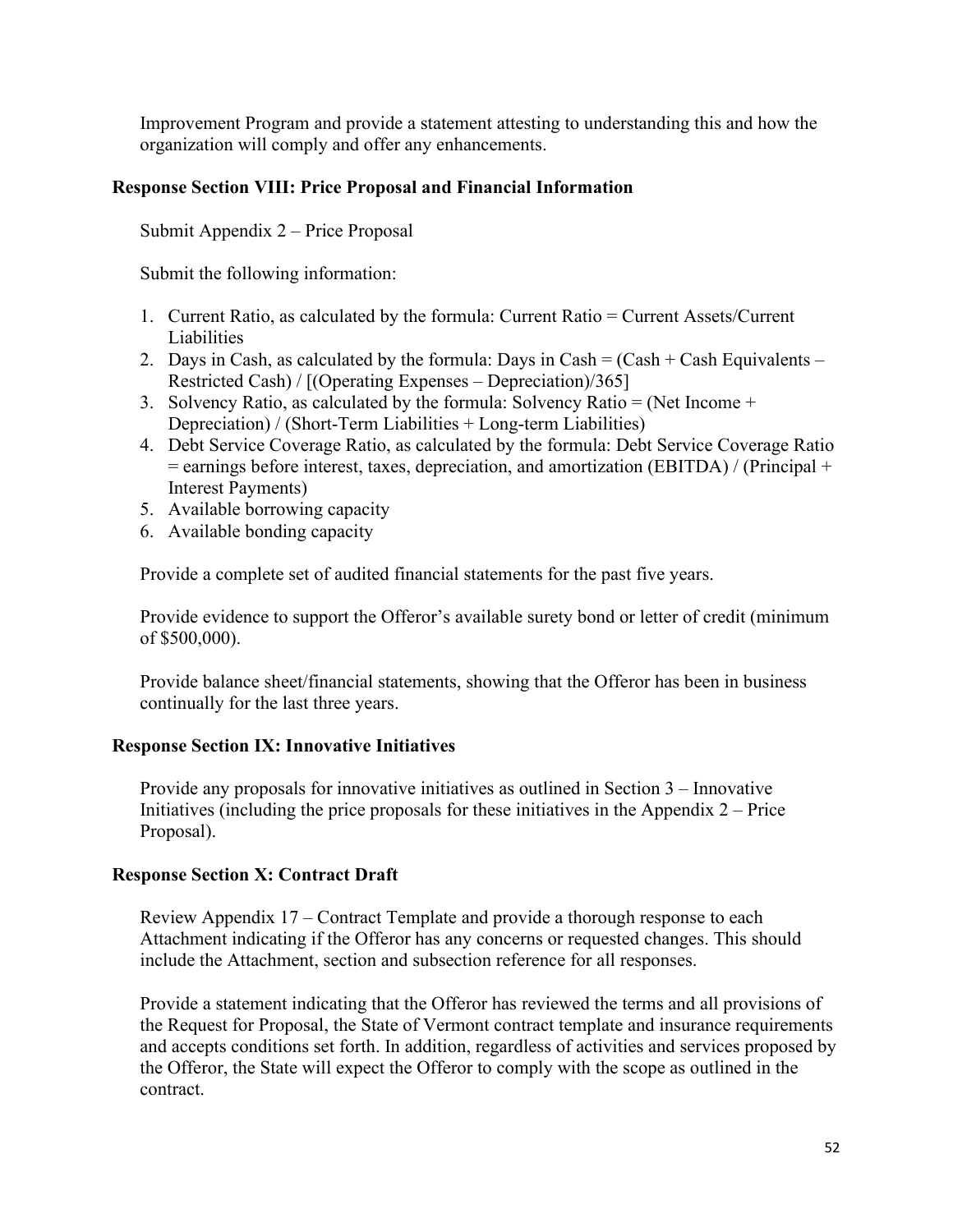Improvement Program and provide a statement attesting to understanding this and how the organization will comply and offer any enhancements.

### Response Section VIII: Price Proposal and Financial Information

Submit Appendix 2 – Price Proposal

Submit the following information:

1. Current Ratio, as calculated by the formula: Current Ratio = Current Assets/Current Liabilities
2. Days in Cash, as calculated by the formula: Days in Cash = (Cash + Cash Equivalents – Restricted Cash) / [(Operating Expenses – Depreciation)/365]
3. Solvency Ratio, as calculated by the formula: Solvency Ratio = (Net Income + Depreciation) / (Short-Term Liabilities + Long-term Liabilities)
4. Debt Service Coverage Ratio, as calculated by the formula: Debt Service Coverage Ratio = earnings before interest, taxes, depreciation, and amortization (EBITDA) / (Principal + Interest Payments)
5. Available borrowing capacity
6. Available bonding capacity

Provide a complete set of audited financial statements for the past five years.

Provide evidence to support the Offeror's available surety bond or letter of credit (minimum of $500,000).

Provide balance sheet/financial statements, showing that the Offeror has been in business continually for the last three years.

### Response Section IX: Innovative Initiatives

Provide any proposals for innovative initiatives as outlined in Section 3 – Innovative Initiatives (including the price proposals for these initiatives in the Appendix 2 – Price Proposal).

### Response Section X: Contract Draft

Review Appendix 17 – Contract Template and provide a thorough response to each Attachment indicating if the Offeror has any concerns or requested changes. This should include the Attachment, section and subsection reference for all responses.

Provide a statement indicating that the Offeror has reviewed the terms and all provisions of the Request for Proposal, the State of Vermont contract template and insurance requirements and accepts conditions set forth. In addition, regardless of activities and services proposed by the Offeror, the State will expect the Offeror to comply with the scope as outlined in the contract.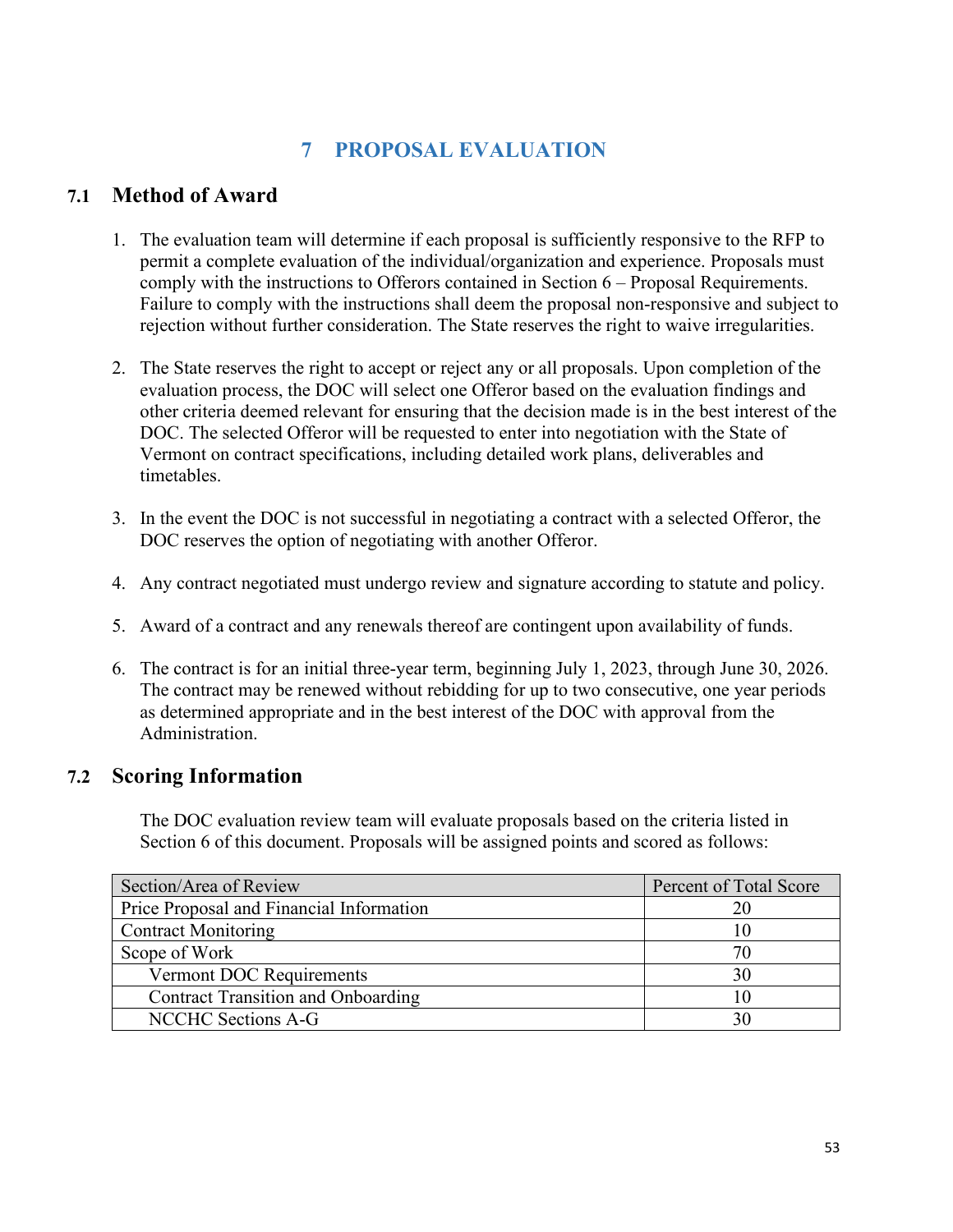# 7 PROPOSAL EVALUATION

## 7.1 Method of Award

1. The evaluation team will determine if each proposal is sufficiently responsive to the RFP to permit a complete evaluation of the individual/organization and experience. Proposals must comply with the instructions to Offerors contained in Section 6 – Proposal Requirements. Failure to comply with the instructions shall deem the proposal non-responsive and subject to rejection without further consideration. The State reserves the right to waive irregularities.

2. The State reserves the right to accept or reject any or all proposals. Upon completion of the evaluation process, the DOC will select one Offeror based on the evaluation findings and other criteria deemed relevant for ensuring that the decision made is in the best interest of the DOC. The selected Offeror will be requested to enter into negotiation with the State of Vermont on contract specifications, including detailed work plans, deliverables and timetables.

3. In the event the DOC is not successful in negotiating a contract with a selected Offeror, the DOC reserves the option of negotiating with another Offeror.

4. Any contract negotiated must undergo review and signature according to statute and policy.

5. Award of a contract and any renewals thereof are contingent upon availability of funds.

6. The contract is for an initial three-year term, beginning July 1, 2023, through June 30, 2026. The contract may be renewed without rebidding for up to two consecutive, one year periods as determined appropriate and in the best interest of the DOC with approval from the Administration.

## 7.2 Scoring Information

The DOC evaluation review team will evaluate proposals based on the criteria listed in Section 6 of this document. Proposals will be assigned points and scored as follows:

| Section/Area of Review | Percent of Total Score |
|---|---|
| Price Proposal and Financial Information | 20 |
| Contract Monitoring | 10 |
| Scope of Work | 70 |
| Vermont DOC Requirements | 30 |
| Contract Transition and Onboarding | 10 |
| NCCHC Sections A-G | 30 |